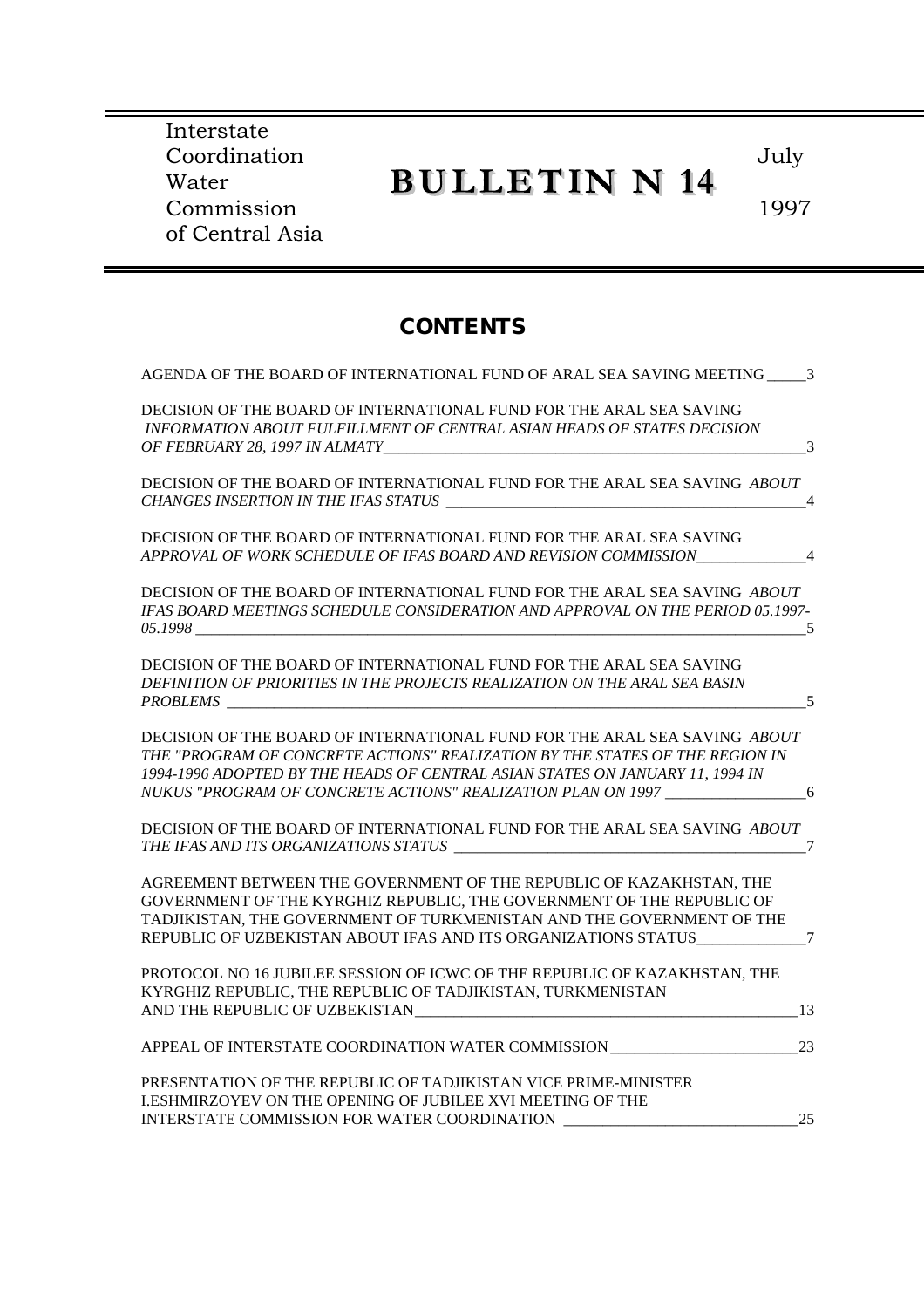Interstate Coordination Water Commission of Central Asia

# BULLETIN N 14

July 1997

## CONTENTS

AGENDA OF THE BOARD OF INTERNATIONAL FUND OF ARAL SEA SAVING MEETING _____3

DECISION OF THE BOARD OF INTERNATIONAL FUND FOR THE ARAL SEA SAVING *INFORMATION ABOUT FULFILLMENT OF CENTRAL ASIAN HEADS OF STATES DECISION OF FEBRUARY 28, 1997 IN ALMATY*_____3

DECISION OF THE BOARD OF INTERNATIONAL FUND FOR THE ARAL SEA SAVING *ABOUT CHANGES INSERTION IN THE IFAS STATUS* _____4

DECISION OF THE BOARD OF INTERNATIONAL FUND FOR THE ARAL SEA SAVING *APPROVAL OF WORK SCHEDULE OF IFAS BOARD AND REVISION COMMISSION*_____4

DECISION OF THE BOARD OF INTERNATIONAL FUND FOR THE ARAL SEA SAVING *ABOUT IFAS BOARD MEETINGS SCHEDULE CONSIDERATION AND APPROVAL ON THE PERIOD 05.1997-05.1998* _____5

DECISION OF THE BOARD OF INTERNATIONAL FUND FOR THE ARAL SEA SAVING *DEFINITION OF PRIORITIES IN THE PROJECTS REALIZATION ON THE ARAL SEA BASIN PROBLEMS* _____5

DECISION OF THE BOARD OF INTERNATIONAL FUND FOR THE ARAL SEA SAVING *ABOUT THE "PROGRAM OF CONCRETE ACTIONS" REALIZATION BY THE STATES OF THE REGION IN 1994-1996 ADOPTED BY THE HEADS OF CENTRAL ASIAN STATES ON JANUARY 11, 1994 IN NUKUS "PROGRAM OF CONCRETE ACTIONS" REALIZATION PLAN ON 1997* _____6

DECISION OF THE BOARD OF INTERNATIONAL FUND FOR THE ARAL SEA SAVING *ABOUT THE IFAS AND ITS ORGANIZATIONS STATUS* _____7

AGREEMENT BETWEEN THE GOVERNMENT OF THE REPUBLIC OF KAZAKHSTAN, THE GOVERNMENT OF THE KYRGHIZ REPUBLIC, THE GOVERNMENT OF THE REPUBLIC OF TADJIKISTAN, THE GOVERNMENT OF TURKMENISTAN AND THE GOVERNMENT OF THE REPUBLIC OF UZBEKISTAN ABOUT IFAS AND ITS ORGANIZATIONS STATUS_____7

PROTOCOL NO 16 JUBILEE SESSION OF ICWC OF THE REPUBLIC OF KAZAKHSTAN, THE KYRGHIZ REPUBLIC, THE REPUBLIC OF TADJIKISTAN, TURKMENISTAN AND THE REPUBLIC OF UZBEKISTAN_____13

APPEAL OF INTERSTATE COORDINATION WATER COMMISSION_____23

PRESENTATION OF THE REPUBLIC OF TADJIKISTAN VICE PRIME-MINISTER I.ESHMIRZOYEV ON THE OPENING OF JUBILEE XVI MEETING OF THE INTERSTATE COMMISSION FOR WATER COORDINATION _____25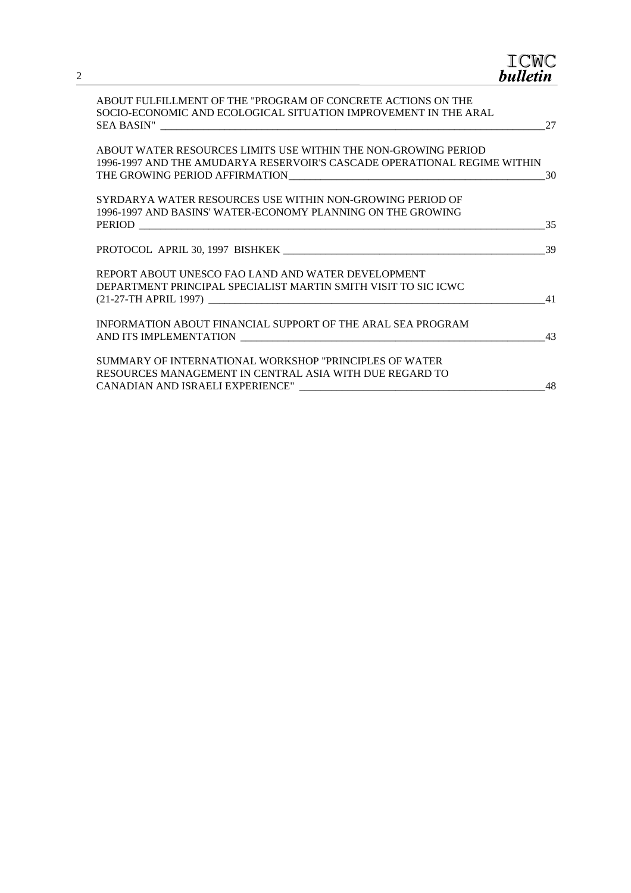ABOUT FULFILLMENT OF THE "PROGRAM OF CONCRETE ACTIONS ON THE SOCIO-ECONOMIC AND ECOLOGICAL SITUATION IMPROVEMENT IN THE ARAL SEA BASIN" ____ 27

ABOUT WATER RESOURCES LIMITS USE WITHIN THE NON-GROWING PERIOD 1996-1997 AND THE AMUDARYA RESERVOIR'S CASCADE OPERATIONAL REGIME WITHIN THE GROWING PERIOD AFFIRMATION ____ 30

SYRDARYA WATER RESOURCES USE WITHIN NON-GROWING PERIOD OF 1996-1997 AND BASINS' WATER-ECONOMY PLANNING ON THE GROWING PERIOD ____ 35

PROTOCOL APRIL 30, 1997 BISHKEK ____ 39

REPORT ABOUT UNESCO FAO LAND AND WATER DEVELOPMENT DEPARTMENT PRINCIPAL SPECIALIST MARTIN SMITH VISIT TO SIC ICWC (21-27-TH APRIL 1997) ____ 41

INFORMATION ABOUT FINANCIAL SUPPORT OF THE ARAL SEA PROGRAM AND ITS IMPLEMENTATION ____ 43

SUMMARY OF INTERNATIONAL WORKSHOP "PRINCIPLES OF WATER RESOURCES MANAGEMENT IN CENTRAL ASIA WITH DUE REGARD TO CANADIAN AND ISRAELI EXPERIENCE" ____ 48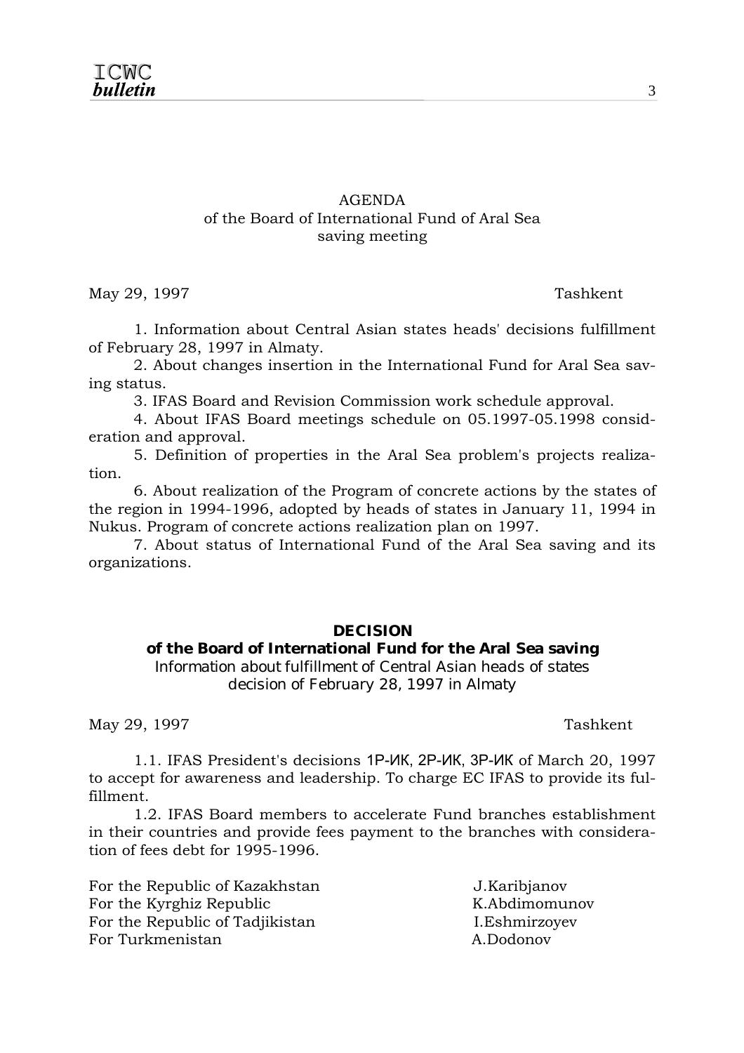AGENDA
of the Board of International Fund of Aral Sea saving meeting

May 29, 1997 Tashkent

1. Information about Central Asian states heads' decisions fulfillment of February 28, 1997 in Almaty.

2. About changes insertion in the International Fund for Aral Sea saving status.

3. IFAS Board and Revision Commission work schedule approval.

4. About IFAS Board meetings schedule on 05.1997-05.1998 consideration and approval.

5. Definition of properties in the Aral Sea problem's projects realization.

6. About realization of the Program of concrete actions by the states of the region in 1994-1996, adopted by heads of states in January 11, 1994 in Nukus. Program of concrete actions realization plan on 1997.

7. About status of International Fund of the Aral Sea saving and its organizations.

**DECISION**
**of the Board of International Fund for the Aral Sea saving**
Information about fulfillment of Central Asian heads of states decision of February 28, 1997 in Almaty

May 29, 1997 Tashkent

1.1. IFAS President's decisions 1Р-ИК, 2Р-ИК, 3Р-ИК of March 20, 1997 to accept for awareness and leadership. To charge EC IFAS to provide its fulfillment.

1.2. IFAS Board members to accelerate Fund branches establishment in their countries and provide fees payment to the branches with consideration of fees debt for 1995-1996.

For the Republic of Kazakhstan J.Karibjanov
For the Kyrghiz Republic K.Abdimomunov
For the Republic of Tadjikistan I.Eshmirzoyev
For Turkmenistan A.Dodonov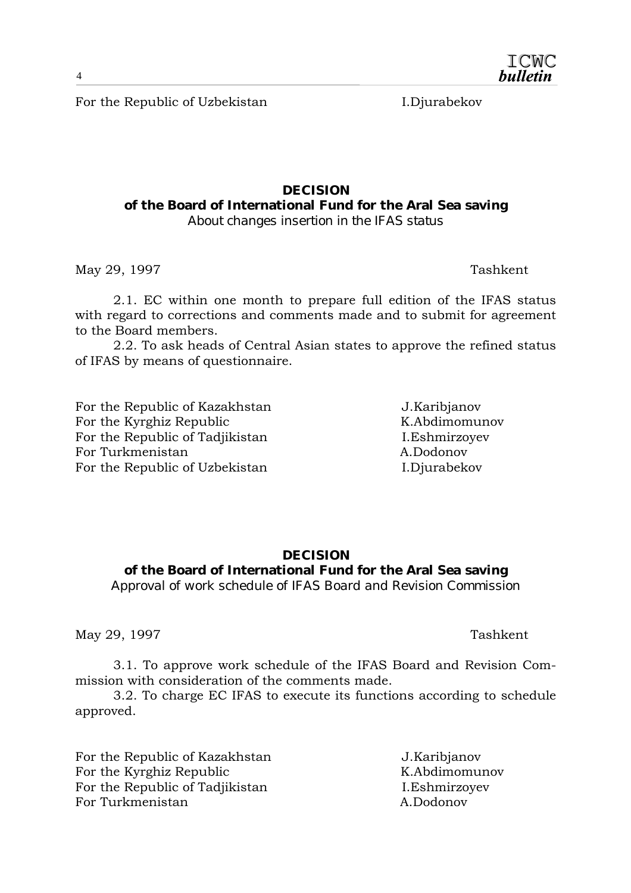For the Republic of Uzbekistan I.Djurabekov

**DECISION**
**of the Board of International Fund for the Aral Sea saving**
About changes insertion in the IFAS status

May 29, 1997 Tashkent

2.1. EC within one month to prepare full edition of the IFAS status with regard to corrections and comments made and to submit for agreement to the Board members.

2.2. To ask heads of Central Asian states to approve the refined status of IFAS by means of questionnaire.

For the Republic of Kazakhstan J.Karibjanov
For the Kyrghiz Republic K.Abdimomunov
For the Republic of Tadjikistan I.Eshmirzoyev
For Turkmenistan A.Dodonov
For the Republic of Uzbekistan I.Djurabekov

**DECISION**
**of the Board of International Fund for the Aral Sea saving**
Approval of work schedule of IFAS Board and Revision Commission

May 29, 1997 Tashkent

3.1. To approve work schedule of the IFAS Board and Revision Commission with consideration of the comments made.

3.2. To charge EC IFAS to execute its functions according to schedule approved.

For the Republic of Kazakhstan J.Karibjanov
For the Kyrghiz Republic K.Abdimomunov
For the Republic of Tadjikistan I.Eshmirzoyev
For Turkmenistan A.Dodonov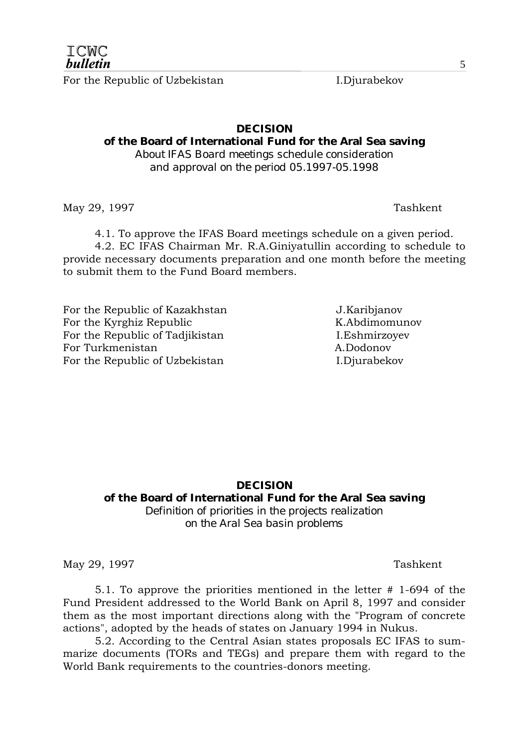For the Republic of Uzbekistan I.Djurabekov

**DECISION**
**of the Board of International Fund for the Aral Sea saving**
About IFAS Board meetings schedule consideration and approval on the period 05.1997-05.1998

May 29, 1997 Tashkent

4.1. To approve the IFAS Board meetings schedule on a given period.

4.2. EC IFAS Chairman Mr. R.A.Giniyatullin according to schedule to provide necessary documents preparation and one month before the meeting to submit them to the Fund Board members.

For the Republic of Kazakhstan J.Karibjanov
For the Kyrghiz Republic K.Abdimomunov
For the Republic of Tadjikistan I.Eshmirzoyev
For Turkmenistan A.Dodonov
For the Republic of Uzbekistan I.Djurabekov

**DECISION**
**of the Board of International Fund for the Aral Sea saving**
Definition of priorities in the projects realization on the Aral Sea basin problems

May 29, 1997 Tashkent

5.1. To approve the priorities mentioned in the letter # 1-694 of the Fund President addressed to the World Bank on April 8, 1997 and consider them as the most important directions along with the "Program of concrete actions", adopted by the heads of states on January 1994 in Nukus.

5.2. According to the Central Asian states proposals EC IFAS to summarize documents (TORs and TEGs) and prepare them with regard to the World Bank requirements to the countries-donors meeting.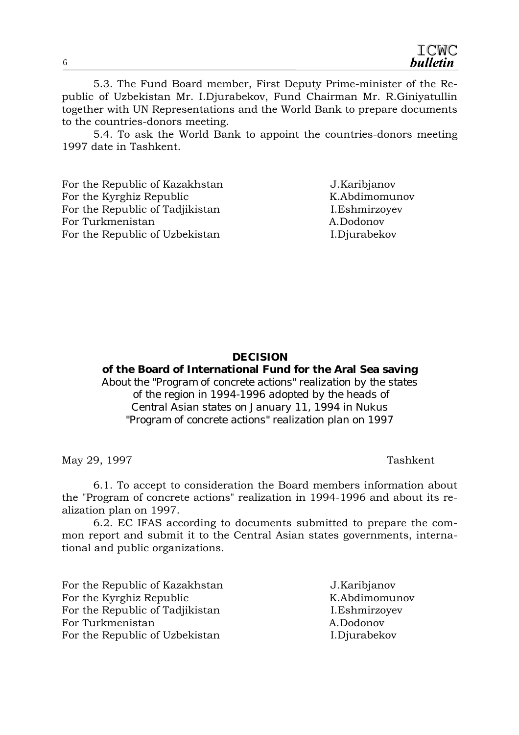5.3. The Fund Board member, First Deputy Prime-minister of the Republic of Uzbekistan Mr. I.Djurabekov, Fund Chairman Mr. R.Giniyatullin together with UN Representations and the World Bank to prepare documents to the countries-donors meeting.

5.4. To ask the World Bank to appoint the countries-donors meeting 1997 date in Tashkent.

| | |
|---|---|
| For the Republic of Kazakhstan | J.Karibjanov |
| For the Kyrghiz Republic | K.Abdimomunov |
| For the Republic of Tadjikistan | I.Eshmirzoyev |
| For Turkmenistan | A.Dodonov |
| For the Republic of Uzbekistan | I.Djurabekov |

## DECISION

### of the Board of International Fund for the Aral Sea saving

About the "Program of concrete actions" realization by the states of the region in 1994-1996 adopted by the heads of Central Asian states on January 11, 1994 in Nukus
"Program of concrete actions" realization plan on 1997

May 29, 1997 Tashkent

6.1. To accept to consideration the Board members information about the "Program of concrete actions" realization in 1994-1996 and about its realization plan on 1997.

6.2. EC IFAS according to documents submitted to prepare the common report and submit it to the Central Asian states governments, international and public organizations.

| | |
|---|---|
| For the Republic of Kazakhstan | J.Karibjanov |
| For the Kyrghiz Republic | K.Abdimomunov |
| For the Republic of Tadjikistan | I.Eshmirzoyev |
| For Turkmenistan | A.Dodonov |
| For the Republic of Uzbekistan | I.Djurabekov |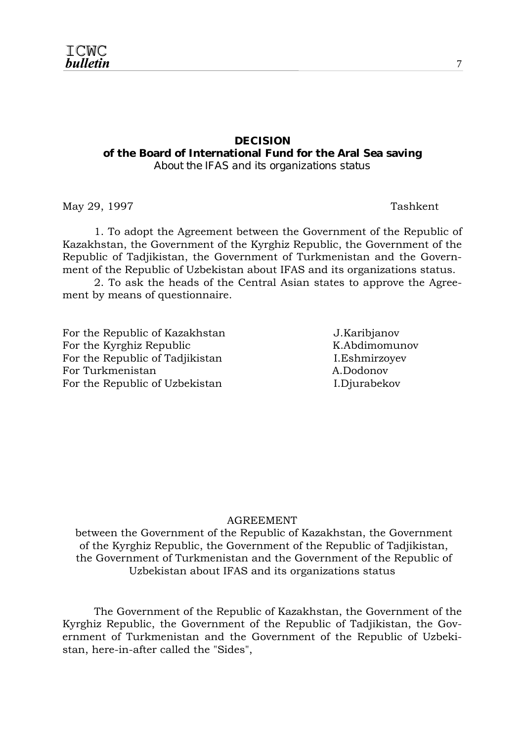**DECISION**
**of the Board of International Fund for the Aral Sea saving**
About the IFAS and its organizations status

May 29, 1997 Tashkent

1. To adopt the Agreement between the Government of the Republic of Kazakhstan, the Government of the Kyrghiz Republic, the Government of the Republic of Tadjikistan, the Government of Turkmenistan and the Government of the Republic of Uzbekistan about IFAS and its organizations status.

2. To ask the heads of the Central Asian states to approve the Agreement by means of questionnaire.

| | |
|---|---|
| For the Republic of Kazakhstan | J.Karibjanov |
| For the Kyrghiz Republic | K.Abdimomunov |
| For the Republic of Tadjikistan | I.Eshmirzoyev |
| For Turkmenistan | A.Dodonov |
| For the Republic of Uzbekistan | I.Djurabekov |

AGREEMENT
between the Government of the Republic of Kazakhstan, the Government of the Kyrghiz Republic, the Government of the Republic of Tadjikistan, the Government of Turkmenistan and the Government of the Republic of Uzbekistan about IFAS and its organizations status

The Government of the Republic of Kazakhstan, the Government of the Kyrghiz Republic, the Government of the Republic of Tadjikistan, the Government of Turkmenistan and the Government of the Republic of Uzbekistan, here-in-after called the "Sides",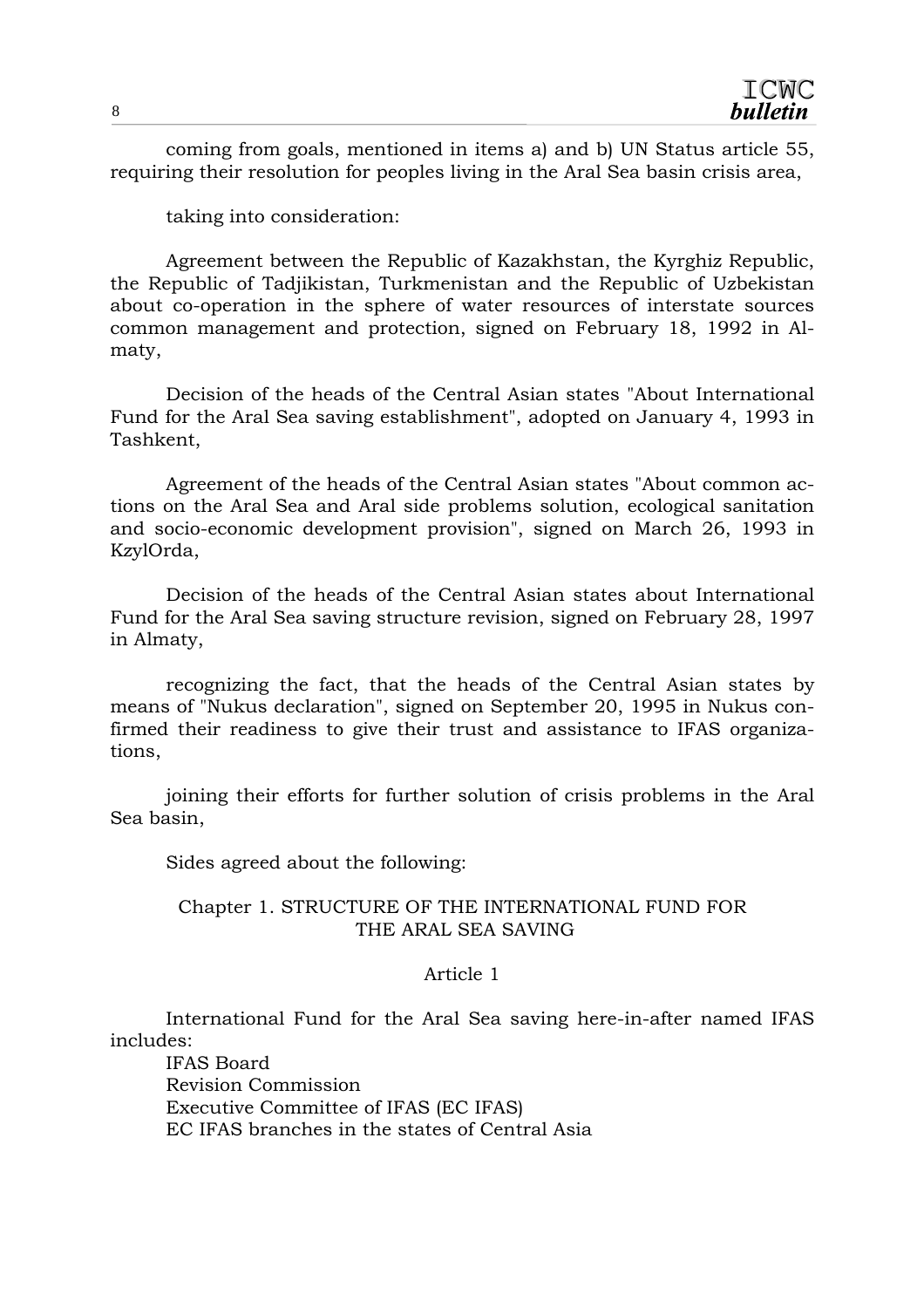coming from goals, mentioned in items a) and b) UN Status article 55, requiring their resolution for peoples living in the Aral Sea basin crisis area,

taking into consideration:

Agreement between the Republic of Kazakhstan, the Kyrghiz Republic, the Republic of Tadjikistan, Turkmenistan and the Republic of Uzbekistan about co-operation in the sphere of water resources of interstate sources common management and protection, signed on February 18, 1992 in Almaty,

Decision of the heads of the Central Asian states "About International Fund for the Aral Sea saving establishment", adopted on January 4, 1993 in Tashkent,

Agreement of the heads of the Central Asian states "About common actions on the Aral Sea and Aral side problems solution, ecological sanitation and socio-economic development provision", signed on March 26, 1993 in KzylOrda,

Decision of the heads of the Central Asian states about International Fund for the Aral Sea saving structure revision, signed on February 28, 1997 in Almaty,

recognizing the fact, that the heads of the Central Asian states by means of "Nukus declaration", signed on September 20, 1995 in Nukus confirmed their readiness to give their trust and assistance to IFAS organizations,

joining their efforts for further solution of crisis problems in the Aral Sea basin,

Sides agreed about the following:

## Chapter 1. STRUCTURE OF THE INTERNATIONAL FUND FOR THE ARAL SEA SAVING

### Article 1

International Fund for the Aral Sea saving here-in-after named IFAS includes:

IFAS Board
Revision Commission
Executive Committee of IFAS (EC IFAS)
EC IFAS branches in the states of Central Asia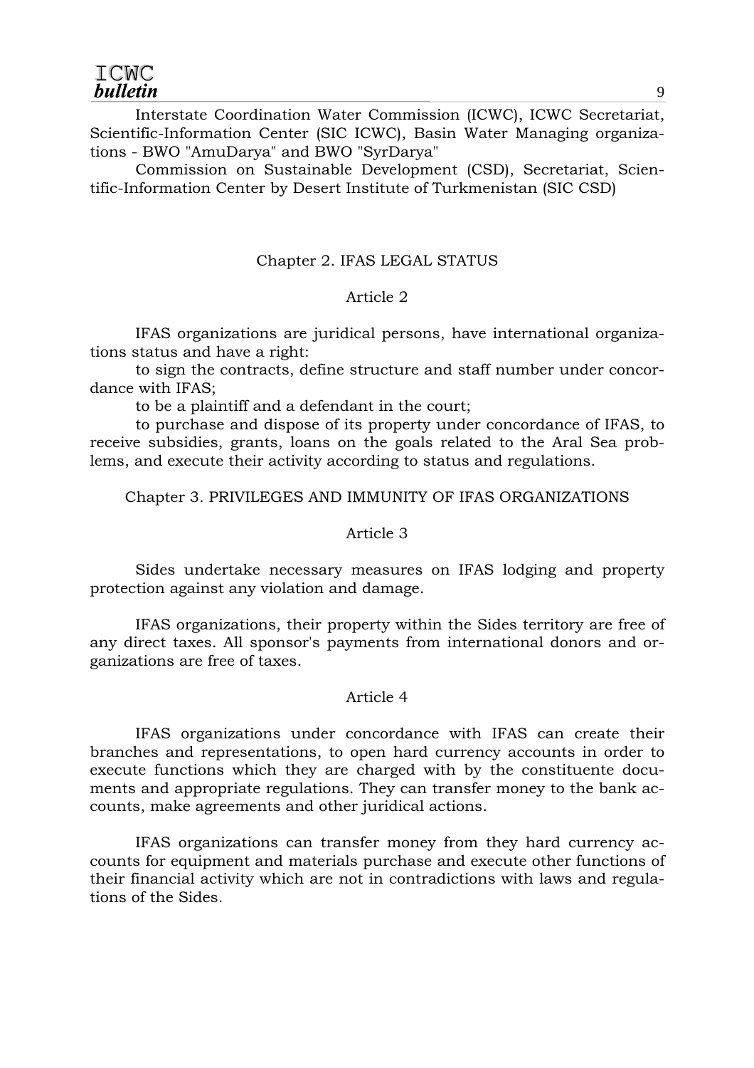Interstate Coordination Water Commission (ICWC), ICWC Secretariat, Scientific-Information Center (SIC ICWC), Basin Water Managing organizations - BWO "AmuDarya" and BWO "SyrDarya"

Commission on Sustainable Development (CSD), Secretariat, Scientific-Information Center by Desert Institute of Turkmenistan (SIC CSD)

## Chapter 2. IFAS LEGAL STATUS

### Article 2

IFAS organizations are juridical persons, have international organizations status and have a right:

to sign the contracts, define structure and staff number under concordance with IFAS;

to be a plaintiff and a defendant in the court;

to purchase and dispose of its property under concordance of IFAS, to receive subsidies, grants, loans on the goals related to the Aral Sea problems, and execute their activity according to status and regulations.

## Chapter 3. PRIVILEGES AND IMMUNITY OF IFAS ORGANIZATIONS

### Article 3

Sides undertake necessary measures on IFAS lodging and property protection against any violation and damage.

IFAS organizations, their property within the Sides territory are free of any direct taxes. All sponsor's payments from international donors and organizations are free of taxes.

### Article 4

IFAS organizations under concordance with IFAS can create their branches and representations, to open hard currency accounts in order to execute functions which they are charged with by the constituente documents and appropriate regulations. They can transfer money to the bank accounts, make agreements and other juridical actions.

IFAS organizations can transfer money from they hard currency accounts for equipment and materials purchase and execute other functions of their financial activity which are not in contradictions with laws and regulations of the Sides.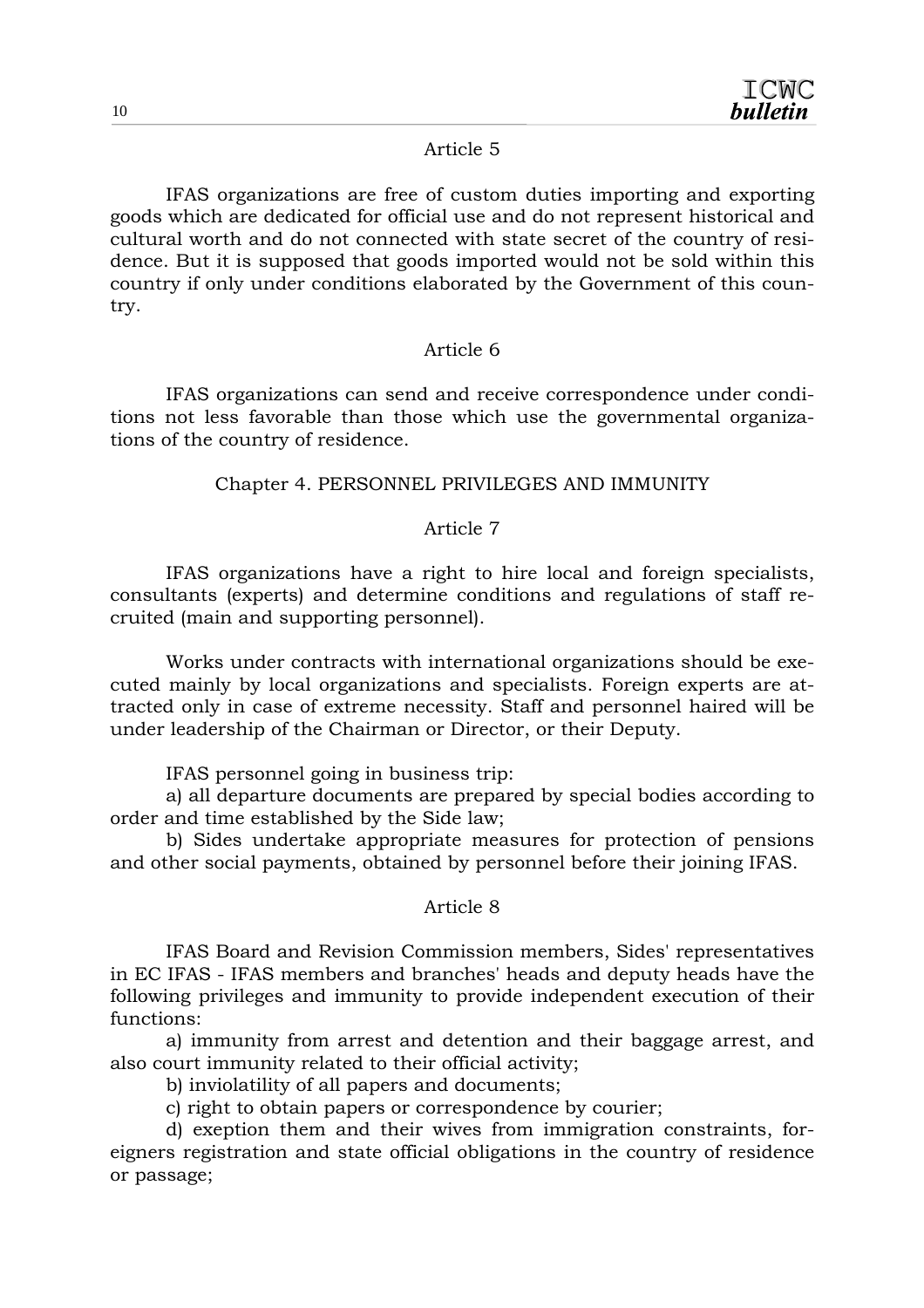Article 5

IFAS organizations are free of custom duties importing and exporting goods which are dedicated for official use and do not represent historical and cultural worth and do not connected with state secret of the country of residence. But it is supposed that goods imported would not be sold within this country if only under conditions elaborated by the Government of this country.

Article 6

IFAS organizations can send and receive correspondence under conditions not less favorable than those which use the governmental organizations of the country of residence.

## Chapter 4. PERSONNEL PRIVILEGES AND IMMUNITY

Article 7

IFAS organizations have a right to hire local and foreign specialists, consultants (experts) and determine conditions and regulations of staff recruited (main and supporting personnel).

Works under contracts with international organizations should be executed mainly by local organizations and specialists. Foreign experts are attracted only in case of extreme necessity. Staff and personnel haired will be under leadership of the Chairman or Director, or their Deputy.

IFAS personnel going in business trip:

a) all departure documents are prepared by special bodies according to order and time established by the Side law;

b) Sides undertake appropriate measures for protection of pensions and other social payments, obtained by personnel before their joining IFAS.

Article 8

IFAS Board and Revision Commission members, Sides' representatives in EC IFAS - IFAS members and branches' heads and deputy heads have the following privileges and immunity to provide independent execution of their functions:

a) immunity from arrest and detention and their baggage arrest, and also court immunity related to their official activity;

b) inviolatility of all papers and documents;

c) right to obtain papers or correspondence by courier;

d) exeption them and their wives from immigration constraints, foreigners registration and state official obligations in the country of residence or passage;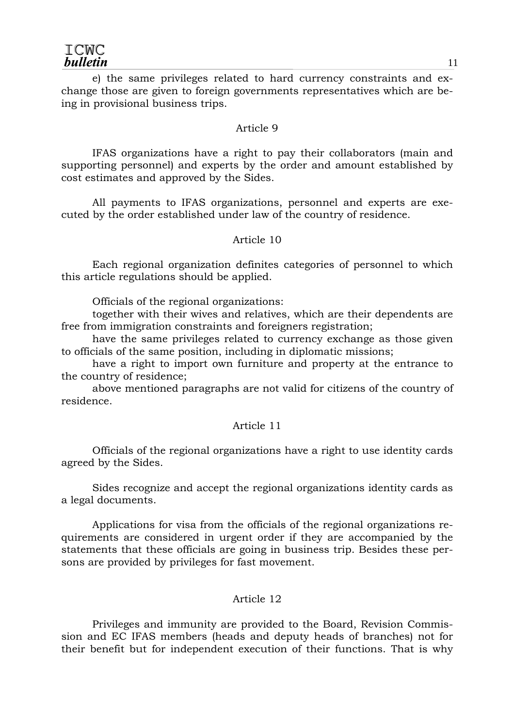e) the same privileges related to hard currency constraints and exchange those are given to foreign governments representatives which are being in provisional business trips.

Article 9

IFAS organizations have a right to pay their collaborators (main and supporting personnel) and experts by the order and amount established by cost estimates and approved by the Sides.

All payments to IFAS organizations, personnel and experts are executed by the order established under law of the country of residence.

Article 10

Each regional organization definites categories of personnel to which this article regulations should be applied.

Officials of the regional organizations:

together with their wives and relatives, which are their dependents are free from immigration constraints and foreigners registration;

have the same privileges related to currency exchange as those given to officials of the same position, including in diplomatic missions;

have a right to import own furniture and property at the entrance to the country of residence;

above mentioned paragraphs are not valid for citizens of the country of residence.

Article 11

Officials of the regional organizations have a right to use identity cards agreed by the Sides.

Sides recognize and accept the regional organizations identity cards as a legal documents.

Applications for visa from the officials of the regional organizations requirements are considered in urgent order if they are accompanied by the statements that these officials are going in business trip. Besides these persons are provided by privileges for fast movement.

Article 12

Privileges and immunity are provided to the Board, Revision Commission and EC IFAS members (heads and deputy heads of branches) not for their benefit but for independent execution of their functions. That is why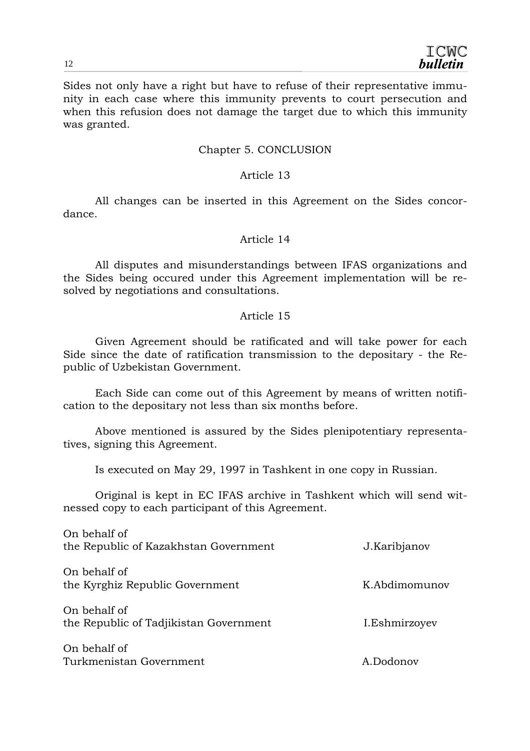Sides not only have a right but have to refuse of their representative immunity in each case where this immunity prevents to court persecution and when this refusion does not damage the target due to which this immunity was granted.

## Chapter 5. CONCLUSION

### Article 13

All changes can be inserted in this Agreement on the Sides concordance.

### Article 14

All disputes and misunderstandings between IFAS organizations and the Sides being occured under this Agreement implementation will be resolved by negotiations and consultations.

### Article 15

Given Agreement should be ratificated and will take power for each Side since the date of ratification transmission to the depositary - the Republic of Uzbekistan Government.

Each Side can come out of this Agreement by means of written notification to the depositary not less than six months before.

Above mentioned is assured by the Sides plenipotentiary representatives, signing this Agreement.

Is executed on May 29, 1997 in Tashkent in one copy in Russian.

Original is kept in EC IFAS archive in Tashkent which will send witnessed copy to each participant of this Agreement.

On behalf of
the Republic of Kazakhstan Government — J.Karibjanov

On behalf of
the Kyrghiz Republic Government — K.Abdimomunov

On behalf of
the Republic of Tadjikistan Government — I.Eshmirzoyev

On behalf of
Turkmenistan Government — A.Dodonov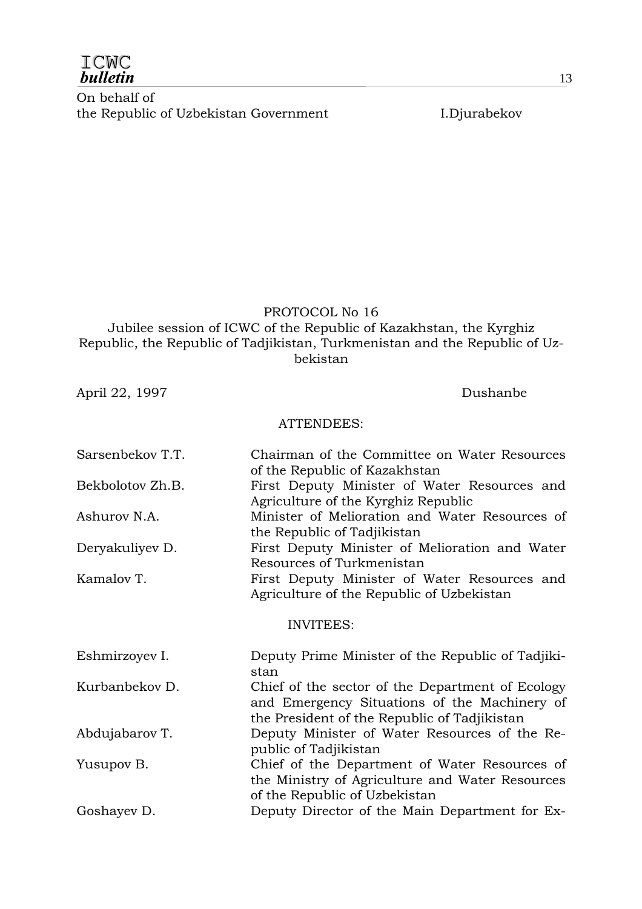On behalf of
the Republic of Uzbekistan Government I.Djurabekov

PROTOCOL No 16
Jubilee session of ICWC of the Republic of Kazakhstan, the Kyrghiz Republic, the Republic of Tadjikistan, Turkmenistan and the Republic of Uzbekistan

April 22, 1997 Dushanbe

ATTENDEES:

| | |
|---|---|
| Sarsenbekov T.T. | Chairman of the Committee on Water Resources of the Republic of Kazakhstan |
| Bekbolotov Zh.B. | First Deputy Minister of Water Resources and Agriculture of the Kyrghiz Republic |
| Ashurov N.A. | Minister of Melioration and Water Resources of the Republic of Tadjikistan |
| Deryakuliyev D. | First Deputy Minister of Melioration and Water Resources of Turkmenistan |
| Kamalov T. | First Deputy Minister of Water Resources and Agriculture of the Republic of Uzbekistan |

INVITEES:

| | |
|---|---|
| Eshmirzoyev I. | Deputy Prime Minister of the Republic of Tadjikistan |
| Kurbanbekov D. | Chief of the sector of the Department of Ecology and Emergency Situations of the Machinery of the President of the Republic of Tadjikistan |
| Abdujabarov T. | Deputy Minister of Water Resources of the Republic of Tadjikistan |
| Yusupov B. | Chief of the Department of Water Resources of the Ministry of Agriculture and Water Resources of the Republic of Uzbekistan |
| Goshayev D. | Deputy Director of the Main Department for Ex- |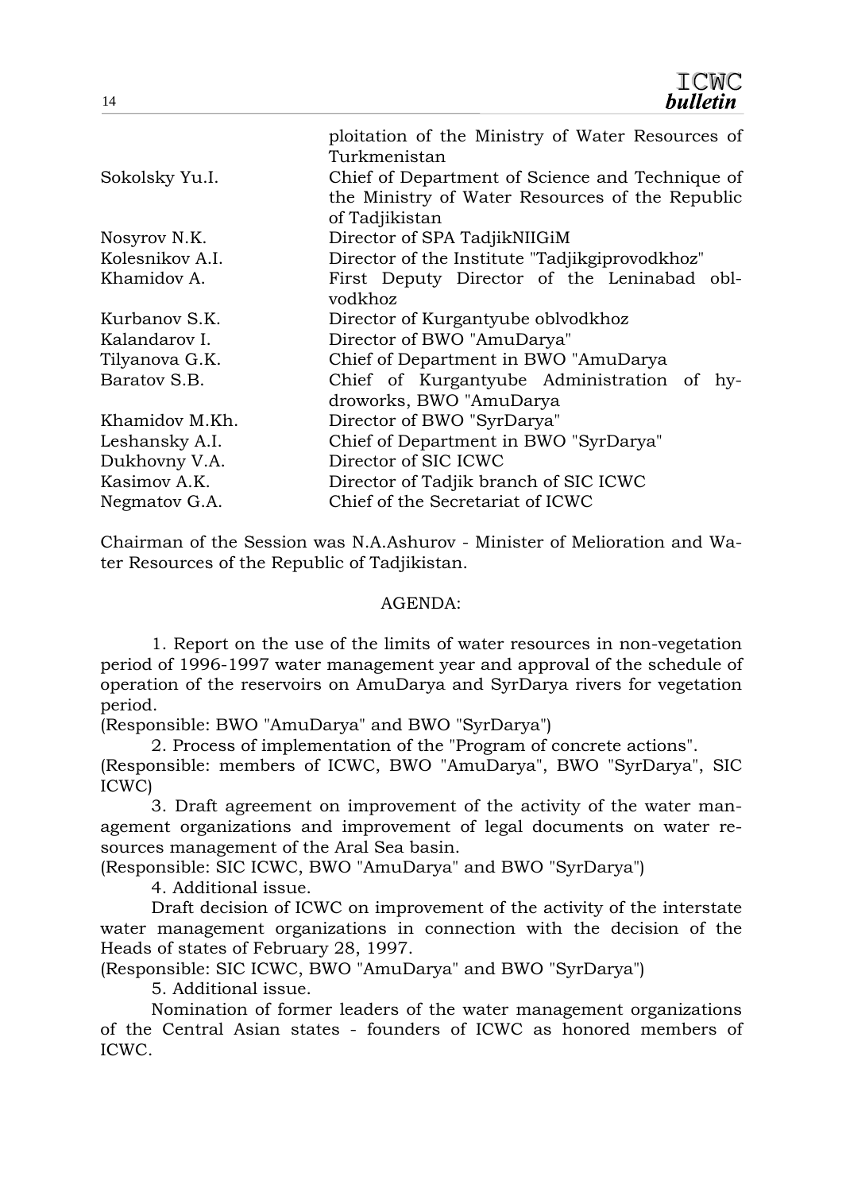| | |
|---|---|
| | ploitation of the Ministry of Water Resources of Turkmenistan |
| Sokolsky Yu.I. | Chief of Department of Science and Technique of the Ministry of Water Resources of the Republic of Tadjikistan |
| Nosyrov N.K. | Director of SPA TadjikNIIGiM |
| Kolesnikov A.I. | Director of the Institute "Tadjikgiprovodkhoz" |
| Khamidov A. | First Deputy Director of the Leninabad oblvodkhoz |
| Kurbanov S.K. | Director of Kurgantyube oblvodkhoz |
| Kalandarov I. | Director of BWO "AmuDarya" |
| Tilyanova G.K. | Chief of Department in BWO "AmuDarya |
| Baratov S.B. | Chief of Kurgantyube Administration of hydroworks, BWO "AmuDarya |
| Khamidov M.Kh. | Director of BWO "SyrDarya" |
| Leshansky A.I. | Chief of Department in BWO "SyrDarya" |
| Dukhovny V.A. | Director of SIC ICWC |
| Kasimov A.K. | Director of Tadjik branch of SIC ICWC |
| Negmatov G.A. | Chief of the Secretariat of ICWC |

Chairman of the Session was N.A.Ashurov - Minister of Melioration and Water Resources of the Republic of Tadjikistan.

AGENDA:

1. Report on the use of the limits of water resources in non-vegetation period of 1996-1997 water management year and approval of the schedule of operation of the reservoirs on AmuDarya and SyrDarya rivers for vegetation period.
(Responsible: BWO "AmuDarya" and BWO "SyrDarya")

2. Process of implementation of the "Program of concrete actions".
(Responsible: members of ICWC, BWO "AmuDarya", BWO "SyrDarya", SIC ICWC)

3. Draft agreement on improvement of the activity of the water management organizations and improvement of legal documents on water resources management of the Aral Sea basin.
(Responsible: SIC ICWC, BWO "AmuDarya" and BWO "SyrDarya")

4. Additional issue.

Draft decision of ICWC on improvement of the activity of the interstate water management organizations in connection with the decision of the Heads of states of February 28, 1997.
(Responsible: SIC ICWC, BWO "AmuDarya" and BWO "SyrDarya")

5. Additional issue.

Nomination of former leaders of the water management organizations of the Central Asian states - founders of ICWC as honored members of ICWC.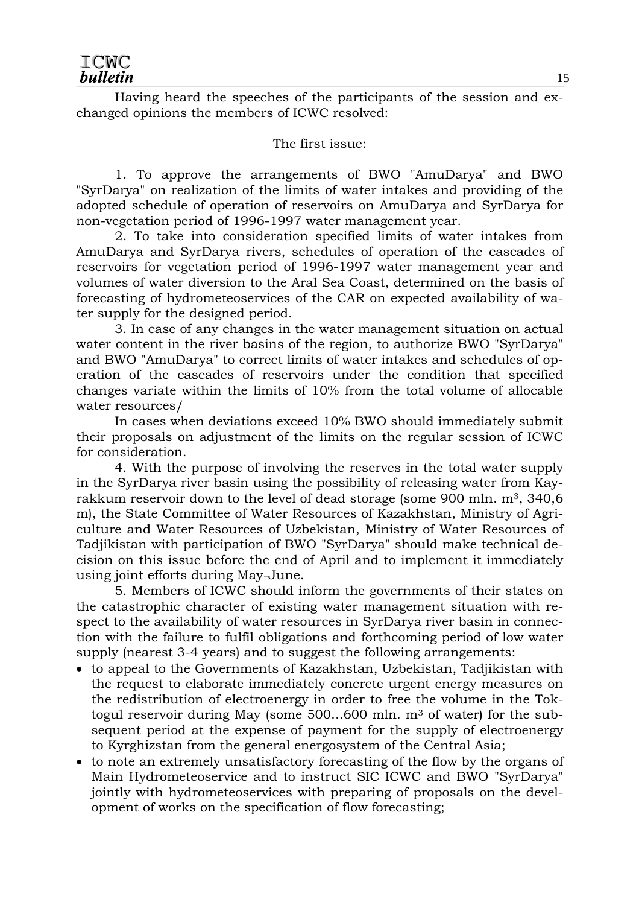Having heard the speeches of the participants of the session and exchanged opinions the members of ICWC resolved:

The first issue:

1. To approve the arrangements of BWO "AmuDarya" and BWO "SyrDarya" on realization of the limits of water intakes and providing of the adopted schedule of operation of reservoirs on AmuDarya and SyrDarya for non-vegetation period of 1996-1997 water management year.

2. To take into consideration specified limits of water intakes from AmuDarya and SyrDarya rivers, schedules of operation of the cascades of reservoirs for vegetation period of 1996-1997 water management year and volumes of water diversion to the Aral Sea Coast, determined on the basis of forecasting of hydrometeoservices of the CAR on expected availability of water supply for the designed period.

3. In case of any changes in the water management situation on actual water content in the river basins of the region, to authorize BWO "SyrDarya" and BWO "AmuDarya" to correct limits of water intakes and schedules of operation of the cascades of reservoirs under the condition that specified changes variate within the limits of 10% from the total volume of allocable water resources/

In cases when deviations exceed 10% BWO should immediately submit their proposals on adjustment of the limits on the regular session of ICWC for consideration.

4. With the purpose of involving the reserves in the total water supply in the SyrDarya river basin using the possibility of releasing water from Kayrakkum reservoir down to the level of dead storage (some 900 mln. $m^3$, 340,6 m), the State Committee of Water Resources of Kazakhstan, Ministry of Agriculture and Water Resources of Uzbekistan, Ministry of Water Resources of Tadjikistan with participation of BWO "SyrDarya" should make technical decision on this issue before the end of April and to implement it immediately using joint efforts during May-June.

5. Members of ICWC should inform the governments of their states on the catastrophic character of existing water management situation with respect to the availability of water resources in SyrDarya river basin in connection with the failure to fulfil obligations and forthcoming period of low water supply (nearest 3-4 years) and to suggest the following arrangements:

- to appeal to the Governments of Kazakhstan, Uzbekistan, Tadjikistan with the request to elaborate immediately concrete urgent energy measures on the redistribution of electroenergy in order to free the volume in the Toktogul reservoir during May (some 500...600 mln. $m^3$ of water) for the subsequent period at the expense of payment for the supply of electroenergy to Kyrghizstan from the general energosystem of the Central Asia;
- to note an extremely unsatisfactory forecasting of the flow by the organs of Main Hydrometeoservice and to instruct SIC ICWC and BWO "SyrDarya" jointly with hydrometeoservices with preparing of proposals on the development of works on the specification of flow forecasting;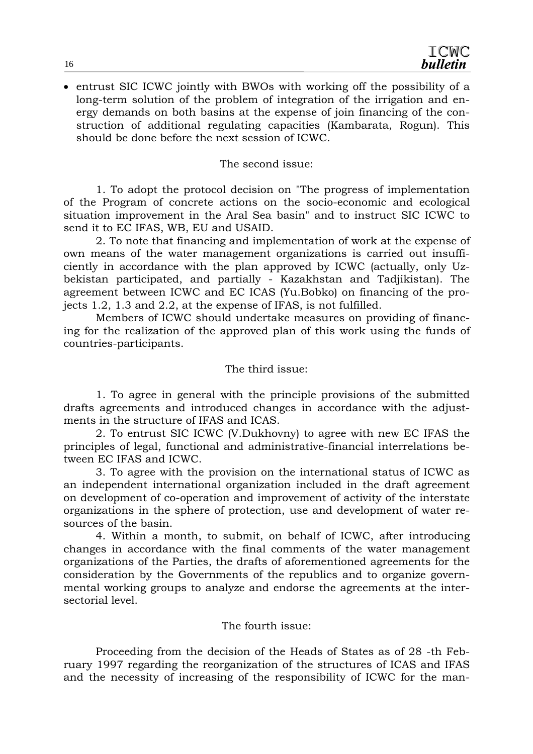- entrust SIC ICWC jointly with BWOs with working off the possibility of a long-term solution of the problem of integration of the irrigation and energy demands on both basins at the expense of join financing of the construction of additional regulating capacities (Kambarata, Rogun). This should be done before the next session of ICWC.

The second issue:

1. To adopt the protocol decision on "The progress of implementation of the Program of concrete actions on the socio-economic and ecological situation improvement in the Aral Sea basin" and to instruct SIC ICWC to send it to EC IFAS, WB, EU and USAID.

2. To note that financing and implementation of work at the expense of own means of the water management organizations is carried out insufficiently in accordance with the plan approved by ICWC (actually, only Uzbekistan participated, and partially - Kazakhstan and Tadjikistan). The agreement between ICWC and EC ICAS (Yu.Bobko) on financing of the projects 1.2, 1.3 and 2.2, at the expense of IFAS, is not fulfilled.

Members of ICWC should undertake measures on providing of financing for the realization of the approved plan of this work using the funds of countries-participants.

The third issue:

1. To agree in general with the principle provisions of the submitted drafts agreements and introduced changes in accordance with the adjustments in the structure of IFAS and ICAS.

2. To entrust SIC ICWC (V.Dukhovny) to agree with new EC IFAS the principles of legal, functional and administrative-financial interrelations between EC IFAS and ICWC.

3. To agree with the provision on the international status of ICWC as an independent international organization included in the draft agreement on development of co-operation and improvement of activity of the interstate organizations in the sphere of protection, use and development of water resources of the basin.

4. Within a month, to submit, on behalf of ICWC, after introducing changes in accordance with the final comments of the water management organizations of the Parties, the drafts of aforementioned agreements for the consideration by the Governments of the republics and to organize governmental working groups to analyze and endorse the agreements at the intersectorial level.

The fourth issue:

Proceeding from the decision of the Heads of States as of 28 -th February 1997 regarding the reorganization of the structures of ICAS and IFAS and the necessity of increasing of the responsibility of ICWC for the man-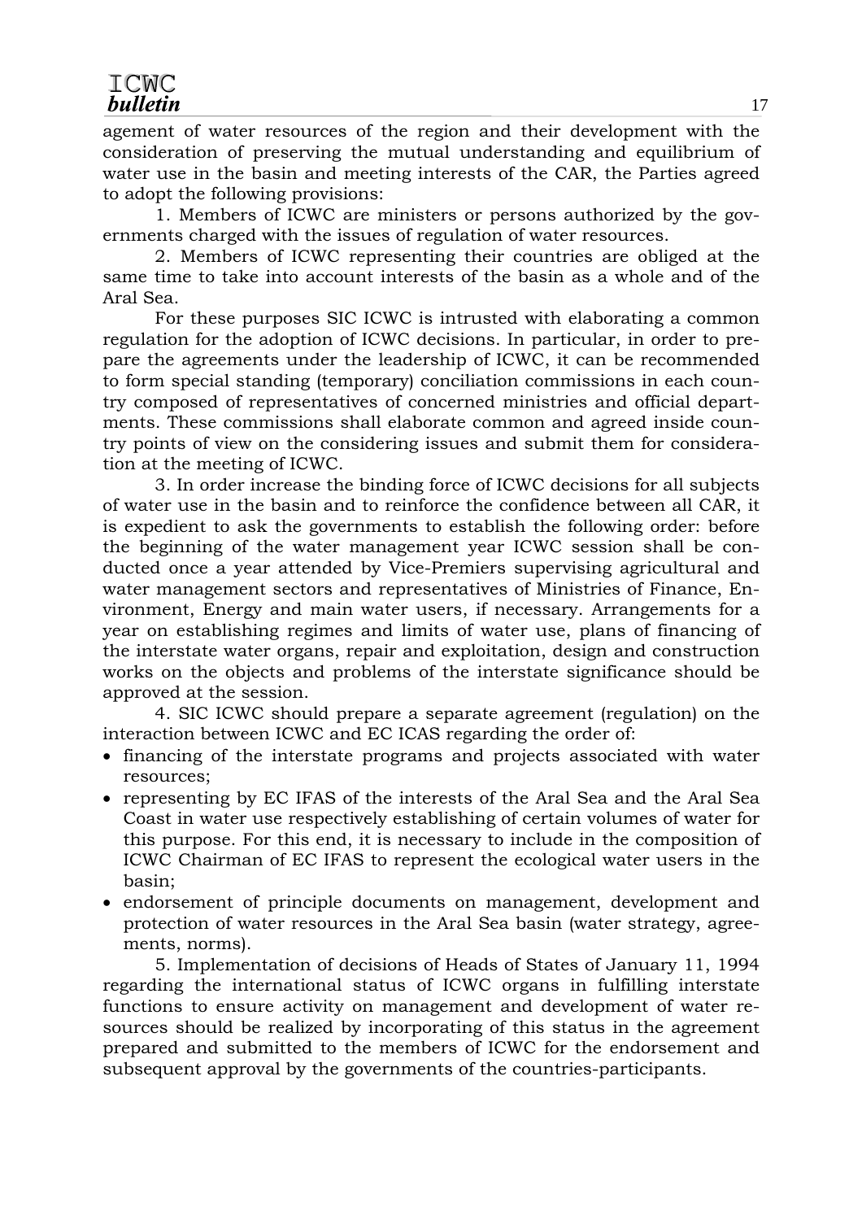agement of water resources of the region and their development with the consideration of preserving the mutual understanding and equilibrium of water use in the basin and meeting interests of the CAR, the Parties agreed to adopt the following provisions:

1. Members of ICWC are ministers or persons authorized by the governments charged with the issues of regulation of water resources.

2. Members of ICWC representing their countries are obliged at the same time to take into account interests of the basin as a whole and of the Aral Sea.

For these purposes SIC ICWC is intrusted with elaborating a common regulation for the adoption of ICWC decisions. In particular, in order to prepare the agreements under the leadership of ICWC, it can be recommended to form special standing (temporary) conciliation commissions in each country composed of representatives of concerned ministries and official departments. These commissions shall elaborate common and agreed inside country points of view on the considering issues and submit them for consideration at the meeting of ICWC.

3. In order increase the binding force of ICWC decisions for all subjects of water use in the basin and to reinforce the confidence between all CAR, it is expedient to ask the governments to establish the following order: before the beginning of the water management year ICWC session shall be conducted once a year attended by Vice-Premiers supervising agricultural and water management sectors and representatives of Ministries of Finance, Environment, Energy and main water users, if necessary. Arrangements for a year on establishing regimes and limits of water use, plans of financing of the interstate water organs, repair and exploitation, design and construction works on the objects and problems of the interstate significance should be approved at the session.

4. SIC ICWC should prepare a separate agreement (regulation) on the interaction between ICWC and EC ICAS regarding the order of:

- financing of the interstate programs and projects associated with water resources;
- representing by EC IFAS of the interests of the Aral Sea and the Aral Sea Coast in water use respectively establishing of certain volumes of water for this purpose. For this end, it is necessary to include in the composition of ICWC Chairman of EC IFAS to represent the ecological water users in the basin;
- endorsement of principle documents on management, development and protection of water resources in the Aral Sea basin (water strategy, agreements, norms).

5. Implementation of decisions of Heads of States of January 11, 1994 regarding the international status of ICWC organs in fulfilling interstate functions to ensure activity on management and development of water resources should be realized by incorporating of this status in the agreement prepared and submitted to the members of ICWC for the endorsement and subsequent approval by the governments of the countries-participants.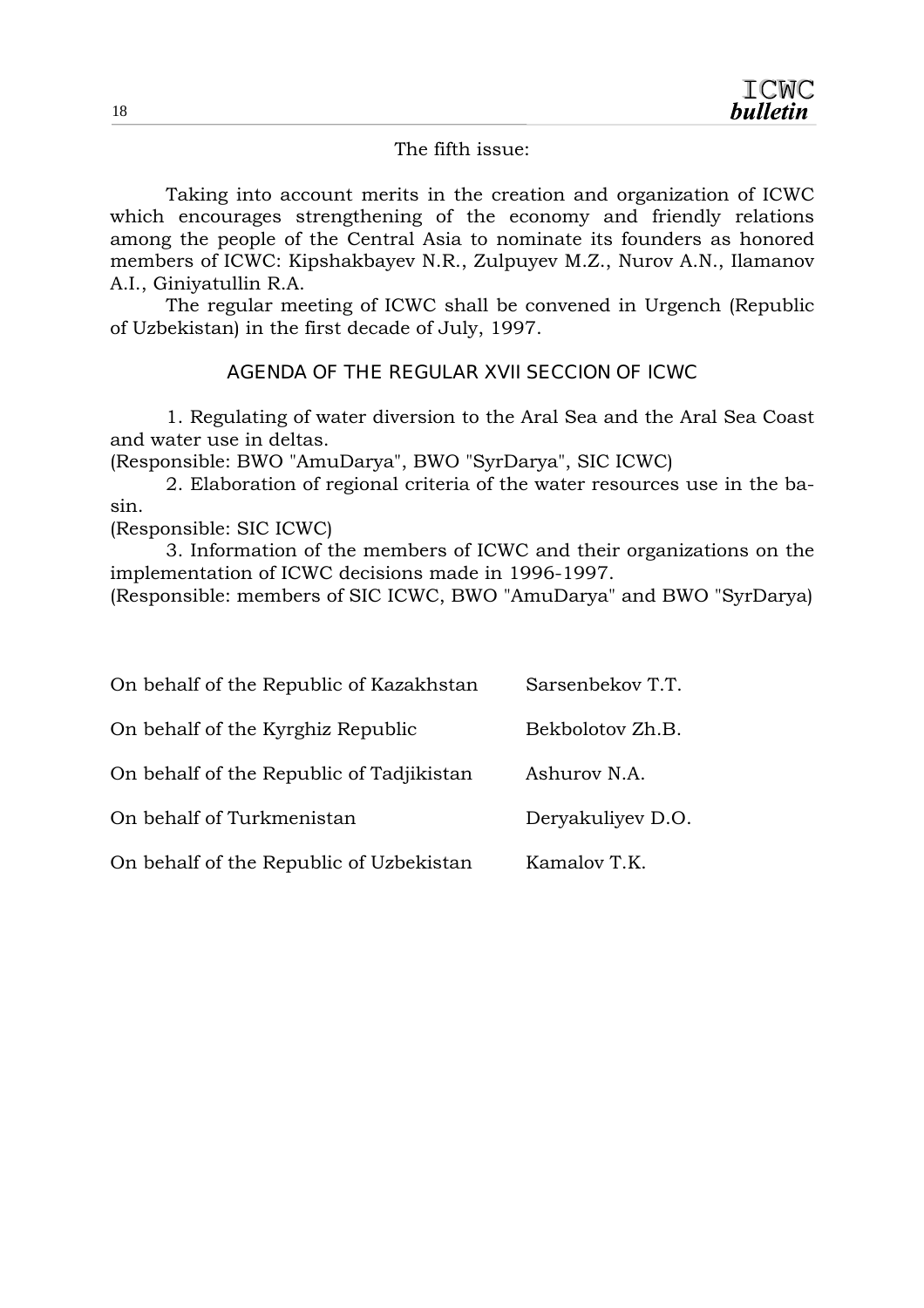The fifth issue:

Taking into account merits in the creation and organization of ICWC which encourages strengthening of the economy and friendly relations among the people of the Central Asia to nominate its founders as honored members of ICWC: Kipshakbayev N.R., Zulpuyev M.Z., Nurov A.N., Ilamanov A.I., Giniyatullin R.A.

The regular meeting of ICWC shall be convened in Urgench (Republic of Uzbekistan) in the first decade of July, 1997.

## AGENDA OF THE REGULAR XVII SECCION OF ICWC

1. Regulating of water diversion to the Aral Sea and the Aral Sea Coast and water use in deltas.
(Responsible: BWO "AmuDarya", BWO "SyrDarya", SIC ICWC)

2. Elaboration of regional criteria of the water resources use in the basin.
(Responsible: SIC ICWC)

3. Information of the members of ICWC and their organizations on the implementation of ICWC decisions made in 1996-1997.
(Responsible: members of SIC ICWC, BWO "AmuDarya" and BWO "SyrDarya)

| | |
|---|---|
| On behalf of the Republic of Kazakhstan | Sarsenbekov T.T. |
| On behalf of the Kyrghiz Republic | Bekbolotov Zh.B. |
| On behalf of the Republic of Tadjikistan | Ashurov N.A. |
| On behalf of Turkmenistan | Deryakuliyev D.O. |
| On behalf of the Republic of Uzbekistan | Kamalov T.K. |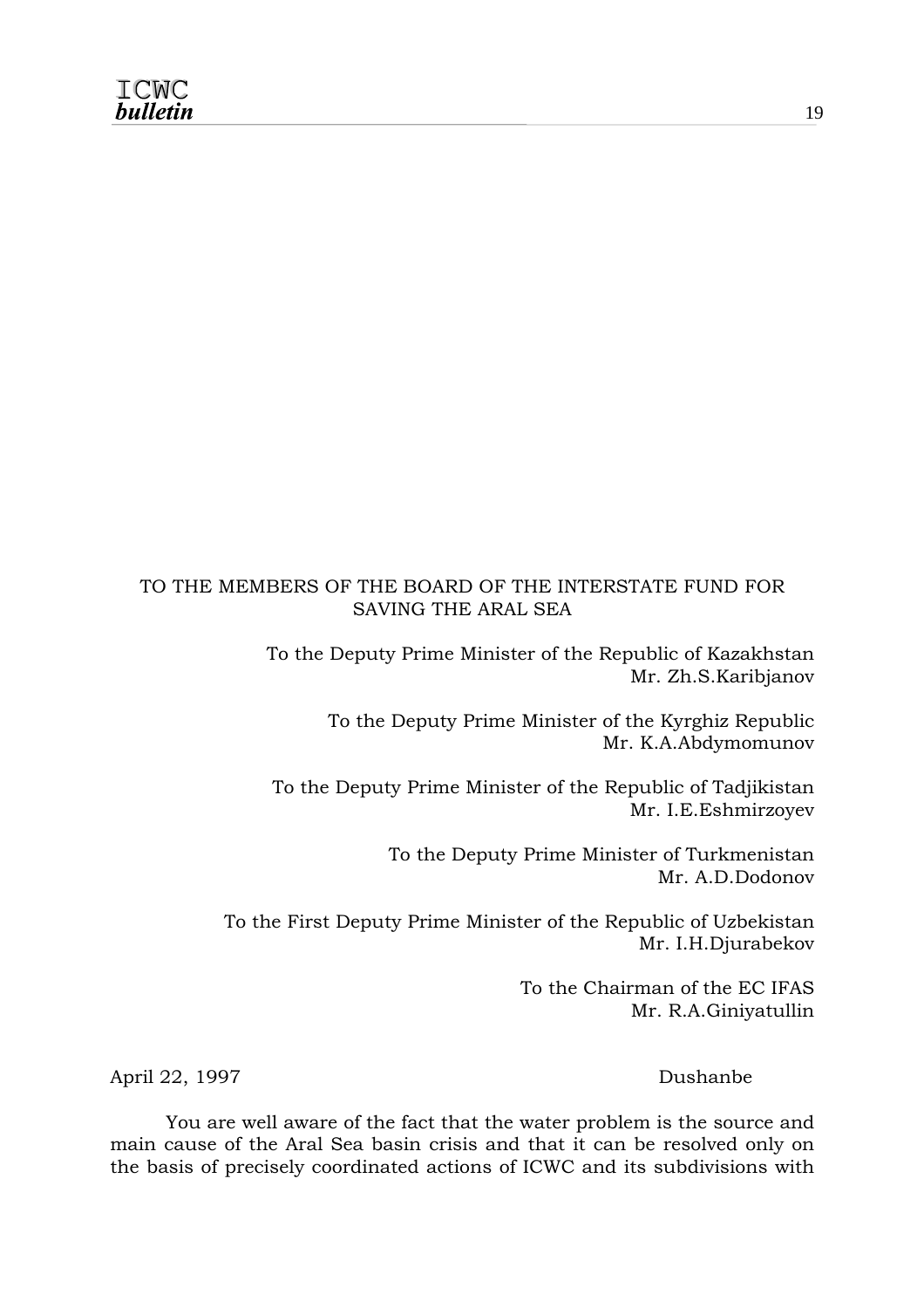TO THE MEMBERS OF THE BOARD OF THE INTERSTATE FUND FOR SAVING THE ARAL SEA

To the Deputy Prime Minister of the Republic of Kazakhstan
Mr. Zh.S.Karibjanov

To the Deputy Prime Minister of the Kyrghiz Republic
Mr. K.A.Abdymomunov

To the Deputy Prime Minister of the Republic of Tadjikistan
Mr. I.E.Eshmirzoyev

To the Deputy Prime Minister of Turkmenistan
Mr. A.D.Dodonov

To the First Deputy Prime Minister of the Republic of Uzbekistan
Mr. I.H.Djurabekov

To the Chairman of the EC IFAS
Mr. R.A.Giniyatullin

April 22, 1997 Dushanbe

You are well aware of the fact that the water problem is the source and main cause of the Aral Sea basin crisis and that it can be resolved only on the basis of precisely coordinated actions of ICWC and its subdivisions with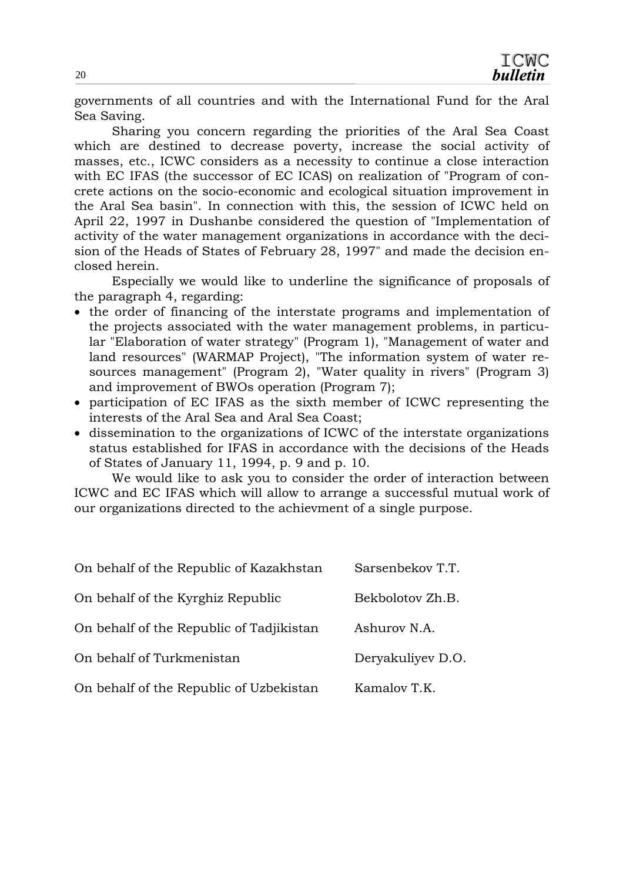governments of all countries and with the International Fund for the Aral Sea Saving.

Sharing you concern regarding the priorities of the Aral Sea Coast which are destined to decrease poverty, increase the social activity of masses, etc., ICWC considers as a necessity to continue a close interaction with EC IFAS (the successor of EC ICAS) on realization of "Program of concrete actions on the socio-economic and ecological situation improvement in the Aral Sea basin". In connection with this, the session of ICWC held on April 22, 1997 in Dushanbe considered the question of "Implementation of activity of the water management organizations in accordance with the decision of the Heads of States of February 28, 1997" and made the decision enclosed herein.

Especially we would like to underline the significance of proposals of the paragraph 4, regarding:

- the order of financing of the interstate programs and implementation of the projects associated with the water management problems, in particular "Elaboration of water strategy" (Program 1), "Management of water and land resources" (WARMAP Project), "The information system of water resources management" (Program 2), "Water quality in rivers" (Program 3) and improvement of BWOs operation (Program 7);
- participation of EC IFAS as the sixth member of ICWC representing the interests of the Aral Sea and Aral Sea Coast;
- dissemination to the organizations of ICWC of the interstate organizations status established for IFAS in accordance with the decisions of the Heads of States of January 11, 1994, p. 9 and p. 10.

We would like to ask you to consider the order of interaction between ICWC and EC IFAS which will allow to arrange a successful mutual work of our organizations directed to the achievment of a single purpose.

| | |
|---|---|
| On behalf of the Republic of Kazakhstan | Sarsenbekov T.T. |
| On behalf of the Kyrghiz Republic | Bekbolotov Zh.B. |
| On behalf of the Republic of Tadjikistan | Ashurov N.A. |
| On behalf of Turkmenistan | Deryakuliyev D.O. |
| On behalf of the Republic of Uzbekistan | Kamalov T.K. |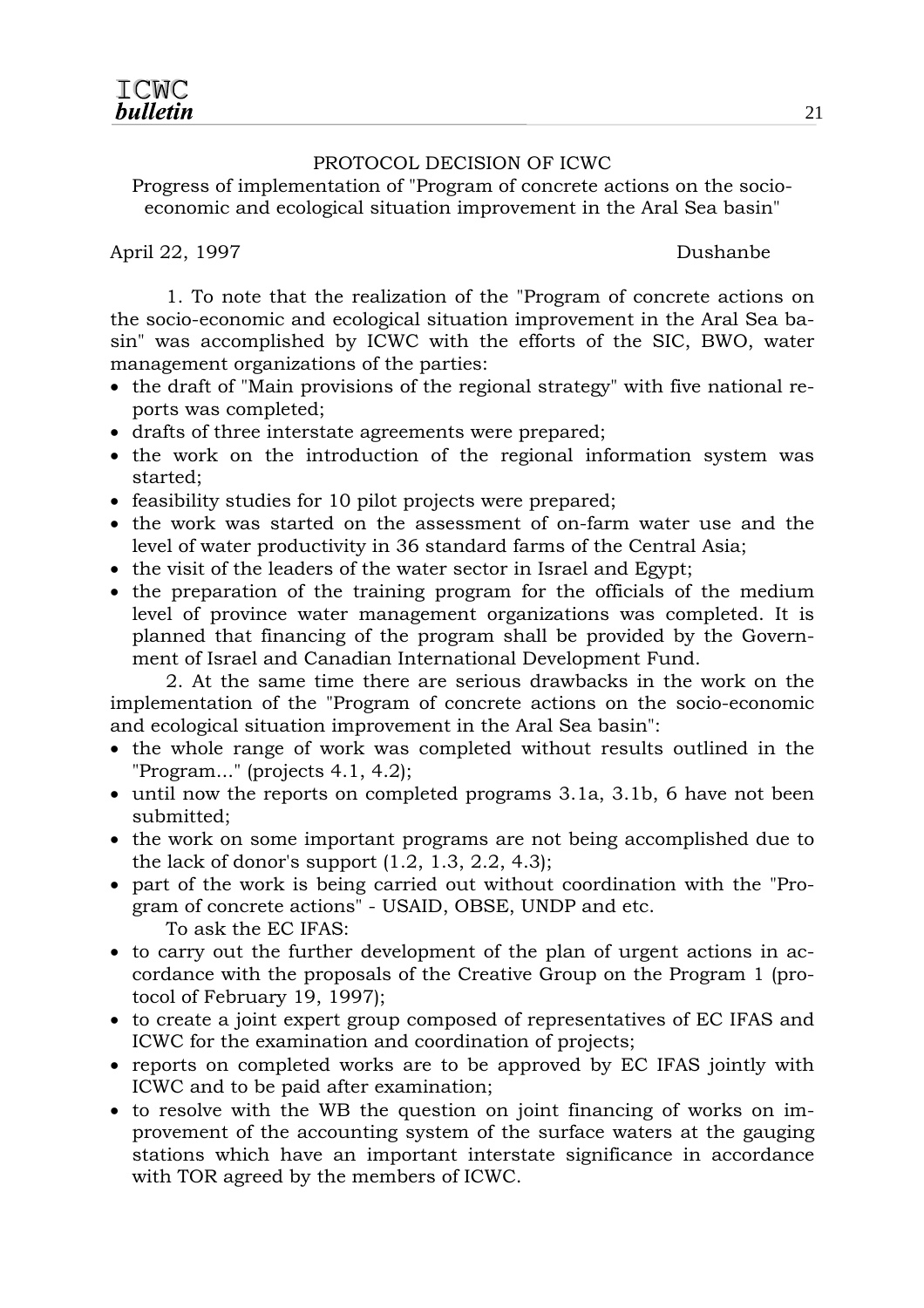PROTOCOL DECISION OF ICWC

Progress of implementation of "Program of concrete actions on the socio-economic and ecological situation improvement in the Aral Sea basin"

April 22, 1997 Dushanbe

1. To note that the realization of the "Program of concrete actions on the socio-economic and ecological situation improvement in the Aral Sea basin" was accomplished by ICWC with the efforts of the SIC, BWO, water management organizations of the parties:

- the draft of "Main provisions of the regional strategy" with five national reports was completed;
- drafts of three interstate agreements were prepared;
- the work on the introduction of the regional information system was started;
- feasibility studies for 10 pilot projects were prepared;
- the work was started on the assessment of on-farm water use and the level of water productivity in 36 standard farms of the Central Asia;
- the visit of the leaders of the water sector in Israel and Egypt;
- the preparation of the training program for the officials of the medium level of province water management organizations was completed. It is planned that financing of the program shall be provided by the Government of Israel and Canadian International Development Fund.

2. At the same time there are serious drawbacks in the work on the implementation of the "Program of concrete actions on the socio-economic and ecological situation improvement in the Aral Sea basin":

- the whole range of work was completed without results outlined in the "Program..." (projects 4.1, 4.2);
- until now the reports on completed programs 3.1a, 3.1b, 6 have not been submitted;
- the work on some important programs are not being accomplished due to the lack of donor's support (1.2, 1.3, 2.2, 4.3);
- part of the work is being carried out without coordination with the "Program of concrete actions" - USAID, OBSE, UNDP and etc.

To ask the EC IFAS:

- to carry out the further development of the plan of urgent actions in accordance with the proposals of the Creative Group on the Program 1 (protocol of February 19, 1997);
- to create a joint expert group composed of representatives of EC IFAS and ICWC for the examination and coordination of projects;
- reports on completed works are to be approved by EC IFAS jointly with ICWC and to be paid after examination;
- to resolve with the WB the question on joint financing of works on improvement of the accounting system of the surface waters at the gauging stations which have an important interstate significance in accordance with TOR agreed by the members of ICWC.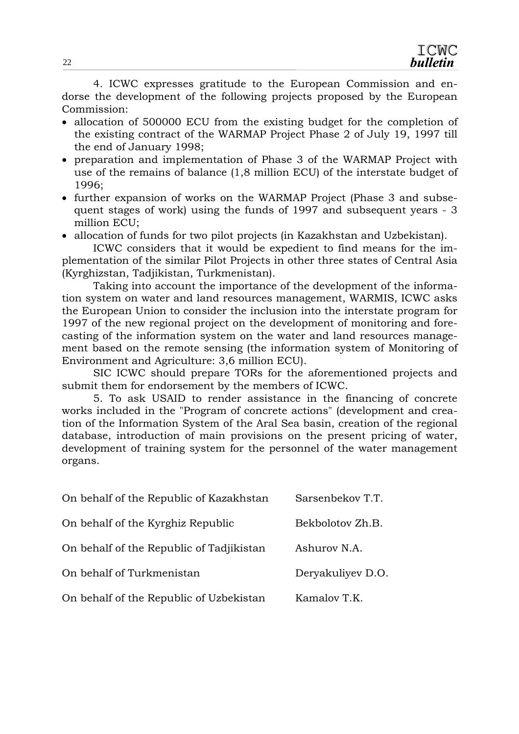4. ICWC expresses gratitude to the European Commission and endorse the development of the following projects proposed by the European Commission:

- allocation of 500000 ECU from the existing budget for the completion of the existing contract of the WARMAP Project Phase 2 of July 19, 1997 till the end of January 1998;
- preparation and implementation of Phase 3 of the WARMAP Project with use of the remains of balance (1,8 million ECU) of the interstate budget of 1996;
- further expansion of works on the WARMAP Project (Phase 3 and subsequent stages of work) using the funds of 1997 and subsequent years - 3 million ECU;
- allocation of funds for two pilot projects (in Kazakhstan and Uzbekistan).

ICWC considers that it would be expedient to find means for the implementation of the similar Pilot Projects in other three states of Central Asia (Kyrghizstan, Tadjikistan, Turkmenistan).

Taking into account the importance of the development of the information system on water and land resources management, WARMIS, ICWC asks the European Union to consider the inclusion into the interstate program for 1997 of the new regional project on the development of monitoring and forecasting of the information system on the water and land resources management based on the remote sensing (the information system of Monitoring of Environment and Agriculture: 3,6 million ECU).

SIC ICWC should prepare TORs for the aforementioned projects and submit them for endorsement by the members of ICWC.

5. To ask USAID to render assistance in the financing of concrete works included in the "Program of concrete actions" (development and creation of the Information System of the Aral Sea basin, creation of the regional database, introduction of main provisions on the present pricing of water, development of training system for the personnel of the water management organs.

On behalf of the Republic of Kazakhstan — Sarsenbekov T.T.

On behalf of the Kyrghiz Republic — Bekbolotov Zh.B.

On behalf of the Republic of Tadjikistan — Ashurov N.A.

On behalf of Turkmenistan — Deryakuliyev D.O.

On behalf of the Republic of Uzbekistan — Kamalov T.K.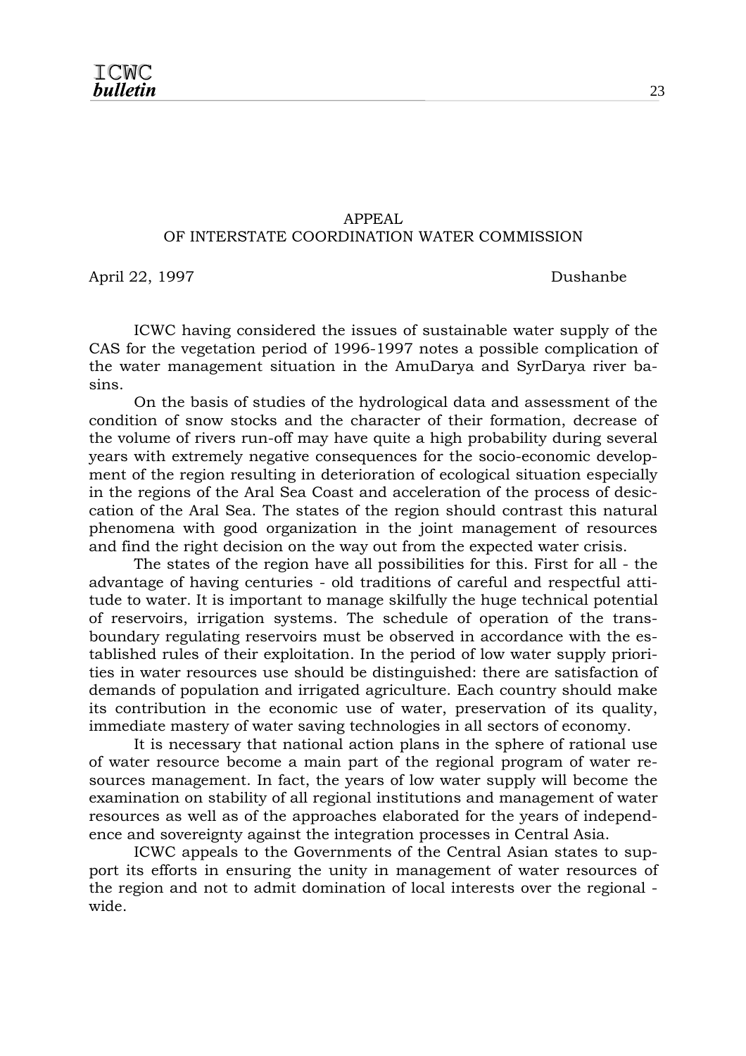# APPEAL
# OF INTERSTATE COORDINATION WATER COMMISSION

April 22, 1997 Dushanbe

ICWC having considered the issues of sustainable water supply of the CAS for the vegetation period of 1996-1997 notes a possible complication of the water management situation in the AmuDarya and SyrDarya river basins.

On the basis of studies of the hydrological data and assessment of the condition of snow stocks and the character of their formation, decrease of the volume of rivers run-off may have quite a high probability during several years with extremely negative consequences for the socio-economic development of the region resulting in deterioration of ecological situation especially in the regions of the Aral Sea Coast and acceleration of the process of desiccation of the Aral Sea. The states of the region should contrast this natural phenomena with good organization in the joint management of resources and find the right decision on the way out from the expected water crisis.

The states of the region have all possibilities for this. First for all - the advantage of having centuries - old traditions of careful and respectful attitude to water. It is important to manage skilfully the huge technical potential of reservoirs, irrigation systems. The schedule of operation of the transboundary regulating reservoirs must be observed in accordance with the established rules of their exploitation. In the period of low water supply priorities in water resources use should be distinguished: there are satisfaction of demands of population and irrigated agriculture. Each country should make its contribution in the economic use of water, preservation of its quality, immediate mastery of water saving technologies in all sectors of economy.

It is necessary that national action plans in the sphere of rational use of water resource become a main part of the regional program of water resources management. In fact, the years of low water supply will become the examination on stability of all regional institutions and management of water resources as well as of the approaches elaborated for the years of independence and sovereignty against the integration processes in Central Asia.

ICWC appeals to the Governments of the Central Asian states to support its efforts in ensuring the unity in management of water resources of the region and not to admit domination of local interests over the regional - wide.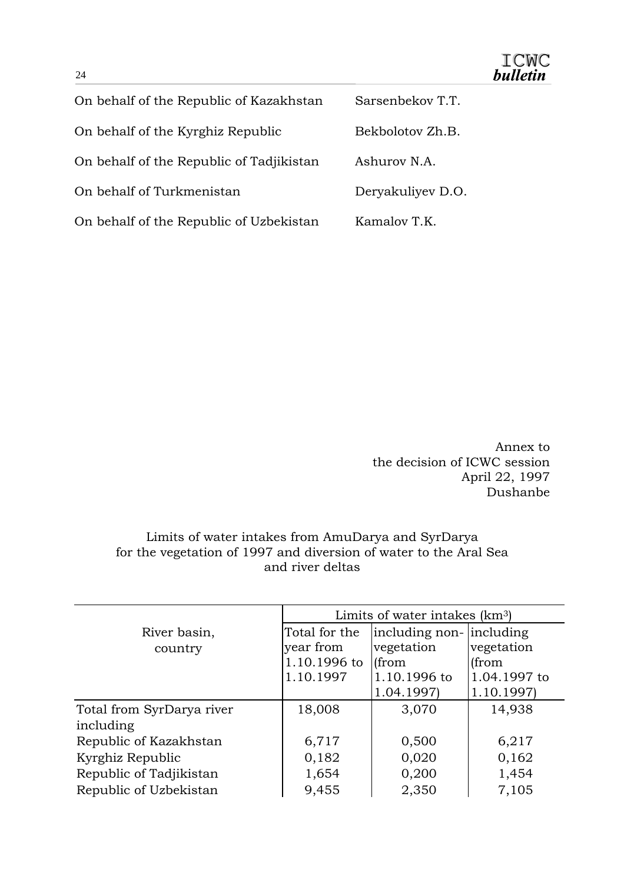On behalf of the Republic of Kazakhstan Sarsenbekov T.T.

On behalf of the Kyrghiz Republic Bekbolotov Zh.B.

On behalf of the Republic of Tadjikistan Ashurov N.A.

On behalf of Turkmenistan Deryakuliyev D.O.

On behalf of the Republic of Uzbekistan Kamalov T.K.

Annex to
the decision of ICWC session
April 22, 1997
Dushanbe

Limits of water intakes from AmuDarya and SyrDarya for the vegetation of 1997 and diversion of water to the Aral Sea and river deltas

| River basin, country | Limits of water intakes (km$^3$) | | |
|---|---|---|---|
| | Total for the year from 1.10.1996 to 1.10.1997 | including non-vegetation (from 1.10.1996 to 1.04.1997) | including vegetation (from 1.04.1997 to 1.10.1997) |
| Total from SyrDarya river including | 18,008 | 3,070 | 14,938 |
| Republic of Kazakhstan | 6,717 | 0,500 | 6,217 |
| Kyrghiz Republic | 0,182 | 0,020 | 0,162 |
| Republic of Tadjikistan | 1,654 | 0,200 | 1,454 |
| Republic of Uzbekistan | 9,455 | 2,350 | 7,105 |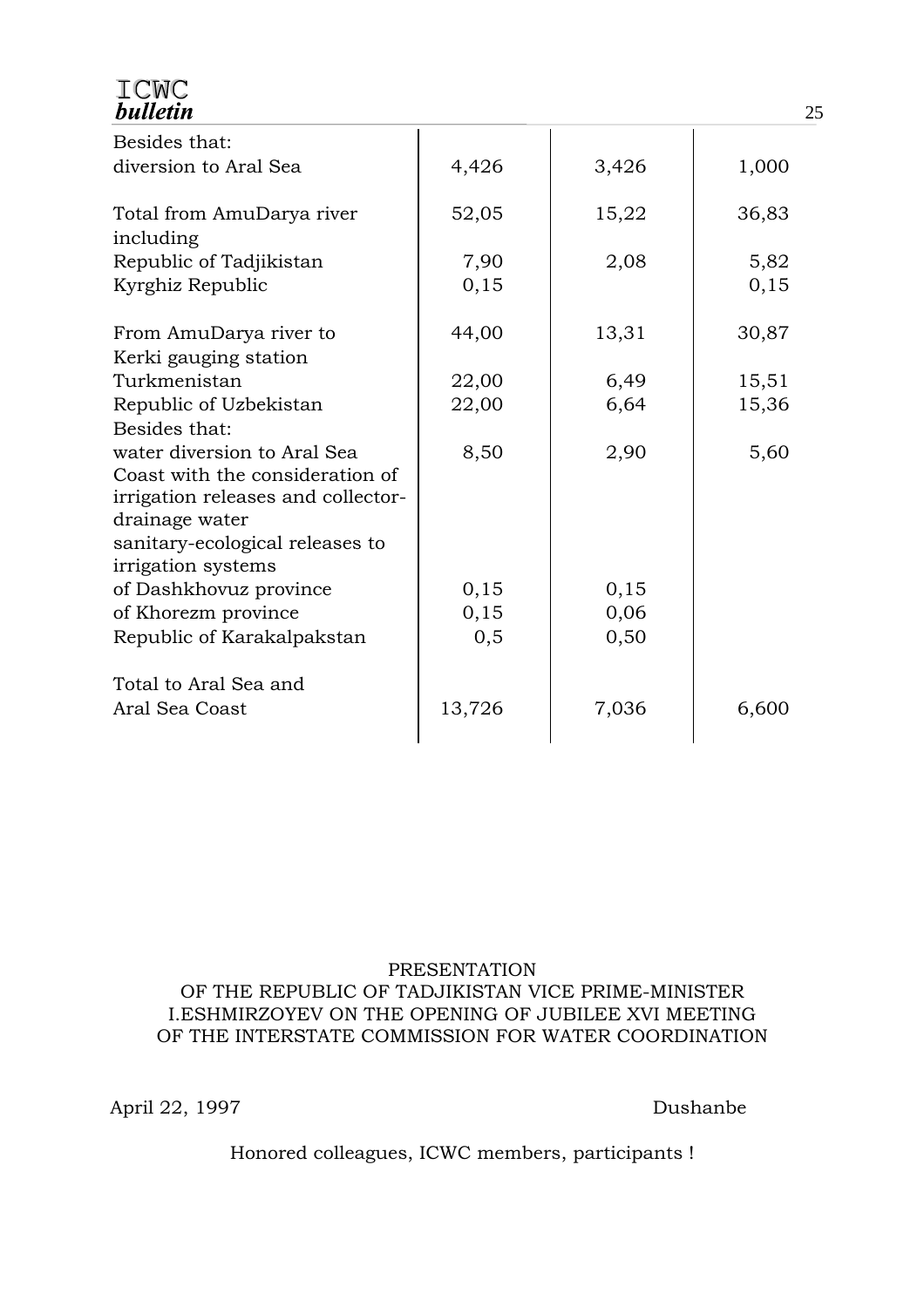| | | | |
|---|---|---|---|
| Besides that: | | | |
| diversion to Aral Sea | 4,426 | 3,426 | 1,000 |
| Total from AmuDarya river including | 52,05 | 15,22 | 36,83 |
| Republic of Tadjikistan | 7,90 | 2,08 | 5,82 |
| Kyrghiz Republic | 0,15 | | 0,15 |
| From AmuDarya river to Kerki gauging station | 44,00 | 13,31 | 30,87 |
| Turkmenistan | 22,00 | 6,49 | 15,51 |
| Republic of Uzbekistan | 22,00 | 6,64 | 15,36 |
| Besides that: | | | |
| water diversion to Aral Sea Coast with the consideration of irrigation releases and collector-drainage water | 8,50 | 2,90 | 5,60 |
| sanitary-ecological releases to irrigation systems | | | |
| of Dashkhovuz province | 0,15 | 0,15 | |
| of Khorezm province | 0,15 | 0,06 | |
| Republic of Karakalpakstan | 0,5 | 0,50 | |
| Total to Aral Sea and Aral Sea Coast | 13,726 | 7,036 | 6,600 |

PRESENTATION
OF THE REPUBLIC OF TADJIKISTAN VICE PRIME-MINISTER
I.ESHMIRZOYEV ON THE OPENING OF JUBILEE XVI MEETING
OF THE INTERSTATE COMMISSION FOR WATER COORDINATION

April 22, 1997 Dushanbe

Honored colleagues, ICWC members, participants !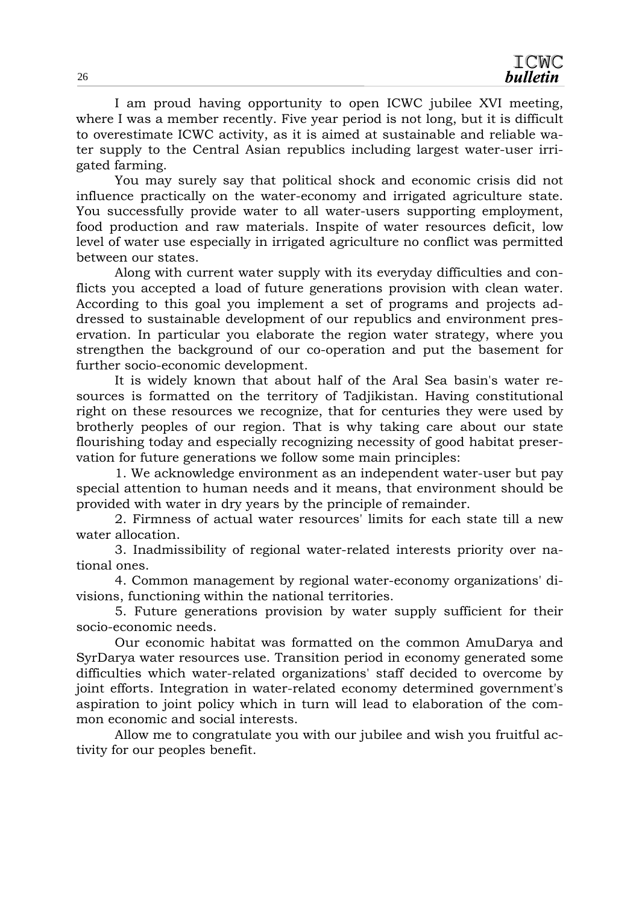I am proud having opportunity to open ICWC jubilee XVI meeting, where I was a member recently. Five year period is not long, but it is difficult to overestimate ICWC activity, as it is aimed at sustainable and reliable water supply to the Central Asian republics including largest water-user irrigated farming.

You may surely say that political shock and economic crisis did not influence practically on the water-economy and irrigated agriculture state. You successfully provide water to all water-users supporting employment, food production and raw materials. Inspite of water resources deficit, low level of water use especially in irrigated agriculture no conflict was permitted between our states.

Along with current water supply with its everyday difficulties and conflicts you accepted a load of future generations provision with clean water. According to this goal you implement a set of programs and projects addressed to sustainable development of our republics and environment preservation. In particular you elaborate the region water strategy, where you strengthen the background of our co-operation and put the basement for further socio-economic development.

It is widely known that about half of the Aral Sea basin's water resources is formatted on the territory of Tadjikistan. Having constitutional right on these resources we recognize, that for centuries they were used by brotherly peoples of our region. That is why taking care about our state flourishing today and especially recognizing necessity of good habitat preservation for future generations we follow some main principles:

1. We acknowledge environment as an independent water-user but pay special attention to human needs and it means, that environment should be provided with water in dry years by the principle of remainder.
2. Firmness of actual water resources' limits for each state till a new water allocation.
3. Inadmissibility of regional water-related interests priority over national ones.
4. Common management by regional water-economy organizations' divisions, functioning within the national territories.
5. Future generations provision by water supply sufficient for their socio-economic needs.

Our economic habitat was formatted on the common AmuDarya and SyrDarya water resources use. Transition period in economy generated some difficulties which water-related organizations' staff decided to overcome by joint efforts. Integration in water-related economy determined government's aspiration to joint policy which in turn will lead to elaboration of the common economic and social interests.

Allow me to congratulate you with our jubilee and wish you fruitful activity for our peoples benefit.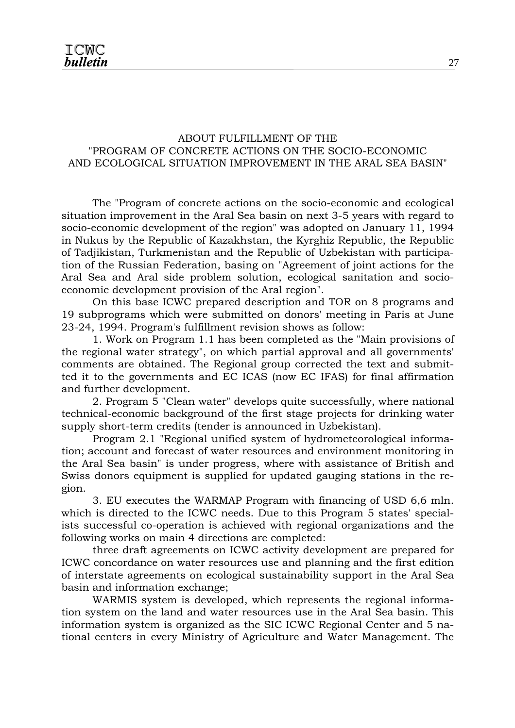## ABOUT FULFILLMENT OF THE "PROGRAM OF CONCRETE ACTIONS ON THE SOCIO-ECONOMIC AND ECOLOGICAL SITUATION IMPROVEMENT IN THE ARAL SEA BASIN"

The "Program of concrete actions on the socio-economic and ecological situation improvement in the Aral Sea basin on next 3-5 years with regard to socio-economic development of the region" was adopted on January 11, 1994 in Nukus by the Republic of Kazakhstan, the Kyrghiz Republic, the Republic of Tadjikistan, Turkmenistan and the Republic of Uzbekistan with participation of the Russian Federation, basing on "Agreement of joint actions for the Aral Sea and Aral side problem solution, ecological sanitation and socio-economic development provision of the Aral region".

On this base ICWC prepared description and TOR on 8 programs and 19 subprograms which were submitted on donors' meeting in Paris at June 23-24, 1994. Program's fulfillment revision shows as follow:

1. Work on Program 1.1 has been completed as the "Main provisions of the regional water strategy", on which partial approval and all governments' comments are obtained. The Regional group corrected the text and submitted it to the governments and EC ICAS (now EC IFAS) for final affirmation and further development.

2. Program 5 "Clean water" develops quite successfully, where national technical-economic background of the first stage projects for drinking water supply short-term credits (tender is announced in Uzbekistan).

Program 2.1 "Regional unified system of hydrometeorological information; account and forecast of water resources and environment monitoring in the Aral Sea basin" is under progress, where with assistance of British and Swiss donors equipment is supplied for updated gauging stations in the region.

3. EU executes the WARMAP Program with financing of USD 6,6 mln. which is directed to the ICWC needs. Due to this Program 5 states' specialists successful co-operation is achieved with regional organizations and the following works on main 4 directions are completed:

three draft agreements on ICWC activity development are prepared for ICWC concordance on water resources use and planning and the first edition of interstate agreements on ecological sustainability support in the Aral Sea basin and information exchange;

WARMIS system is developed, which represents the regional information system on the land and water resources use in the Aral Sea basin. This information system is organized as the SIC ICWC Regional Center and 5 national centers in every Ministry of Agriculture and Water Management. The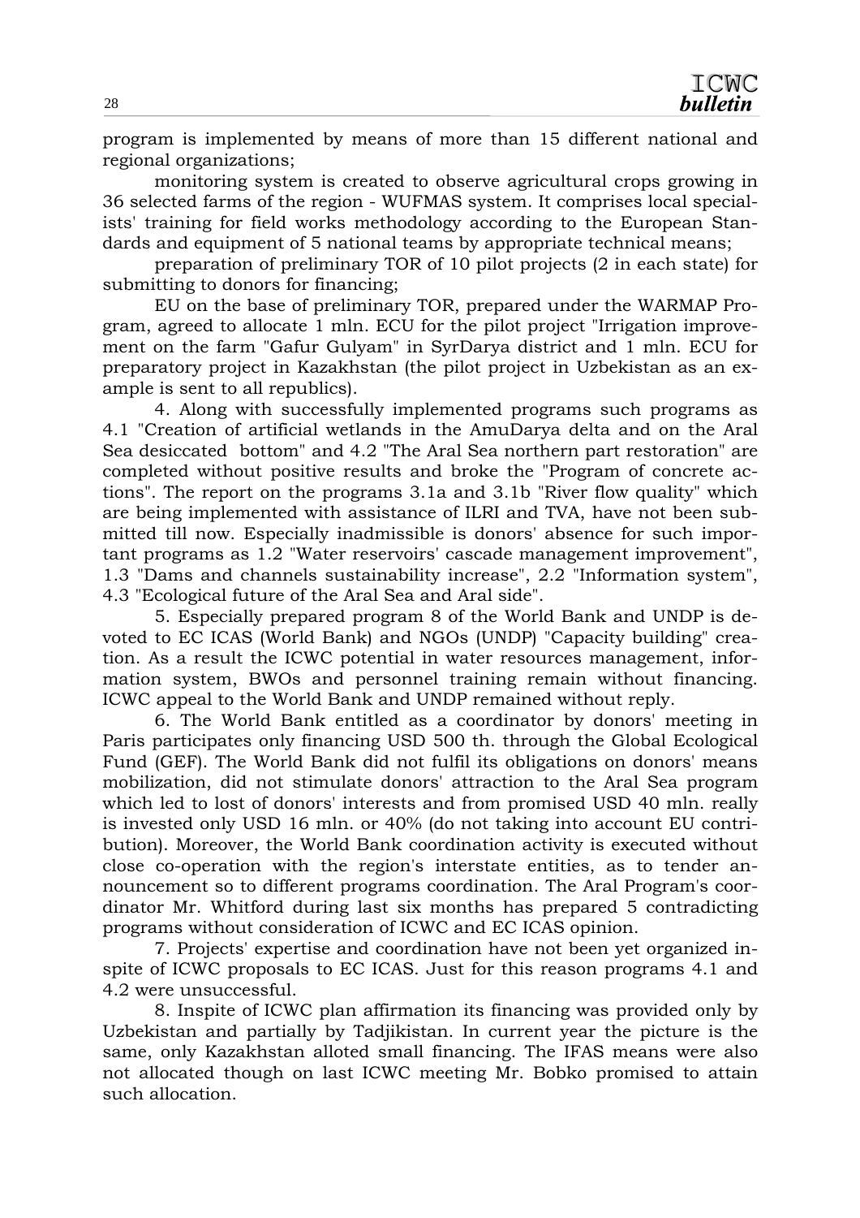program is implemented by means of more than 15 different national and regional organizations;

monitoring system is created to observe agricultural crops growing in 36 selected farms of the region - WUFMAS system. It comprises local specialists' training for field works methodology according to the European Standards and equipment of 5 national teams by appropriate technical means;

preparation of preliminary TOR of 10 pilot projects (2 in each state) for submitting to donors for financing;

EU on the base of preliminary TOR, prepared under the WARMAP Program, agreed to allocate 1 mln. ECU for the pilot project "Irrigation improvement on the farm "Gafur Gulyam" in SyrDarya district and 1 mln. ECU for preparatory project in Kazakhstan (the pilot project in Uzbekistan as an example is sent to all republics).

4. Along with successfully implemented programs such programs as 4.1 "Creation of artificial wetlands in the AmuDarya delta and on the Aral Sea desiccated bottom" and 4.2 "The Aral Sea northern part restoration" are completed without positive results and broke the "Program of concrete actions". The report on the programs 3.1a and 3.1b "River flow quality" which are being implemented with assistance of ILRI and TVA, have not been submitted till now. Especially inadmissible is donors' absence for such important programs as 1.2 "Water reservoirs' cascade management improvement", 1.3 "Dams and channels sustainability increase", 2.2 "Information system", 4.3 "Ecological future of the Aral Sea and Aral side".

5. Especially prepared program 8 of the World Bank and UNDP is devoted to EC ICAS (World Bank) and NGOs (UNDP) "Capacity building" creation. As a result the ICWC potential in water resources management, information system, BWOs and personnel training remain without financing. ICWC appeal to the World Bank and UNDP remained without reply.

6. The World Bank entitled as a coordinator by donors' meeting in Paris participates only financing USD 500 th. through the Global Ecological Fund (GEF). The World Bank did not fulfil its obligations on donors' means mobilization, did not stimulate donors' attraction to the Aral Sea program which led to lost of donors' interests and from promised USD 40 mln. really is invested only USD 16 mln. or 40% (do not taking into account EU contribution). Moreover, the World Bank coordination activity is executed without close co-operation with the region's interstate entities, as to tender announcement so to different programs coordination. The Aral Program's coordinator Mr. Whitford during last six months has prepared 5 contradicting programs without consideration of ICWC and EC ICAS opinion.

7. Projects' expertise and coordination have not been yet organized inspite of ICWC proposals to EC ICAS. Just for this reason programs 4.1 and 4.2 were unsuccessful.

8. Inspite of ICWC plan affirmation its financing was provided only by Uzbekistan and partially by Tadjikistan. In current year the picture is the same, only Kazakhstan alloted small financing. The IFAS means were also not allocated though on last ICWC meeting Mr. Bobko promised to attain such allocation.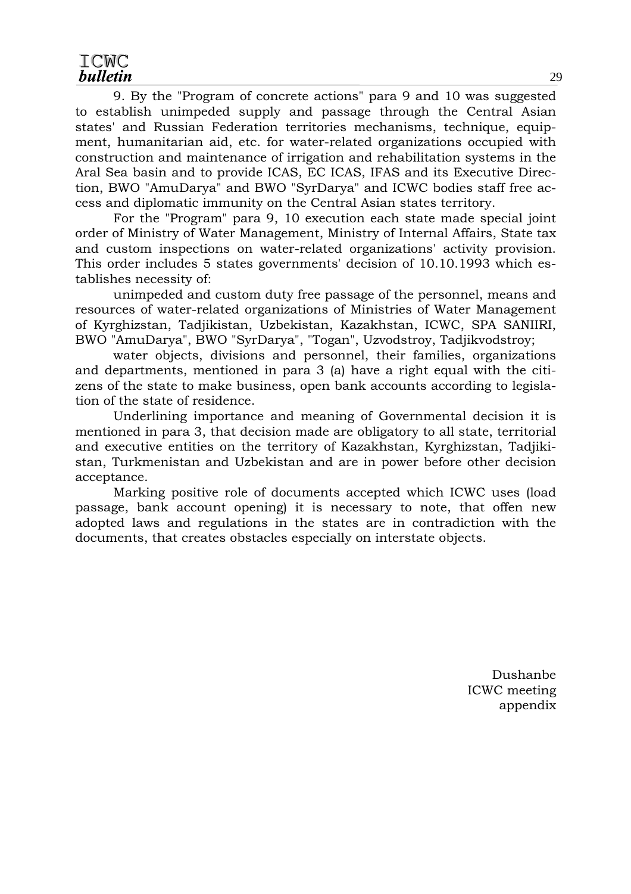9. By the "Program of concrete actions" para 9 and 10 was suggested to establish unimpeded supply and passage through the Central Asian states' and Russian Federation territories mechanisms, technique, equipment, humanitarian aid, etc. for water-related organizations occupied with construction and maintenance of irrigation and rehabilitation systems in the Aral Sea basin and to provide ICAS, EC ICAS, IFAS and its Executive Direction, BWO "AmuDarya" and BWO "SyrDarya" and ICWC bodies staff free access and diplomatic immunity on the Central Asian states territory.

For the "Program" para 9, 10 execution each state made special joint order of Ministry of Water Management, Ministry of Internal Affairs, State tax and custom inspections on water-related organizations' activity provision. This order includes 5 states governments' decision of 10.10.1993 which establishes necessity of:

unimpeded and custom duty free passage of the personnel, means and resources of water-related organizations of Ministries of Water Management of Kyrghizstan, Tadjikistan, Uzbekistan, Kazakhstan, ICWC, SPA SANIIRI, BWO "AmuDarya", BWO "SyrDarya", "Togan", Uzvodstroy, Tadjikvodstroy;

water objects, divisions and personnel, their families, organizations and departments, mentioned in para 3 (a) have a right equal with the citizens of the state to make business, open bank accounts according to legislation of the state of residence.

Underlining importance and meaning of Governmental decision it is mentioned in para 3, that decision made are obligatory to all state, territorial and executive entities on the territory of Kazakhstan, Kyrghizstan, Tadjikistan, Turkmenistan and Uzbekistan and are in power before other decision acceptance.

Marking positive role of documents accepted which ICWC uses (load passage, bank account opening) it is necessary to note, that offen new adopted laws and regulations in the states are in contradiction with the documents, that creates obstacles especially on interstate objects.

Dushanbe
ICWC meeting
appendix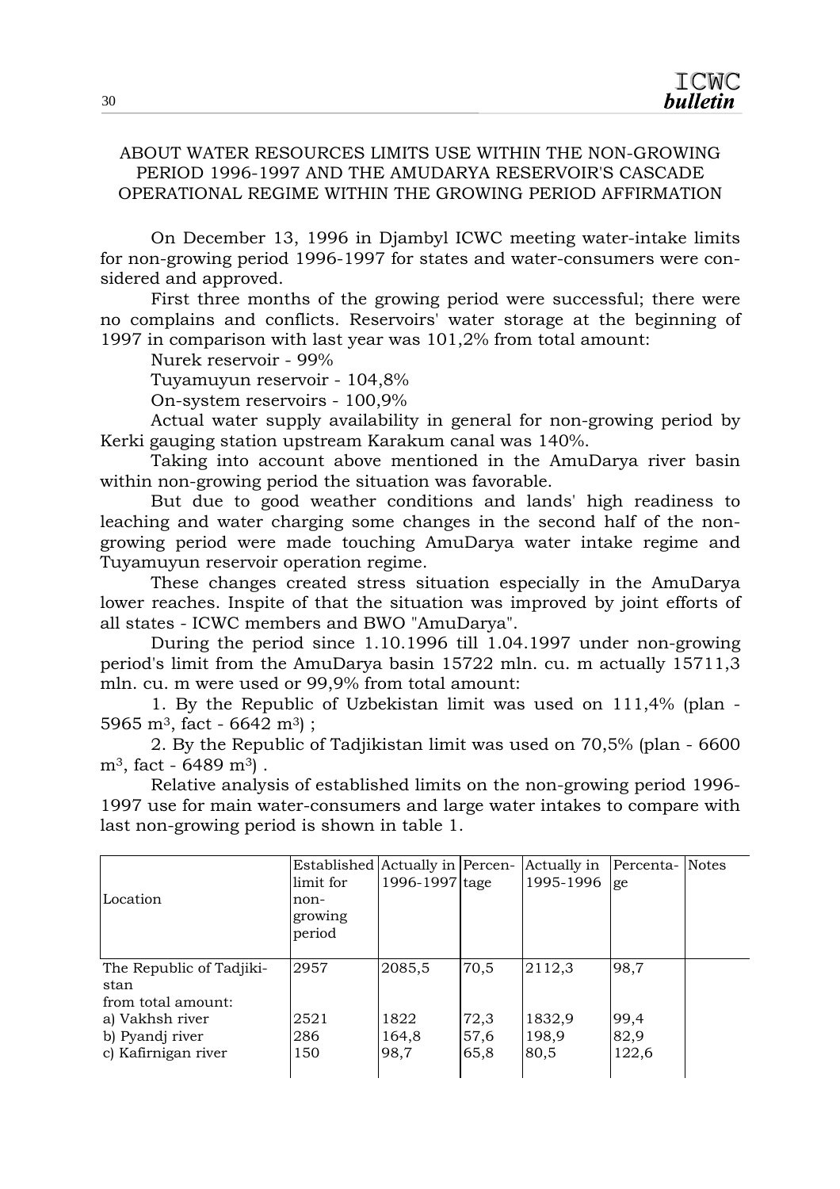## ABOUT WATER RESOURCES LIMITS USE WITHIN THE NON-GROWING PERIOD 1996-1997 AND THE AMUDARYA RESERVOIR'S CASCADE OPERATIONAL REGIME WITHIN THE GROWING PERIOD AFFIRMATION

On December 13, 1996 in Djambyl ICWC meeting water-intake limits for non-growing period 1996-1997 for states and water-consumers were considered and approved.

First three months of the growing period were successful; there were no complains and conflicts. Reservoirs' water storage at the beginning of 1997 in comparison with last year was 101,2% from total amount:

Nurek reservoir - 99%

Tuyamuyun reservoir - 104,8%

On-system reservoirs - 100,9%

Actual water supply availability in general for non-growing period by Kerki gauging station upstream Karakum canal was 140%.

Taking into account above mentioned in the AmuDarya river basin within non-growing period the situation was favorable.

But due to good weather conditions and lands' high readiness to leaching and water charging some changes in the second half of the non-growing period were made touching AmuDarya water intake regime and Tuyamuyun reservoir operation regime.

These changes created stress situation especially in the AmuDarya lower reaches. Inspite of that the situation was improved by joint efforts of all states - ICWC members and BWO "AmuDarya".

During the period since 1.10.1996 till 1.04.1997 under non-growing period's limit from the AmuDarya basin 15722 mln. cu. m actually 15711,3 mln. cu. m were used or 99,9% from total amount:

1. By the Republic of Uzbekistan limit was used on 111,4% (plan - 5965 m$^3$, fact - 6642 m$^3$) ;

2. By the Republic of Tadjikistan limit was used on 70,5% (plan - 6600 m$^3$, fact - 6489 m$^3$) .

Relative analysis of established limits on the non-growing period 1996-1997 use for main water-consumers and large water intakes to compare with last non-growing period is shown in table 1.

| Location | Established limit for non-growing period | Actually in 1996-1997 | Percentage | Actually in 1995-1996 | Percentage | Notes |
|---|---|---|---|---|---|---|
| The Republic of Tadjikistan from total amount: | 2957 | 2085,5 | 70,5 | 2112,3 | 98,7 | |
| a) Vakhsh river | 2521 | 1822 | 72,3 | 1832,9 | 99,4 | |
| b) Pyandj river | 286 | 164,8 | 57,6 | 198,9 | 82,9 | |
| c) Kafirnigan river | 150 | 98,7 | 65,8 | 80,5 | 122,6 | |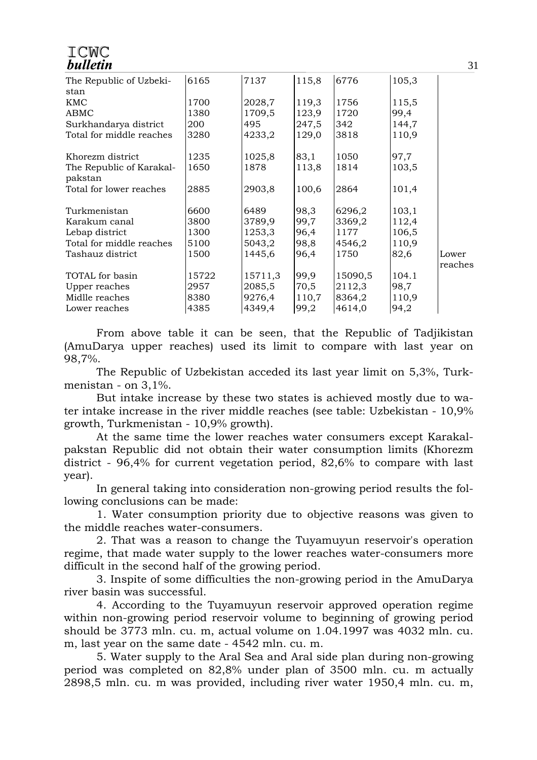| | | | | | | |
|---|---|---|---|---|---|---|
| The Republic of Uzbekistan | 6165 | 7137 | 115,8 | 6776 | 105,3 | |
| KMC | 1700 | 2028,7 | 119,3 | 1756 | 115,5 | |
| ABMC | 1380 | 1709,5 | 123,9 | 1720 | 99,4 | |
| Surkhandarya district | 200 | 495 | 247,5 | 342 | 144,7 | |
| Total for middle reaches | 3280 | 4233,2 | 129,0 | 3818 | 110,9 | |
| Khorezm district | 1235 | 1025,8 | 83,1 | 1050 | 97,7 | |
| The Republic of Karakalpakstan | 1650 | 1878 | 113,8 | 1814 | 103,5 | |
| Total for lower reaches | 2885 | 2903,8 | 100,6 | 2864 | 101,4 | |
| Turkmenistan | 6600 | 6489 | 98,3 | 6296,2 | 103,1 | |
| Karakum canal | 3800 | 3789,9 | 99,7 | 3369,2 | 112,4 | |
| Lebap district | 1300 | 1253,3 | 96,4 | 1177 | 106,5 | |
| Total for middle reaches | 5100 | 5043,2 | 98,8 | 4546,2 | 110,9 | |
| Tashauz district | 1500 | 1445,6 | 96,4 | 1750 | 82,6 | Lower reaches |
| TOTAL for basin | 15722 | 15711,3 | 99,9 | 15090,5 | 104.1 | |
| Upper reaches | 2957 | 2085,5 | 70,5 | 2112,3 | 98,7 | |
| Midlle reaches | 8380 | 9276,4 | 110,7 | 8364,2 | 110,9 | |
| Lower reaches | 4385 | 4349,4 | 99,2 | 4614,0 | 94,2 | |

From above table it can be seen, that the Republic of Tadjikistan (AmuDarya upper reaches) used its limit to compare with last year on 98,7%.

The Republic of Uzbekistan acceded its last year limit on 5,3%, Turkmenistan - on 3,1%.

But intake increase by these two states is achieved mostly due to water intake increase in the river middle reaches (see table: Uzbekistan - 10,9% growth, Turkmenistan - 10,9% growth).

At the same time the lower reaches water consumers except Karakalpakstan Republic did not obtain their water consumption limits (Khorezm district - 96,4% for current vegetation period, 82,6% to compare with last year).

In general taking into consideration non-growing period results the following conclusions can be made:

1. Water consumption priority due to objective reasons was given to the middle reaches water-consumers.

2. That was a reason to change the Tuyamuyun reservoir's operation regime, that made water supply to the lower reaches water-consumers more difficult in the second half of the growing period.

3. Inspite of some difficulties the non-growing period in the AmuDarya river basin was successful.

4. According to the Tuyamuyun reservoir approved operation regime within non-growing period reservoir volume to beginning of growing period should be 3773 mln. cu. m, actual volume on 1.04.1997 was 4032 mln. cu. m, last year on the same date - 4542 mln. cu. m.

5. Water supply to the Aral Sea and Aral side plan during non-growing period was completed on 82,8% under plan of 3500 mln. cu. m actually 2898,5 mln. cu. m was provided, including river water 1950,4 mln. cu. m,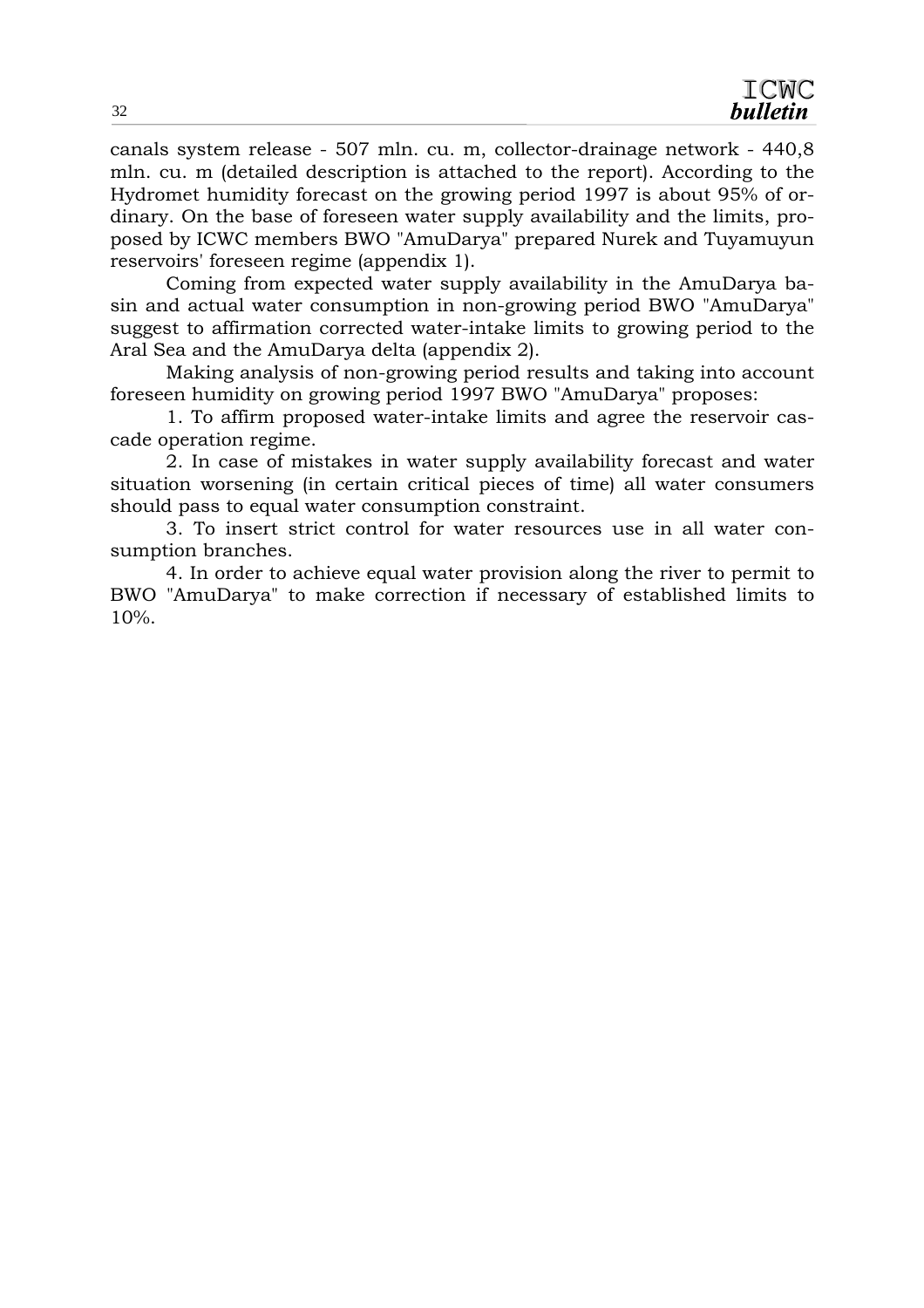canals system release - 507 mln. cu. m, collector-drainage network - 440,8 mln. cu. m (detailed description is attached to the report). According to the Hydromet humidity forecast on the growing period 1997 is about 95% of ordinary. On the base of foreseen water supply availability and the limits, proposed by ICWC members BWO "AmuDarya" prepared Nurek and Tuyamuyun reservoirs' foreseen regime (appendix 1).

Coming from expected water supply availability in the AmuDarya basin and actual water consumption in non-growing period BWO "AmuDarya" suggest to affirmation corrected water-intake limits to growing period to the Aral Sea and the AmuDarya delta (appendix 2).

Making analysis of non-growing period results and taking into account foreseen humidity on growing period 1997 BWO "AmuDarya" proposes:

1. To affirm proposed water-intake limits and agree the reservoir cascade operation regime.

2. In case of mistakes in water supply availability forecast and water situation worsening (in certain critical pieces of time) all water consumers should pass to equal water consumption constraint.

3. To insert strict control for water resources use in all water consumption branches.

4. In order to achieve equal water provision along the river to permit to BWO "AmuDarya" to make correction if necessary of established limits to 10%.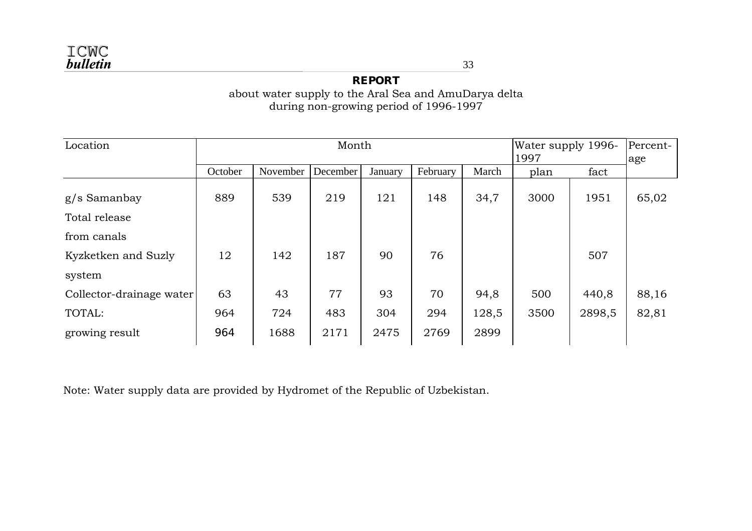**REPORT**

about water supply to the Aral Sea and AmuDarya delta during non-growing period of 1996-1997

| Location | Month | | | | | | Water supply 1996-1997 | | Percent-age |
|---|---|---|---|---|---|---|---|---|---|
| | October | November | December | January | February | March | plan | fact | |
| g/s Samanbay | 889 | 539 | 219 | 121 | 148 | 34,7 | 3000 | 1951 | 65,02 |
| Total release | | | | | | | | | |
| from canals | | | | | | | | | |
| Kyzketken and Suzly | 12 | 142 | 187 | 90 | 76 | | | 507 | |
| system | | | | | | | | | |
| Collector-drainage water | 63 | 43 | 77 | 93 | 70 | 94,8 | 500 | 440,8 | 88,16 |
| TOTAL: | 964 | 724 | 483 | 304 | 294 | 128,5 | 3500 | 2898,5 | 82,81 |
| growing result | 964 | 1688 | 2171 | 2475 | 2769 | 2899 | | | |

Note: Water supply data are provided by Hydromet of the Republic of Uzbekistan.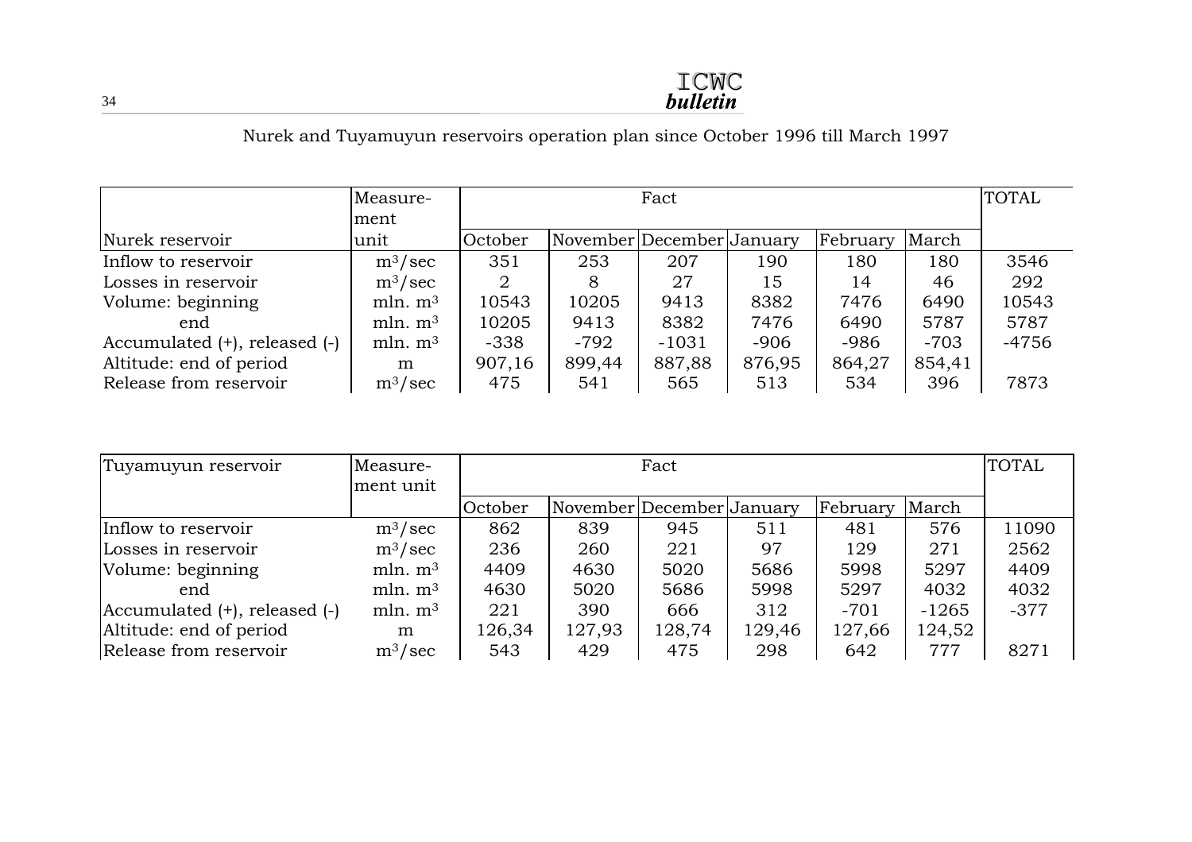Nurek and Tuyamuyun reservoirs operation plan since October 1996 till March 1997

| Nurek reservoir | Measure-ment unit | Fact | | | | | | TOTAL |
|---|---|---|---|---|---|---|---|---|
| | | October | November | December | January | February | March | |
| Inflow to reservoir | $m^3/sec$ | 351 | 253 | 207 | 190 | 180 | 180 | 3546 |
| Losses in reservoir | $m^3/sec$ | 2 | 8 | 27 | 15 | 14 | 46 | 292 |
| Volume: beginning | mln. $m^3$ | 10543 | 10205 | 9413 | 8382 | 7476 | 6490 | 10543 |
| end | mln. $m^3$ | 10205 | 9413 | 8382 | 7476 | 6490 | 5787 | 5787 |
| Accumulated (+), released (-) | mln. $m^3$ | -338 | -792 | -1031 | -906 | -986 | -703 | -4756 |
| Altitude: end of period | m | 907,16 | 899,44 | 887,88 | 876,95 | 864,27 | 854,41 | |
| Release from reservoir | $m^3/sec$ | 475 | 541 | 565 | 513 | 534 | 396 | 7873 |

| Tuyamuyun reservoir | Measure-ment unit | Fact | | | | | | TOTAL |
|---|---|---|---|---|---|---|---|---|
| | | October | November | December | January | February | March | |
| Inflow to reservoir | $m^3/sec$ | 862 | 839 | 945 | 511 | 481 | 576 | 11090 |
| Losses in reservoir | $m^3/sec$ | 236 | 260 | 221 | 97 | 129 | 271 | 2562 |
| Volume: beginning | mln. $m^3$ | 4409 | 4630 | 5020 | 5686 | 5998 | 5297 | 4409 |
| end | mln. $m^3$ | 4630 | 5020 | 5686 | 5998 | 5297 | 4032 | 4032 |
| Accumulated (+), released (-) | mln. $m^3$ | 221 | 390 | 666 | 312 | -701 | -1265 | -377 |
| Altitude: end of period | m | 126,34 | 127,93 | 128,74 | 129,46 | 127,66 | 124,52 | |
| Release from reservoir | $m^3/sec$ | 543 | 429 | 475 | 298 | 642 | 777 | 8271 |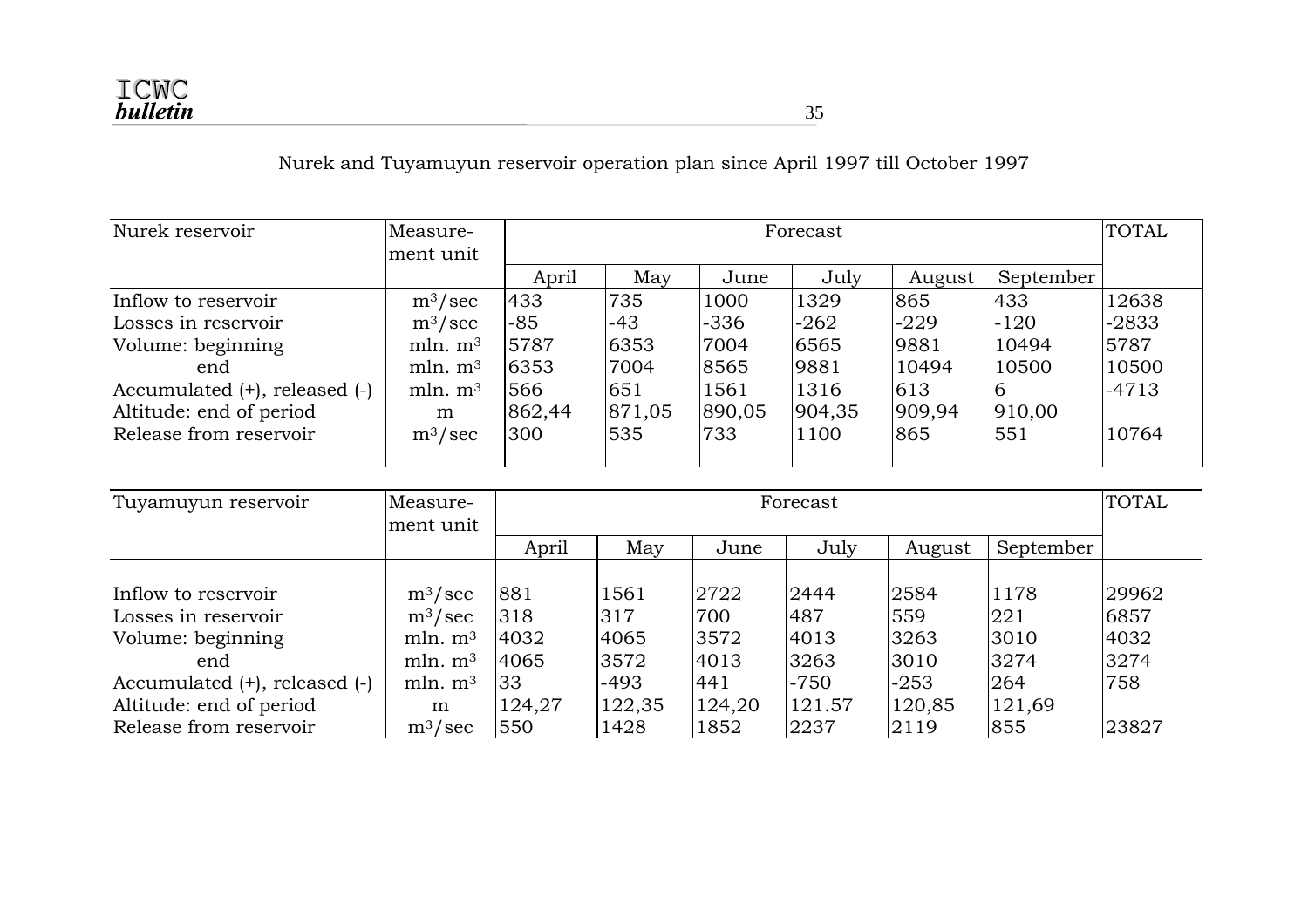Nurek and Tuyamuyun reservoir operation plan since April 1997 till October 1997

| Nurek reservoir | Measure-ment unit | Forecast | | | | | | TOTAL |
|---|---|---|---|---|---|---|---|---|
| | | April | May | June | July | August | September | |
| Inflow to reservoir | $m^3/sec$ | 433 | 735 | 1000 | 1329 | 865 | 433 | 12638 |
| Losses in reservoir | $m^3/sec$ | -85 | -43 | -336 | -262 | -229 | -120 | -2833 |
| Volume: beginning | mln. $m^3$ | 5787 | 6353 | 7004 | 6565 | 9881 | 10494 | 5787 |
| end | mln. $m^3$ | 6353 | 7004 | 8565 | 9881 | 10494 | 10500 | 10500 |
| Accumulated (+), released (-) | mln. $m^3$ | 566 | 651 | 1561 | 1316 | 613 | 6 | -4713 |
| Altitude: end of period | m | 862,44 | 871,05 | 890,05 | 904,35 | 909,94 | 910,00 | |
| Release from reservoir | $m^3/sec$ | 300 | 535 | 733 | 1100 | 865 | 551 | 10764 |

| Tuyamuyun reservoir | Measure-ment unit | Forecast | | | | | | TOTAL |
|---|---|---|---|---|---|---|---|---|
| | | April | May | June | July | August | September | |
| Inflow to reservoir | $m^3/sec$ | 881 | 1561 | 2722 | 2444 | 2584 | 1178 | 29962 |
| Losses in reservoir | $m^3/sec$ | 318 | 317 | 700 | 487 | 559 | 221 | 6857 |
| Volume: beginning | mln. $m^3$ | 4032 | 4065 | 3572 | 4013 | 3263 | 3010 | 4032 |
| end | mln. $m^3$ | 4065 | 3572 | 4013 | 3263 | 3010 | 3274 | 3274 |
| Accumulated (+), released (-) | mln. $m^3$ | 33 | -493 | 441 | -750 | -253 | 264 | 758 |
| Altitude: end of period | m | 124,27 | 122,35 | 124,20 | 121.57 | 120,85 | 121,69 | |
| Release from reservoir | $m^3/sec$ | 550 | 1428 | 1852 | 2237 | 2119 | 855 | 23827 |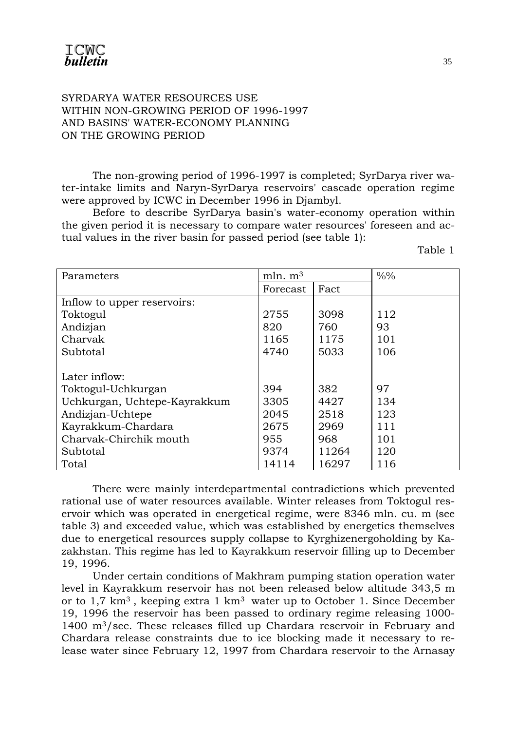# SYRDARYA WATER RESOURCES USE WITHIN NON-GROWING PERIOD OF 1996-1997 AND BASINS' WATER-ECONOMY PLANNING ON THE GROWING PERIOD

The non-growing period of 1996-1997 is completed; SyrDarya river water-intake limits and Naryn-SyrDarya reservoirs' cascade operation regime were approved by ICWC in December 1996 in Djambyl.

Before to describe SyrDarya basin's water-economy operation within the given period it is necessary to compare water resources' foreseen and actual values in the river basin for passed period (see table 1):

Table 1

| Parameters | mln. $m^3$ | | %% |
|---|---|---|---|
| | Forecast | Fact | |
| Inflow to upper reservoirs: | | | |
| Toktogul | 2755 | 3098 | 112 |
| Andizjan | 820 | 760 | 93 |
| Charvak | 1165 | 1175 | 101 |
| Subtotal | 4740 | 5033 | 106 |
| Later inflow: | | | |
| Toktogul-Uchkurgan | 394 | 382 | 97 |
| Uchkurgan, Uchtepe-Kayrakkum | 3305 | 4427 | 134 |
| Andizjan-Uchtepe | 2045 | 2518 | 123 |
| Kayrakkum-Chardara | 2675 | 2969 | 111 |
| Charvak-Chirchik mouth | 955 | 968 | 101 |
| Subtotal | 9374 | 11264 | 120 |
| Total | 14114 | 16297 | 116 |

There were mainly interdepartmental contradictions which prevented rational use of water resources available. Winter releases from Toktogul reservoir which was operated in energetical regime, were 8346 mln. cu. m (see table 3) and exceeded value, which was established by energetics themselves due to energetical resources supply collapse to Kyrghizenergoholding by Kazakhstan. This regime has led to Kayrakkum reservoir filling up to December 19, 1996.

Under certain conditions of Makhram pumping station operation water level in Kayrakkum reservoir has not been released below altitude 343,5 m or to 1,7 $km^3$, keeping extra 1 $km^3$ water up to October 1. Since December 19, 1996 the reservoir has been passed to ordinary regime releasing 1000-1400 $m^3$/sec. These releases filled up Chardara reservoir in February and Chardara release constraints due to ice blocking made it necessary to release water since February 12, 1997 from Chardara reservoir to the Arnasay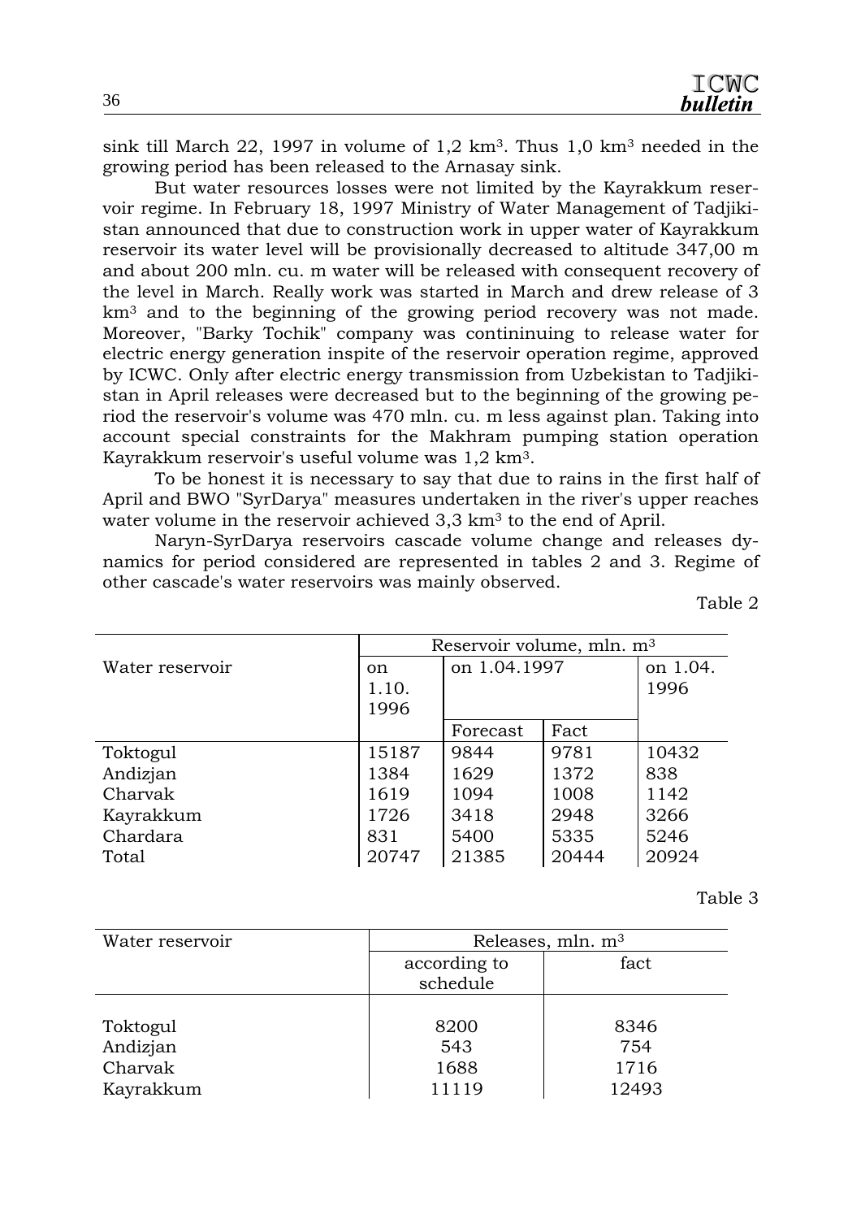sink till March 22, 1997 in volume of 1,2 km$^3$. Thus 1,0 km$^3$ needed in the growing period has been released to the Arnasay sink.

But water resources losses were not limited by the Kayrakkum reservoir regime. In February 18, 1997 Ministry of Water Management of Tadjikistan announced that due to construction work in upper water of Kayrakkum reservoir its water level will be provisionally decreased to altitude 347,00 m and about 200 mln. cu. m water will be released with consequent recovery of the level in March. Really work was started in March and drew release of 3 km$^3$ and to the beginning of the growing period recovery was not made. Moreover, "Barky Tochik" company was contininuing to release water for electric energy generation inspite of the reservoir operation regime, approved by ICWC. Only after electric energy transmission from Uzbekistan to Tadjikistan in April releases were decreased but to the beginning of the growing period the reservoir's volume was 470 mln. cu. m less against plan. Taking into account special constraints for the Makhram pumping station operation Kayrakkum reservoir's useful volume was 1,2 km$^3$.

To be honest it is necessary to say that due to rains in the first half of April and BWO "SyrDarya" measures undertaken in the river's upper reaches water volume in the reservoir achieved 3,3 km$^3$ to the end of April.

Naryn-SyrDarya reservoirs cascade volume change and releases dynamics for period considered are represented in tables 2 and 3. Regime of other cascade's water reservoirs was mainly observed.

Table 2

| Water reservoir | Reservoir volume, mln. m$^3$ | | | |
|---|---|---|---|---|
| | on 1.10. 1996 | on 1.04.1997 | | on 1.04. 1996 |
| | | Forecast | Fact | |
| Toktogul | 15187 | 9844 | 9781 | 10432 |
| Andizjan | 1384 | 1629 | 1372 | 838 |
| Charvak | 1619 | 1094 | 1008 | 1142 |
| Kayrakkum | 1726 | 3418 | 2948 | 3266 |
| Chardara | 831 | 5400 | 5335 | 5246 |
| Total | 20747 | 21385 | 20444 | 20924 |

Table 3

| Water reservoir | Releases, mln. m$^3$ | |
|---|---|---|
| | according to schedule | fact |
| Toktogul | 8200 | 8346 |
| Andizjan | 543 | 754 |
| Charvak | 1688 | 1716 |
| Kayrakkum | 11119 | 12493 |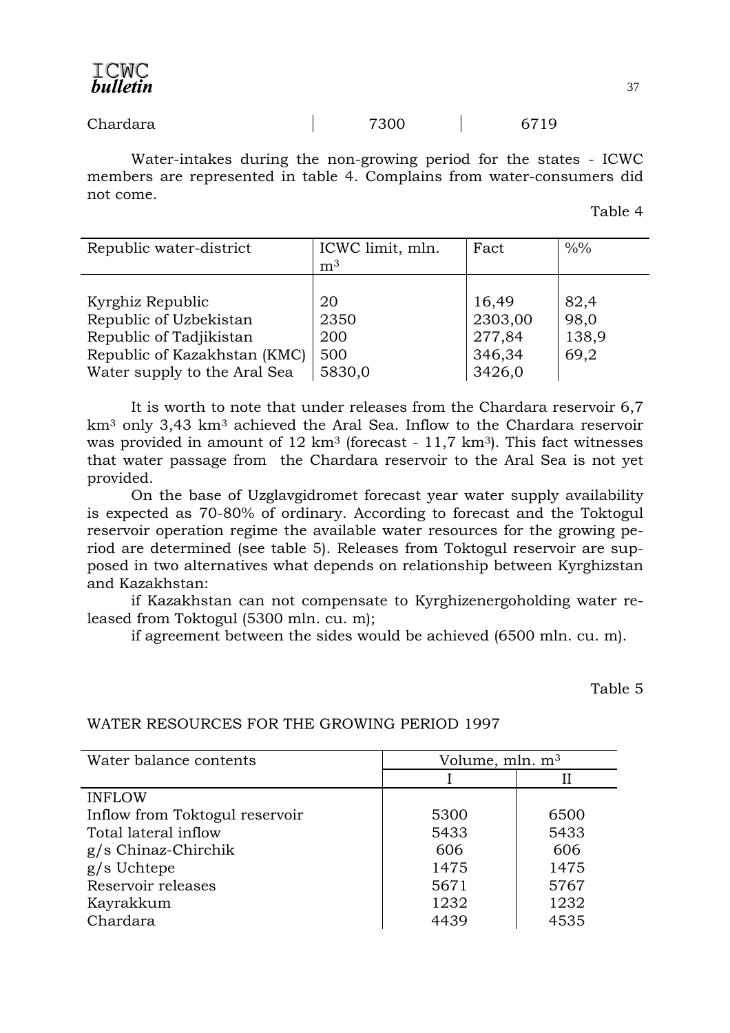| Chardara | 7300 | 6719 |
|---|---|---|

Water-intakes during the non-growing period for the states - ICWC members are represented in table 4. Complains from water-consumers did not come.

Table 4

| Republic water-district | ICWC limit, mln. $m^3$ | Fact | %% |
|---|---|---|---|
| Kyrghiz Republic | 20 | 16,49 | 82,4 |
| Republic of Uzbekistan | 2350 | 2303,00 | 98,0 |
| Republic of Tadjikistan | 200 | 277,84 | 138,9 |
| Republic of Kazakhstan (KMC) | 500 | 346,34 | 69,2 |
| Water supply to the Aral Sea | 5830,0 | 3426,0 | |

It is worth to note that under releases from the Chardara reservoir 6,7 $km^3$ only 3,43 $km^3$ achieved the Aral Sea. Inflow to the Chardara reservoir was provided in amount of 12 $km^3$ (forecast - 11,7 $km^3$). This fact witnesses that water passage from the Chardara reservoir to the Aral Sea is not yet provided.

On the base of Uzglavgidromet forecast year water supply availability is expected as 70-80% of ordinary. According to forecast and the Toktogul reservoir operation regime the available water resources for the growing period are determined (see table 5). Releases from Toktogul reservoir are supposed in two alternatives what depends on relationship between Kyrghizstan and Kazakhstan:

if Kazakhstan can not compensate to Kyrghizenergoholding water released from Toktogul (5300 mln. cu. m);

if agreement between the sides would be achieved (6500 mln. cu. m).

Table 5

WATER RESOURCES FOR THE GROWING PERIOD 1997

| Water balance contents | Volume, mln. $m^3$ | |
|---|---|---|
| | I | II |
| INFLOW | | |
| Inflow from Toktogul reservoir | 5300 | 6500 |
| Total lateral inflow | 5433 | 5433 |
| g/s Chinaz-Chirchik | 606 | 606 |
| g/s Uchtepe | 1475 | 1475 |
| Reservoir releases | 5671 | 5767 |
| Kayrakkum | 1232 | 1232 |
| Chardara | 4439 | 4535 |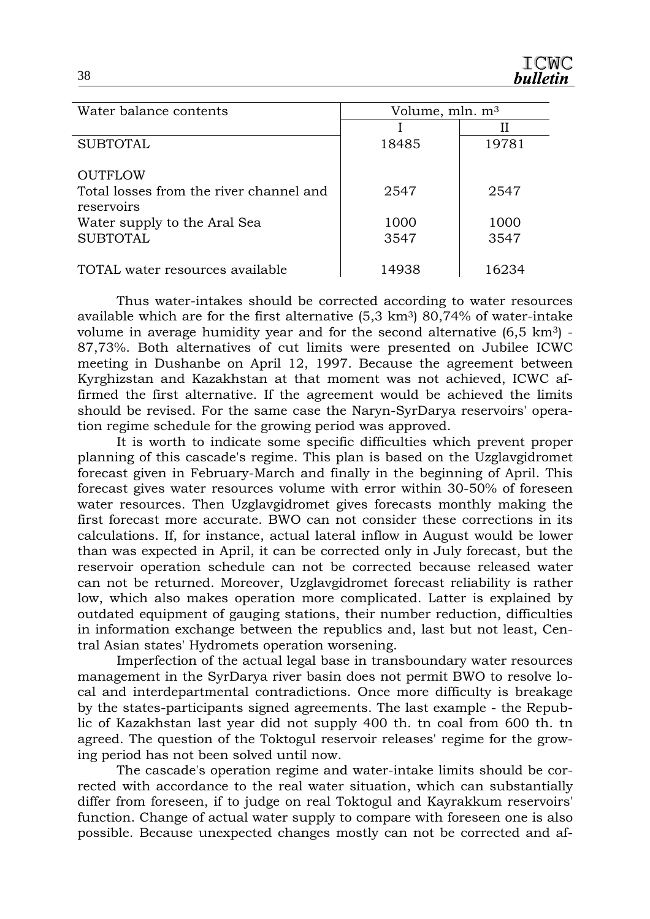| Water balance contents | Volume, mln. $m^3$ | |
|---|---|---|
| | I | II |
| SUBTOTAL | 18485 | 19781 |
| OUTFLOW | | |
| Total losses from the river channel and reservoirs | 2547 | 2547 |
| Water supply to the Aral Sea | 1000 | 1000 |
| SUBTOTAL | 3547 | 3547 |
| TOTAL water resources available | 14938 | 16234 |

Thus water-intakes should be corrected according to water resources available which are for the first alternative (5,3 $km^3$) 80,74% of water-intake volume in average humidity year and for the second alternative (6,5 $km^3$) - 87,73%. Both alternatives of cut limits were presented on Jubilee ICWC meeting in Dushanbe on April 12, 1997. Because the agreement between Kyrghizstan and Kazakhstan at that moment was not achieved, ICWC affirmed the first alternative. If the agreement would be achieved the limits should be revised. For the same case the Naryn-SyrDarya reservoirs' operation regime schedule for the growing period was approved.

It is worth to indicate some specific difficulties which prevent proper planning of this cascade's regime. This plan is based on the Uzglavgidromet forecast given in February-March and finally in the beginning of April. This forecast gives water resources volume with error within 30-50% of foreseen water resources. Then Uzglavgidromet gives forecasts monthly making the first forecast more accurate. BWO can not consider these corrections in its calculations. If, for instance, actual lateral inflow in August would be lower than was expected in April, it can be corrected only in July forecast, but the reservoir operation schedule can not be corrected because released water can not be returned. Moreover, Uzglavgidromet forecast reliability is rather low, which also makes operation more complicated. Latter is explained by outdated equipment of gauging stations, their number reduction, difficulties in information exchange between the republics and, last but not least, Central Asian states' Hydromets operation worsening.

Imperfection of the actual legal base in transboundary water resources management in the SyrDarya river basin does not permit BWO to resolve local and interdepartmental contradictions. Once more difficulty is breakage by the states-participants signed agreements. The last example - the Republic of Kazakhstan last year did not supply 400 th. tn coal from 600 th. tn agreed. The question of the Toktogul reservoir releases' regime for the growing period has not been solved until now.

The cascade's operation regime and water-intake limits should be corrected with accordance to the real water situation, which can substantially differ from foreseen, if to judge on real Toktogul and Kayrakkum reservoirs' function. Change of actual water supply to compare with foreseen one is also possible. Because unexpected changes mostly can not be corrected and af-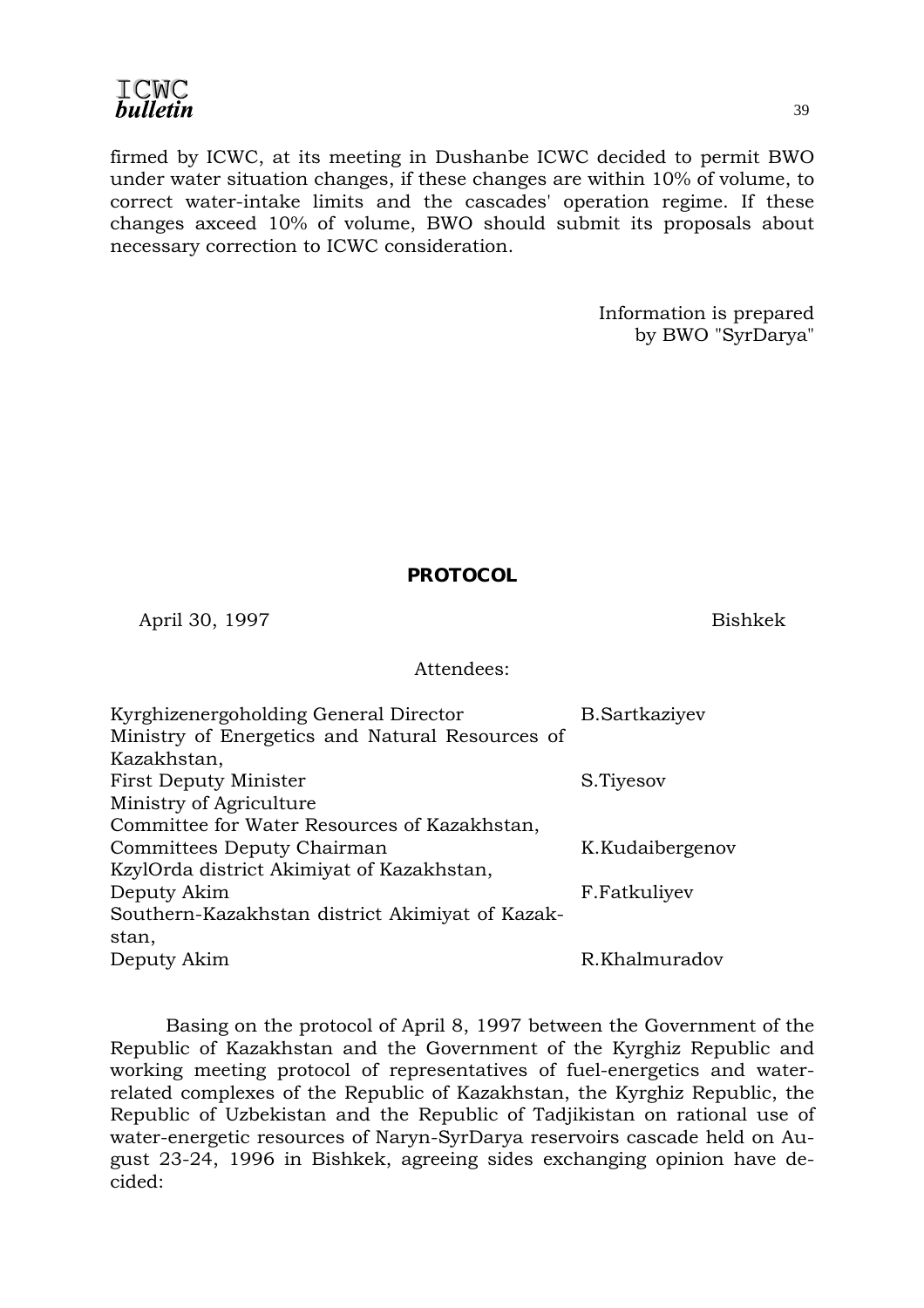firmed by ICWC, at its meeting in Dushanbe ICWC decided to permit BWO under water situation changes, if these changes are within 10% of volume, to correct water-intake limits and the cascades' operation regime. If these changes axceed 10% of volume, BWO should submit its proposals about necessary correction to ICWC consideration.

Information is prepared
by BWO "SyrDarya"

## PROTOCOL

April 30, 1997 Bishkek

Attendees:

| | |
|---|---|
| Kyrghizenergoholding General Director | B.Sartkaziyev |
| Ministry of Energetics and Natural Resources of Kazakhstan, First Deputy Minister | S.Tiyesov |
| Ministry of Agriculture Committee for Water Resources of Kazakhstan, Committees Deputy Chairman | K.Kudaibergenov |
| KzylOrda district Akimiyat of Kazakhstan, Deputy Akim | F.Fatkuliyev |
| Southern-Kazakhstan district Akimiyat of Kazakstan, Deputy Akim | R.Khalmuradov |

Basing on the protocol of April 8, 1997 between the Government of the Republic of Kazakhstan and the Government of the Kyrghiz Republic and working meeting protocol of representatives of fuel-energetics and water-related complexes of the Republic of Kazakhstan, the Kyrghiz Republic, the Republic of Uzbekistan and the Republic of Tadjikistan on rational use of water-energetic resources of Naryn-SyrDarya reservoirs cascade held on August 23-24, 1996 in Bishkek, agreeing sides exchanging opinion have decided: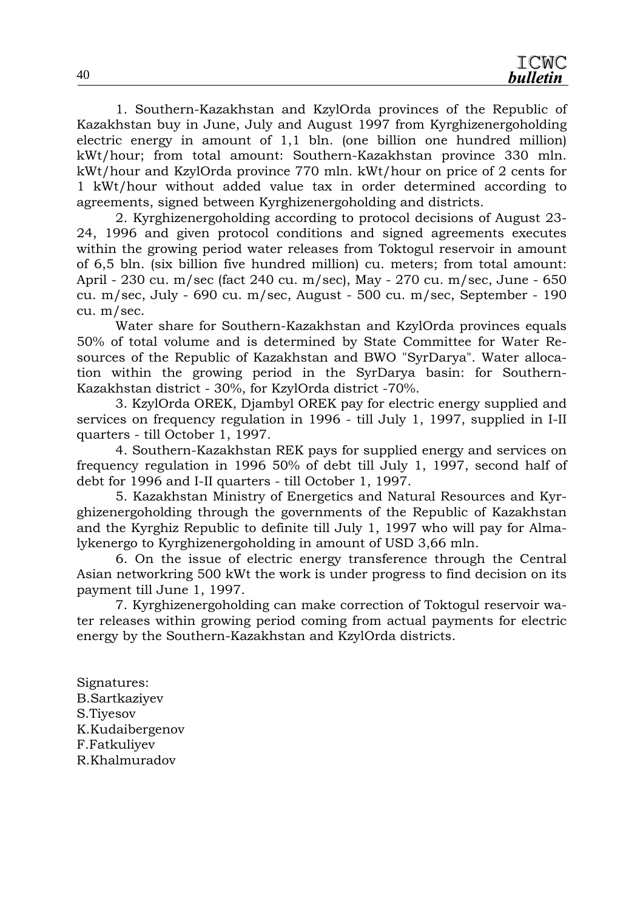1. Southern-Kazakhstan and KzylOrda provinces of the Republic of Kazakhstan buy in June, July and August 1997 from Kyrghizenergoholding electric energy in amount of 1,1 bln. (one billion one hundred million) kWt/hour; from total amount: Southern-Kazakhstan province 330 mln. kWt/hour and KzylOrda province 770 mln. kWt/hour on price of 2 cents for 1 kWt/hour without added value tax in order determined according to agreements, signed between Kyrghizenergoholding and districts.

2. Kyrghizenergoholding according to protocol decisions of August 23-24, 1996 and given protocol conditions and signed agreements executes within the growing period water releases from Toktogul reservoir in amount of 6,5 bln. (six billion five hundred million) cu. meters; from total amount: April - 230 cu. m/sec (fact 240 cu. m/sec), May - 270 cu. m/sec, June - 650 cu. m/sec, July - 690 cu. m/sec, August - 500 cu. m/sec, September - 190 cu. m/sec.

Water share for Southern-Kazakhstan and KzylOrda provinces equals 50% of total volume and is determined by State Committee for Water Resources of the Republic of Kazakhstan and BWO "SyrDarya". Water allocation within the growing period in the SyrDarya basin: for Southern-Kazakhstan district - 30%, for KzylOrda district -70%.

3. KzylOrda OREK, Djambyl OREK pay for electric energy supplied and services on frequency regulation in 1996 - till July 1, 1997, supplied in I-II quarters - till October 1, 1997.

4. Southern-Kazakhstan REK pays for supplied energy and services on frequency regulation in 1996 50% of debt till July 1, 1997, second half of debt for 1996 and I-II quarters - till October 1, 1997.

5. Kazakhstan Ministry of Energetics and Natural Resources and Kyrghizenergoholding through the governments of the Republic of Kazakhstan and the Kyrghiz Republic to definite till July 1, 1997 who will pay for Almalykenergo to Kyrghizenergoholding in amount of USD 3,66 mln.

6. On the issue of electric energy transference through the Central Asian networkring 500 kWt the work is under progress to find decision on its payment till June 1, 1997.

7. Kyrghizenergoholding can make correction of Toktogul reservoir water releases within growing period coming from actual payments for electric energy by the Southern-Kazakhstan and KzylOrda districts.

Signatures:
B.Sartkaziyev
S.Tiyesov
K.Kudaibergenov
F.Fatkuliyev
R.Khalmuradov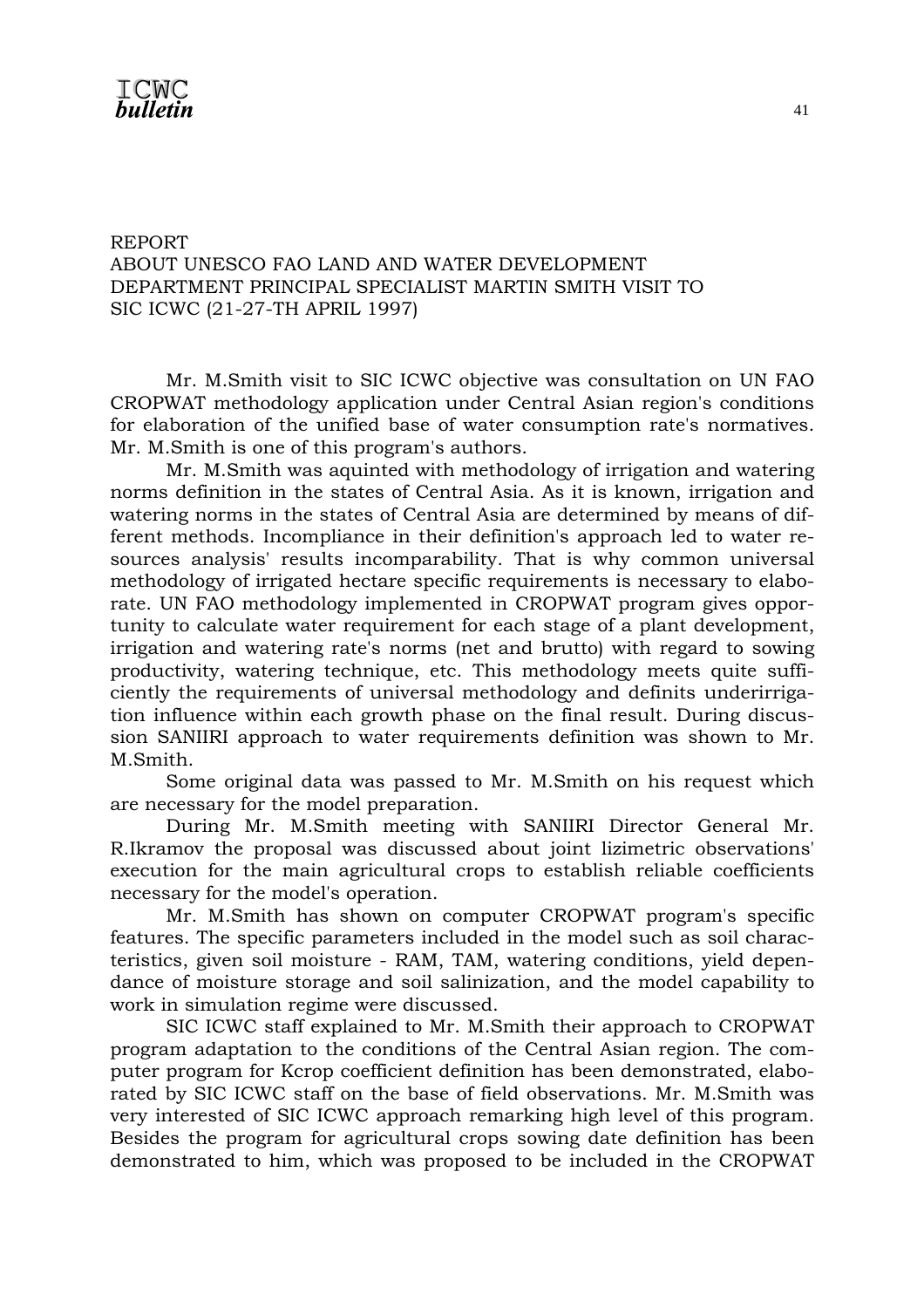# REPORT ABOUT UNESCO FAO LAND AND WATER DEVELOPMENT DEPARTMENT PRINCIPAL SPECIALIST MARTIN SMITH VISIT TO SIC ICWC (21-27-TH APRIL 1997)

Mr. M.Smith visit to SIC ICWC objective was consultation on UN FAO CROPWAT methodology application under Central Asian region's conditions for elaboration of the unified base of water consumption rate's normatives. Mr. M.Smith is one of this program's authors.

Mr. M.Smith was aquinted with methodology of irrigation and watering norms definition in the states of Central Asia. As it is known, irrigation and watering norms in the states of Central Asia are determined by means of different methods. Incompliance in their definition's approach led to water resources analysis' results incomparability. That is why common universal methodology of irrigated hectare specific requirements is necessary to elaborate. UN FAO methodology implemented in CROPWAT program gives opportunity to calculate water requirement for each stage of a plant development, irrigation and watering rate's norms (net and brutto) with regard to sowing productivity, watering technique, etc. This methodology meets quite sufficiently the requirements of universal methodology and definits underirrigation influence within each growth phase on the final result. During discussion SANIIRI approach to water requirements definition was shown to Mr. M.Smith.

Some original data was passed to Mr. M.Smith on his request which are necessary for the model preparation.

During Mr. M.Smith meeting with SANIIRI Director General Mr. R.Ikramov the proposal was discussed about joint lizimetric observations' execution for the main agricultural crops to establish reliable coefficients necessary for the model's operation.

Mr. M.Smith has shown on computer CROPWAT program's specific features. The specific parameters included in the model such as soil characteristics, given soil moisture - RAM, TAM, watering conditions, yield dependance of moisture storage and soil salinization, and the model capability to work in simulation regime were discussed.

SIC ICWC staff explained to Mr. M.Smith their approach to CROPWAT program adaptation to the conditions of the Central Asian region. The computer program for Kcrop coefficient definition has been demonstrated, elaborated by SIC ICWC staff on the base of field observations. Mr. M.Smith was very interested of SIC ICWC approach remarking high level of this program. Besides the program for agricultural crops sowing date definition has been demonstrated to him, which was proposed to be included in the CROPWAT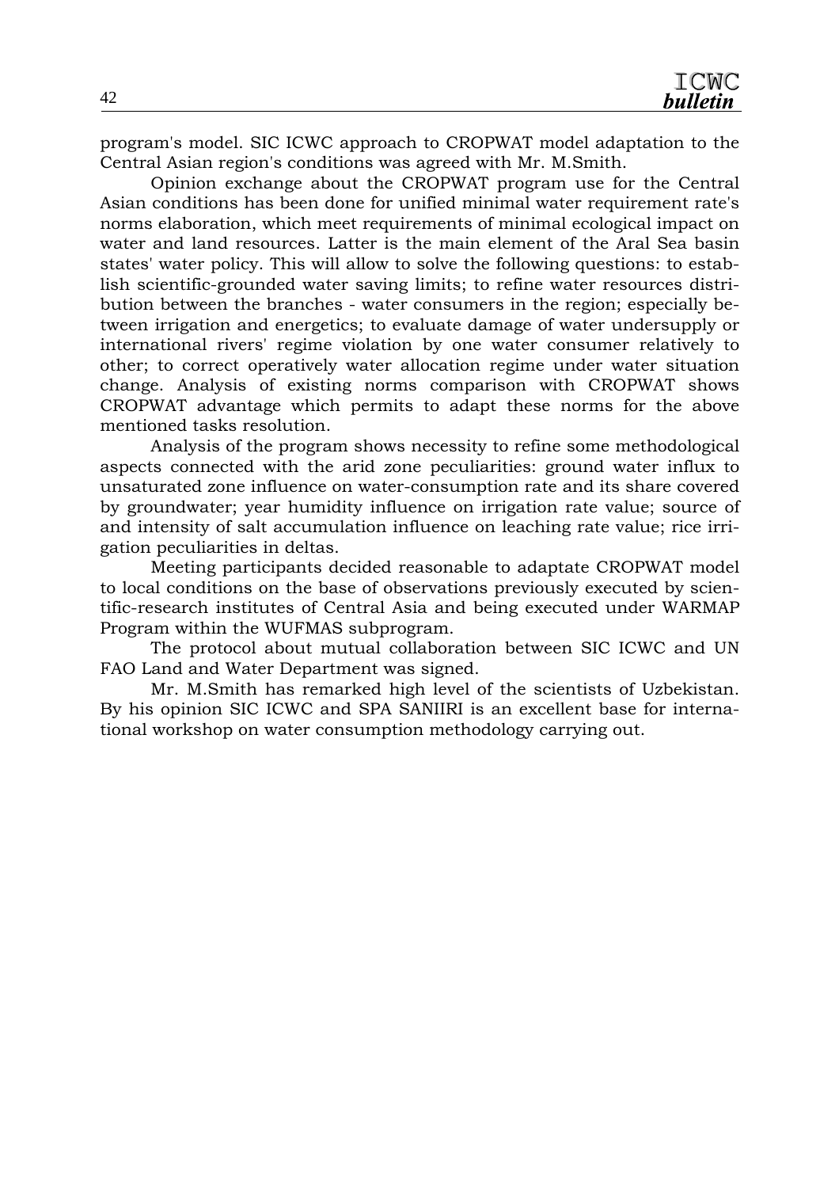program's model. SIC ICWC approach to CROPWAT model adaptation to the Central Asian region's conditions was agreed with Mr. M.Smith.

Opinion exchange about the CROPWAT program use for the Central Asian conditions has been done for unified minimal water requirement rate's norms elaboration, which meet requirements of minimal ecological impact on water and land resources. Latter is the main element of the Aral Sea basin states' water policy. This will allow to solve the following questions: to establish scientific-grounded water saving limits; to refine water resources distribution between the branches - water consumers in the region; especially between irrigation and energetics; to evaluate damage of water undersupply or international rivers' regime violation by one water consumer relatively to other; to correct operatively water allocation regime under water situation change. Analysis of existing norms comparison with CROPWAT shows CROPWAT advantage which permits to adapt these norms for the above mentioned tasks resolution.

Analysis of the program shows necessity to refine some methodological aspects connected with the arid zone peculiarities: ground water influx to unsaturated zone influence on water-consumption rate and its share covered by groundwater; year humidity influence on irrigation rate value; source of and intensity of salt accumulation influence on leaching rate value; rice irrigation peculiarities in deltas.

Meeting participants decided reasonable to adaptate CROPWAT model to local conditions on the base of observations previously executed by scientific-research institutes of Central Asia and being executed under WARMAP Program within the WUFMAS subprogram.

The protocol about mutual collaboration between SIC ICWC and UN FAO Land and Water Department was signed.

Mr. M.Smith has remarked high level of the scientists of Uzbekistan. By his opinion SIC ICWC and SPA SANIIRI is an excellent base for international workshop on water consumption methodology carrying out.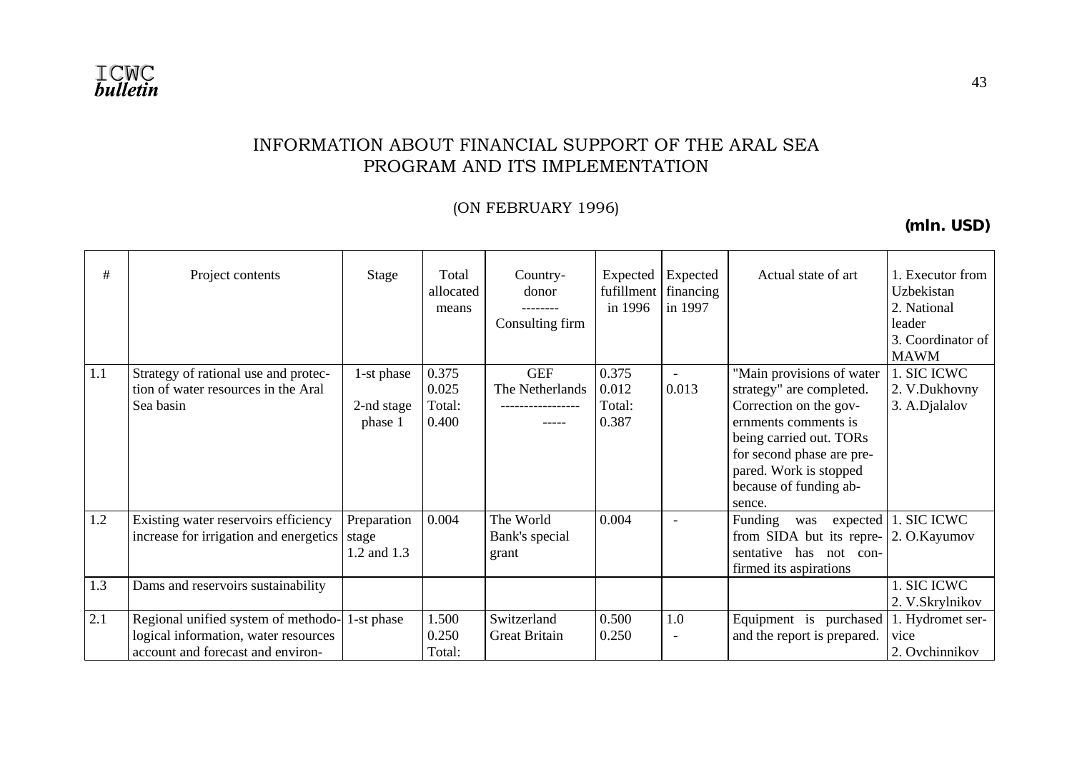# INFORMATION ABOUT FINANCIAL SUPPORT OF THE ARAL SEA PROGRAM AND ITS IMPLEMENTATION

(ON FEBRUARY 1996)

**(mln. USD)**

| # | Project contents | Stage | Total allocated means | Country-donor<br>--------<br>Consulting firm | Expected fufillment in 1996 | Expected financing in 1997 | Actual state of art | 1. Executor from Uzbekistan<br>2. National leader<br>3. Coordinator of MAWM |
|---|---|---|---|---|---|---|---|---|
| 1.1 | Strategy of rational use and protection of water resources in the Aral Sea basin | 1-st phase<br>2-nd stage phase 1 | 0.375<br>0.025<br>Total:<br>0.400 | GEF<br>The Netherlands<br>----------------<br>----- | 0.375<br>0.012<br>Total:<br>0.387 | -<br>0.013 | "Main provisions of water strategy" are completed. Correction on the governments comments is being carried out. TORs for second phase are prepared. Work is stopped because of funding absence. | 1. SIC ICWC<br>2. V.Dukhovny<br>3. A.Djalalov |
| 1.2 | Existing water reservoirs efficiency increase for irrigation and energetics | Preparation stage 1.2 and 1.3 | 0.004 | The World Bank's special grant | 0.004 | - | Funding was expected from SIDA but its representative has not confirmed its aspirations | 1. SIC ICWC<br>2. O.Kayumov |
| 1.3 | Dams and reservoirs sustainability | | | | | | | 1. SIC ICWC<br>2. V.Skrylnikov |
| 2.1 | Regional unified system of methodological information, water resources account and forecast and environ- | 1-st phase | 1.500<br>0.250<br>Total: | Switzerland<br>Great Britain | 0.500<br>0.250 | 1.0<br>- | Equipment is purchased and the report is prepared. | 1. Hydromet service<br>2. Ovchinnikov |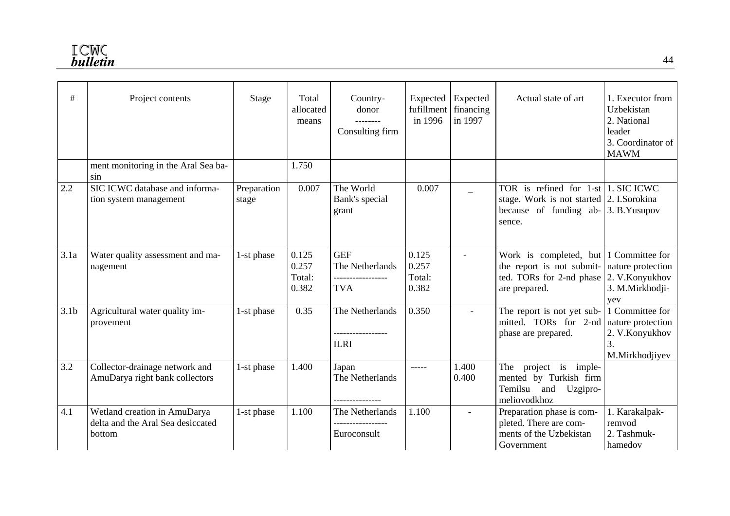| # | Project contents | Stage | Total allocated means | Country-donor<br>--------<br>Consulting firm | Expected fufillment in 1996 | Expected financing in 1997 | Actual state of art | 1. Executor from Uzbekistan<br>2. National leader<br>3. Coordinator of MAWM |
|---|---|---|---|---|---|---|---|---|
| | ment monitoring in the Aral Sea basin | | 1.750 | | | | | |
| 2.2 | SIC ICWC database and information system management | Preparation stage | 0.007 | The World Bank's special grant | 0.007 | _ | TOR is refined for 1-st stage. Work is not started because of funding absence. | 1. SIC ICWC<br>2. I.Sorokina<br>3. B.Yusupov |
| 3.1a | Water quality assessment and management | 1-st phase | 0.125<br>0.257<br>Total:<br>0.382 | GEF<br>The Netherlands<br>-----------------<br>TVA | 0.125<br>0.257<br>Total:<br>0.382 | - | Work is completed, but the report is not submitted. TORs for 2-nd phase are prepared. | 1 Committee for nature protection<br>2. V.Konyukhov<br>3. M.Mirkhodjiyev |
| 3.1b | Agricultural water quality improvement | 1-st phase | 0.35 | The Netherlands<br>-----------------<br>ILRI | 0.350 | - | The report is not yet submitted. TORs for 2-nd phase are prepared. | 1 Committee for nature protection<br>2. V.Konyukhov<br>3. M.Mirkhodjiyev |
| 3.2 | Collector-drainage network and AmuDarya right bank collectors | 1-st phase | 1.400 | Japan<br>The Netherlands<br>--------------- | ----- | 1.400<br>0.400 | The project is implemented by Turkish firm Temilsu and Uzgipromeliovodkhoz | |
| 4.1 | Wetland creation in AmuDarya delta and the Aral Sea desiccated bottom | 1-st phase | 1.100 | The Netherlands<br>-----------------<br>Euroconsult | 1.100 | - | Preparation phase is completed. There are comments of the Uzbekistan Government | 1. Karakalpakremvod<br>2. Tashmukhamedov |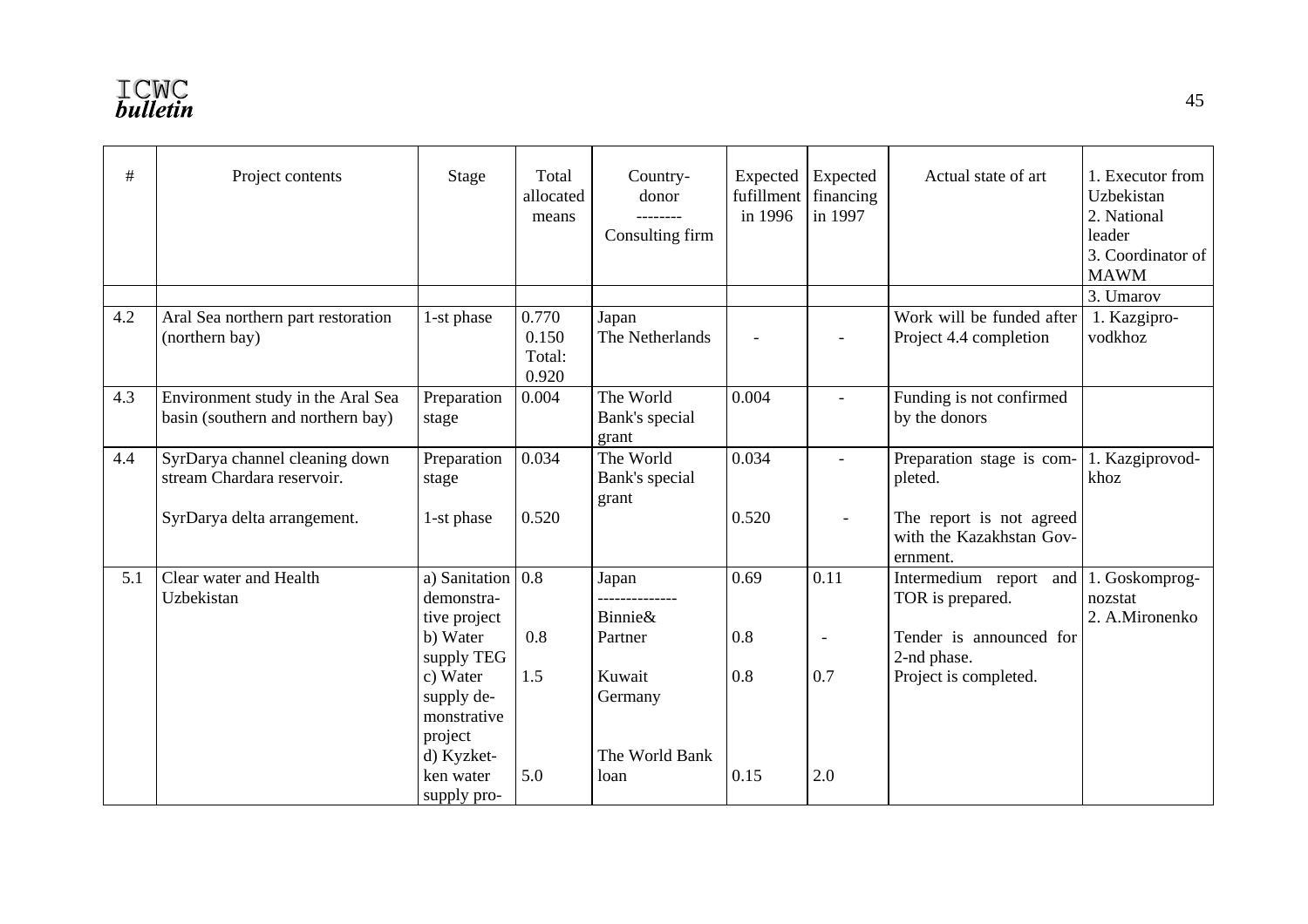| # | Project contents | Stage | Total allocated means | Country-donor<br>--------<br>Consulting firm | Expected fufillment in 1996 | Expected financing in 1997 | Actual state of art | 1. Executor from Uzbekistan<br>2. National leader<br>3. Coordinator of MAWM |
|---|---|---|---|---|---|---|---|---|
| | | | | | | | | 3. Umarov |
| 4.2 | Aral Sea northern part restoration (northern bay) | 1-st phase | 0.770<br>0.150<br>Total:<br>0.920 | Japan<br>The Netherlands | - | - | Work will be funded after Project 4.4 completion | 1. Kazgipro-vodkhoz |
| 4.3 | Environment study in the Aral Sea basin (southern and northern bay) | Preparation stage | 0.004 | The World Bank's special grant | 0.004 | - | Funding is not confirmed by the donors | |
| 4.4 | SyrDarya channel cleaning down stream Chardara reservoir.<br><br>SyrDarya delta arrangement. | Preparation stage<br><br>1-st phase | 0.034<br><br>0.520 | The World Bank's special grant | 0.034<br><br>0.520 | -<br><br>- | Preparation stage is completed.<br><br>The report is not agreed with the Kazakhstan Government. | 1. Kazgiprovod-khoz |
| 5.1 | Clear water and Health Uzbekistan | a) Sanitation demonstrative project<br>b) Water supply TEG<br>c) Water supply demonstrative project<br>d) Kyzket-ken water supply pro- | 0.8<br><br>0.8<br><br>1.5<br><br>5.0 | Japan<br>--------------<br>Binnie& Partner<br><br>Kuwait<br>Germany<br><br>The World Bank loan | 0.69<br><br>0.8<br><br>0.8<br><br>0.15 | 0.11<br><br>-<br><br>0.7<br><br>2.0 | Intermedium report and TOR is prepared.<br><br>Tender is announced for 2-nd phase.<br>Project is completed. | 1. Goskomprog-nozstat<br>2. A.Mironenko |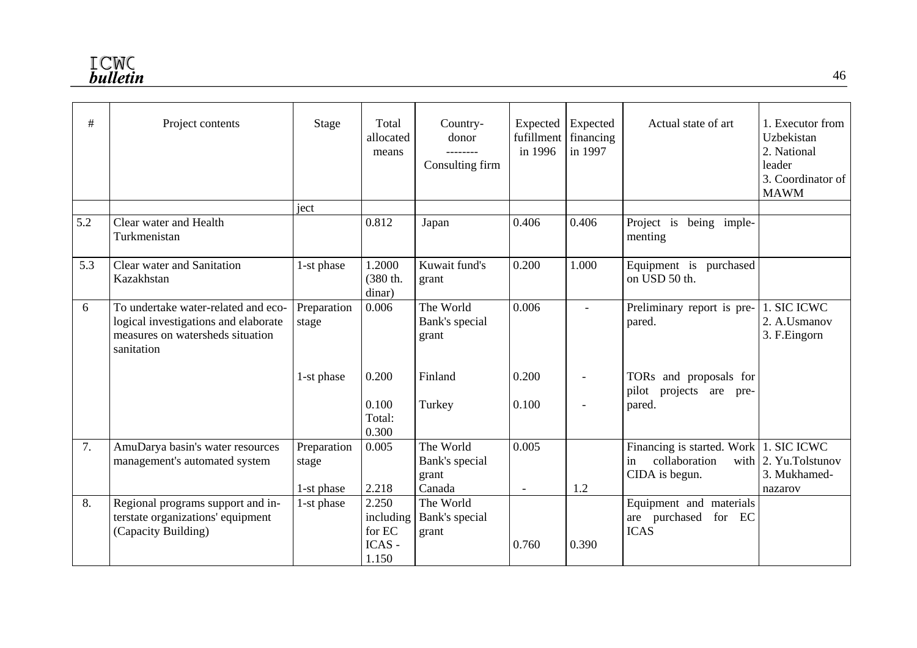| # | Project contents | Stage | Total allocated means | Country-donor<br>--------<br>Consulting firm | Expected fufillment in 1996 | Expected financing in 1997 | Actual state of art | 1. Executor from Uzbekistan<br>2. National leader<br>3. Coordinator of MAWM |
|---|---|---|---|---|---|---|---|---|
| | | ject | | | | | | |
| 5.2 | Clear water and Health Turkmenistan | | 0.812 | Japan | 0.406 | 0.406 | Project is being implementing | |
| 5.3 | Clear water and Sanitation Kazakhstan | 1-st phase | 1.2000 (380 th. dinar) | Kuwait fund's grant | 0.200 | 1.000 | Equipment is purchased on USD 50 th. | |
| 6 | To undertake water-related and ecological investigations and elaborate measures on watersheds situation sanitation | Preparation stage | 0.006 | The World Bank's special grant | 0.006 | - | Preliminary report is prepared. | 1. SIC ICWC<br>2. A.Usmanov<br>3. F.Eingorn |
| | | 1-st phase | 0.200<br><br>0.100<br>Total: 0.300 | Finland<br><br>Turkey | 0.200<br><br>0.100 | -<br><br>- | TORs and proposals for pilot projects are prepared. | |
| 7. | AmuDarya basin's water resources management's automated system | Preparation stage<br><br>1-st phase | 0.005<br><br>2.218 | The World Bank's special grant<br>Canada | 0.005<br><br>- | <br><br>1.2 | Financing is started. Work in collaboration with CIDA is begun. | 1. SIC ICWC<br>2. Yu.Tolstunov<br>3. Mukhamednazarov |
| 8. | Regional programs support and interstate organizations' equipment (Capacity Building) | 1-st phase | 2.250 including for EC ICAS - 1.150 | The World Bank's special grant | 0.760 | 0.390 | Equipment and materials are purchased for EC ICAS | |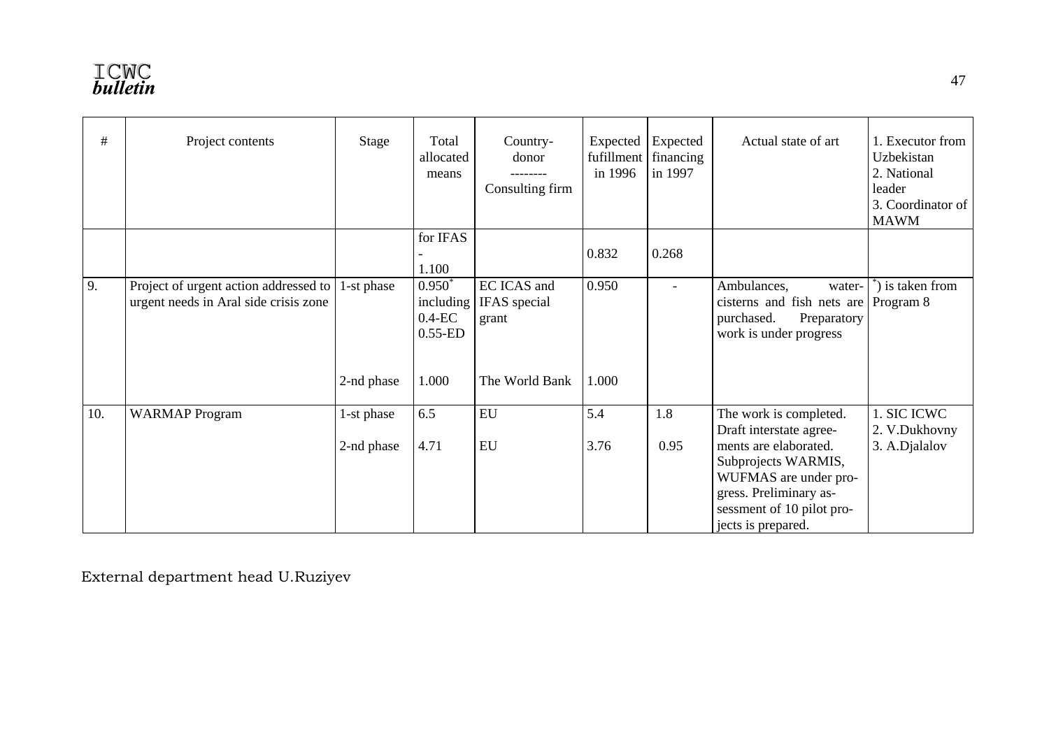| # | Project contents | Stage | Total allocated means | Country-donor<br>--------<br>Consulting firm | Expected fufillment in 1996 | Expected financing in 1997 | Actual state of art | 1. Executor from Uzbekistan<br>2. National leader<br>3. Coordinator of MAWM |
|---|---|---|---|---|---|---|---|---|
| | | | for IFAS<br>-<br>1.100 | | 0.832 | 0.268 | | |
| 9. | Project of urgent action addressed to urgent needs in Aral side crisis zone | 1-st phase | 0.950* including 0.4-EC 0.55-ED | EC ICAS and IFAS special grant | 0.950 | - | Ambulances, water-cisterns and fish nets are purchased. Preparatory work is under progress | *) is taken from Program 8 |
| | | 2-nd phase | 1.000 | The World Bank | 1.000 | | | |
| 10. | WARMAP Program | 1-st phase | 6.5 | EU | 5.4 | 1.8 | The work is completed. Draft interstate agreements are elaborated. Subprojects WARMIS, WUFMAS are under progress. Preliminary assessment of 10 pilot projects is prepared. | 1. SIC ICWC<br>2. V.Dukhovny<br>3. A.Djalalov |
| | | 2-nd phase | 4.71 | EU | 3.76 | 0.95 | | |

External department head U.Ruziyev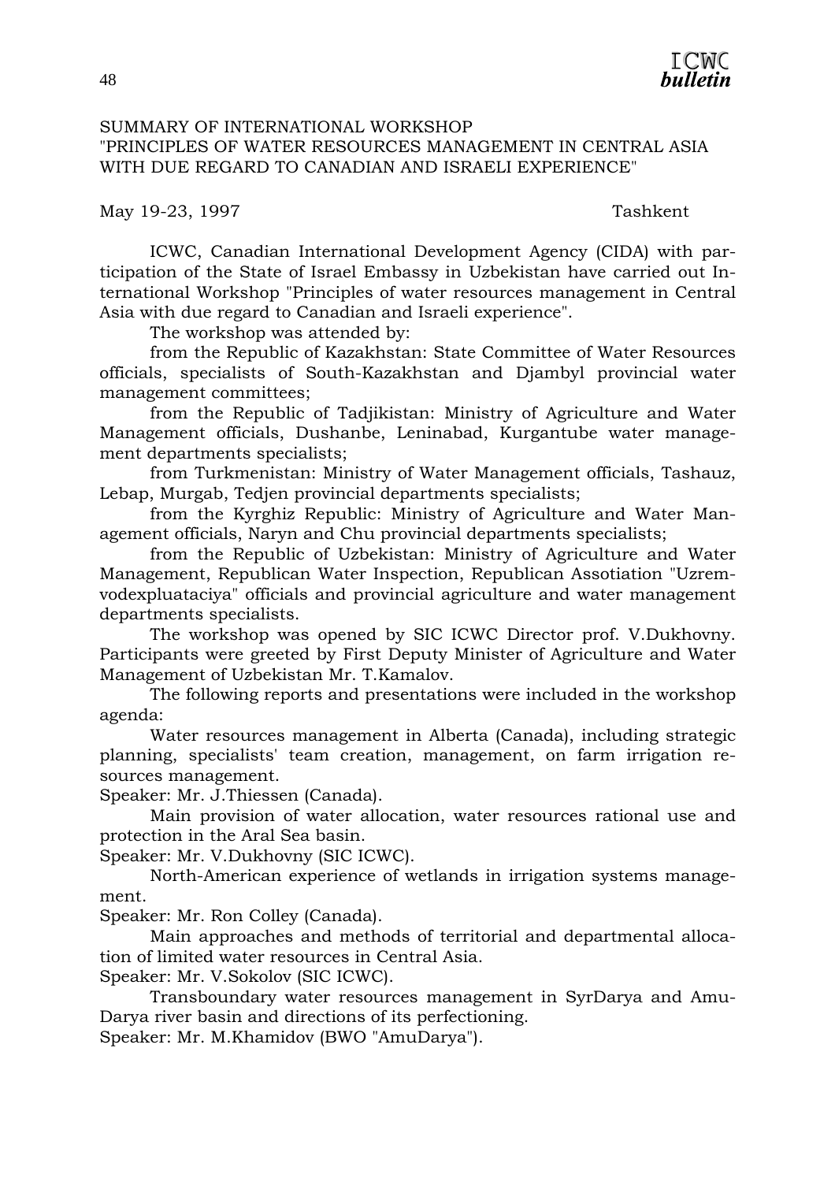## SUMMARY OF INTERNATIONAL WORKSHOP "PRINCIPLES OF WATER RESOURCES MANAGEMENT IN CENTRAL ASIA WITH DUE REGARD TO CANADIAN AND ISRAELI EXPERIENCE"

May 19-23, 1997 Tashkent

ICWC, Canadian International Development Agency (CIDA) with participation of the State of Israel Embassy in Uzbekistan have carried out International Workshop "Principles of water resources management in Central Asia with due regard to Canadian and Israeli experience".

The workshop was attended by:

from the Republic of Kazakhstan: State Committee of Water Resources officials, specialists of South-Kazakhstan and Djambyl provincial water management committees;

from the Republic of Tadjikistan: Ministry of Agriculture and Water Management officials, Dushanbe, Leninabad, Kurgantube water management departments specialists;

from Turkmenistan: Ministry of Water Management officials, Tashauz, Lebap, Murgab, Tedjen provincial departments specialists;

from the Kyrghiz Republic: Ministry of Agriculture and Water Management officials, Naryn and Chu provincial departments specialists;

from the Republic of Uzbekistan: Ministry of Agriculture and Water Management, Republican Water Inspection, Republican Assotiation "Uzremvodexpluataciya" officials and provincial agriculture and water management departments specialists.

The workshop was opened by SIC ICWC Director prof. V.Dukhovny. Participants were greeted by First Deputy Minister of Agriculture and Water Management of Uzbekistan Mr. T.Kamalov.

The following reports and presentations were included in the workshop agenda:

Water resources management in Alberta (Canada), including strategic planning, specialists' team creation, management, on farm irrigation resources management.
Speaker: Mr. J.Thiessen (Canada).

Main provision of water allocation, water resources rational use and protection in the Aral Sea basin.
Speaker: Mr. V.Dukhovny (SIC ICWC).

North-American experience of wetlands in irrigation systems management.
Speaker: Mr. Ron Colley (Canada).

Main approaches and methods of territorial and departmental allocation of limited water resources in Central Asia.
Speaker: Mr. V.Sokolov (SIC ICWC).

Transboundary water resources management in SyrDarya and AmuDarya river basin and directions of its perfectioning.
Speaker: Mr. M.Khamidov (BWO "AmuDarya").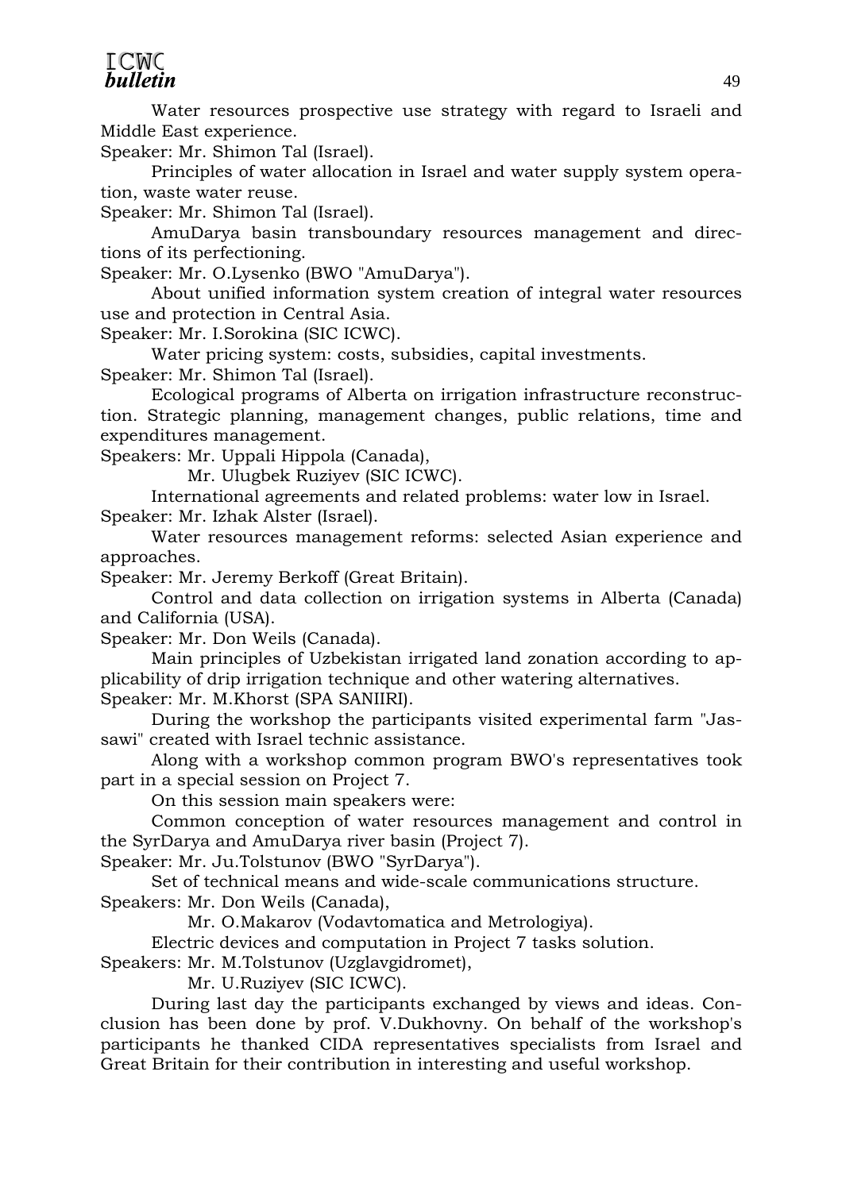Water resources prospective use strategy with regard to Israeli and Middle East experience.

Speaker: Mr. Shimon Tal (Israel).

Principles of water allocation in Israel and water supply system operation, waste water reuse.

Speaker: Mr. Shimon Tal (Israel).

AmuDarya basin transboundary resources management and directions of its perfectioning.

Speaker: Mr. O.Lysenko (BWO "AmuDarya").

About unified information system creation of integral water resources use and protection in Central Asia.

Speaker: Mr. I.Sorokina (SIC ICWC).

Water pricing system: costs, subsidies, capital investments.

Speaker: Mr. Shimon Tal (Israel).

Ecological programs of Alberta on irrigation infrastructure reconstruction. Strategic planning, management changes, public relations, time and expenditures management.

Speakers: Mr. Uppali Hippola (Canada),

Mr. Ulugbek Ruziyev (SIC ICWC).

International agreements and related problems: water low in Israel.

Speaker: Mr. Izhak Alster (Israel).

Water resources management reforms: selected Asian experience and approaches.

Speaker: Mr. Jeremy Berkoff (Great Britain).

Control and data collection on irrigation systems in Alberta (Canada) and California (USA).

Speaker: Mr. Don Weils (Canada).

Main principles of Uzbekistan irrigated land zonation according to applicability of drip irrigation technique and other watering alternatives.

Speaker: Mr. M.Khorst (SPA SANIIRI).

During the workshop the participants visited experimental farm "Jassawi" created with Israel technic assistance.

Along with a workshop common program BWO's representatives took part in a special session on Project 7.

On this session main speakers were:

Common conception of water resources management and control in the SyrDarya and AmuDarya river basin (Project 7).

Speaker: Mr. Ju.Tolstunov (BWO "SyrDarya").

Set of technical means and wide-scale communications structure.

Speakers: Mr. Don Weils (Canada),

Mr. O.Makarov (Vodavtomatica and Metrologiya).

Electric devices and computation in Project 7 tasks solution.

Speakers: Mr. M.Tolstunov (Uzglavgidromet),

Mr. U.Ruziyev (SIC ICWC).

During last day the participants exchanged by views and ideas. Conclusion has been done by prof. V.Dukhovny. On behalf of the workshop's participants he thanked CIDA representatives specialists from Israel and Great Britain for their contribution in interesting and useful workshop.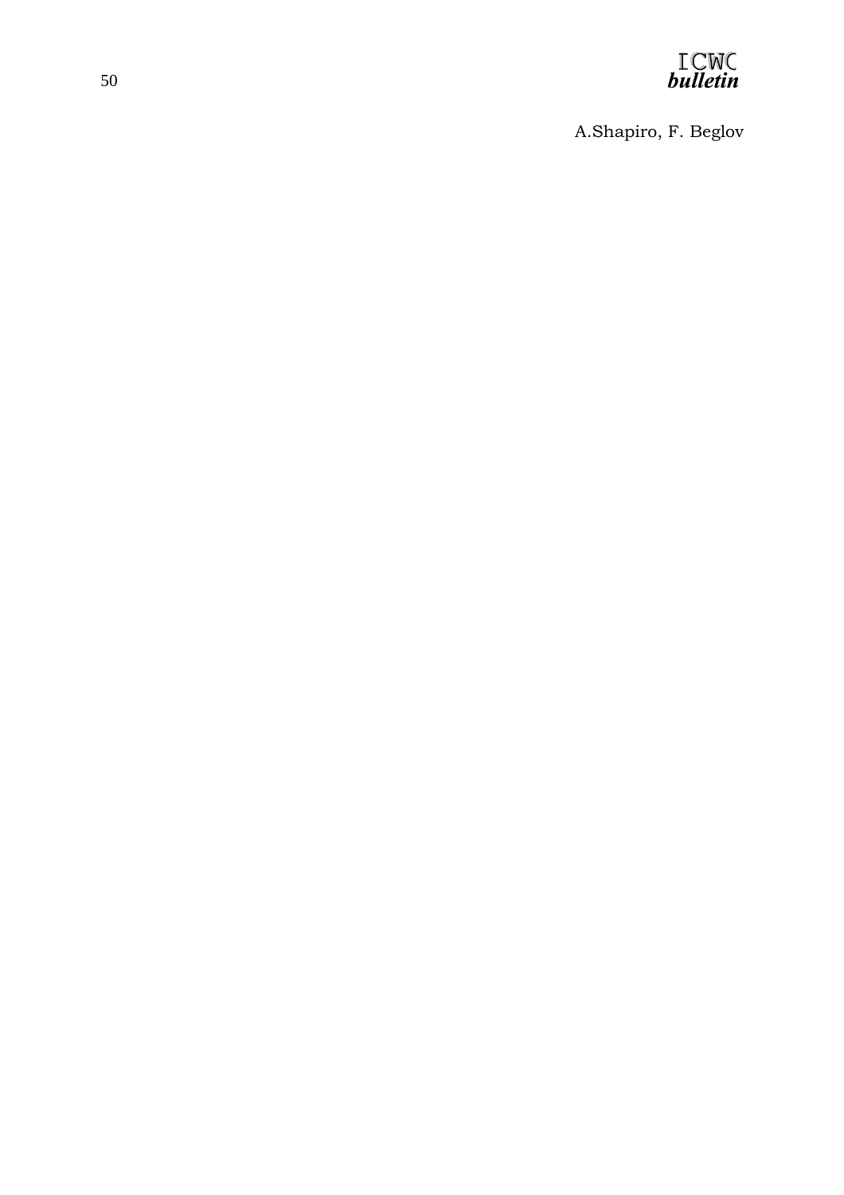A.Shapiro, F. Beglov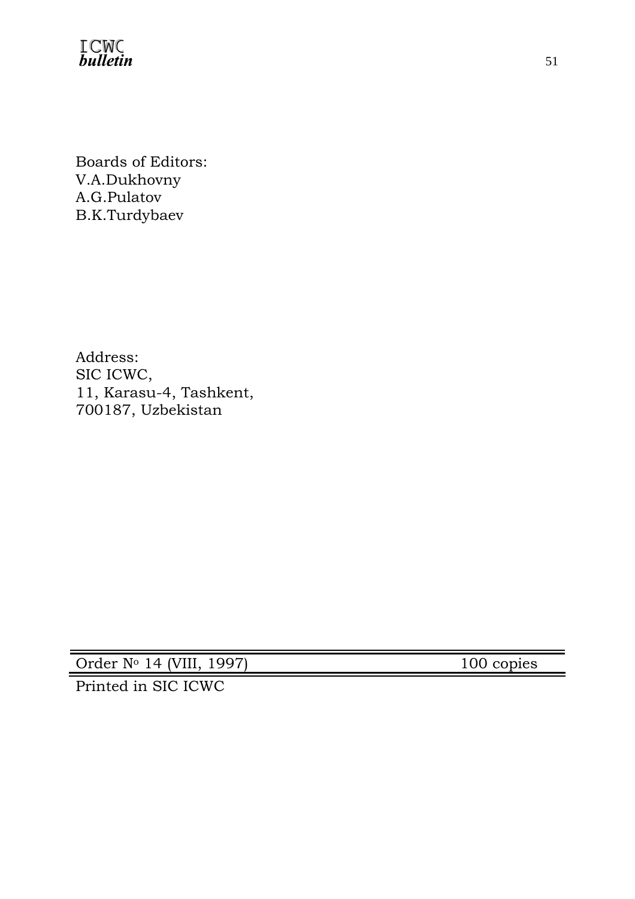Boards of Editors:
V.A.Dukhovny
A.G.Pulatov
B.K.Turdybaev

Address:
SIC ICWC,
11, Karasu-4, Tashkent,
700187, Uzbekistan

Order № 14 (VIII, 1997) 100 copies

Printed in SIC ICWC